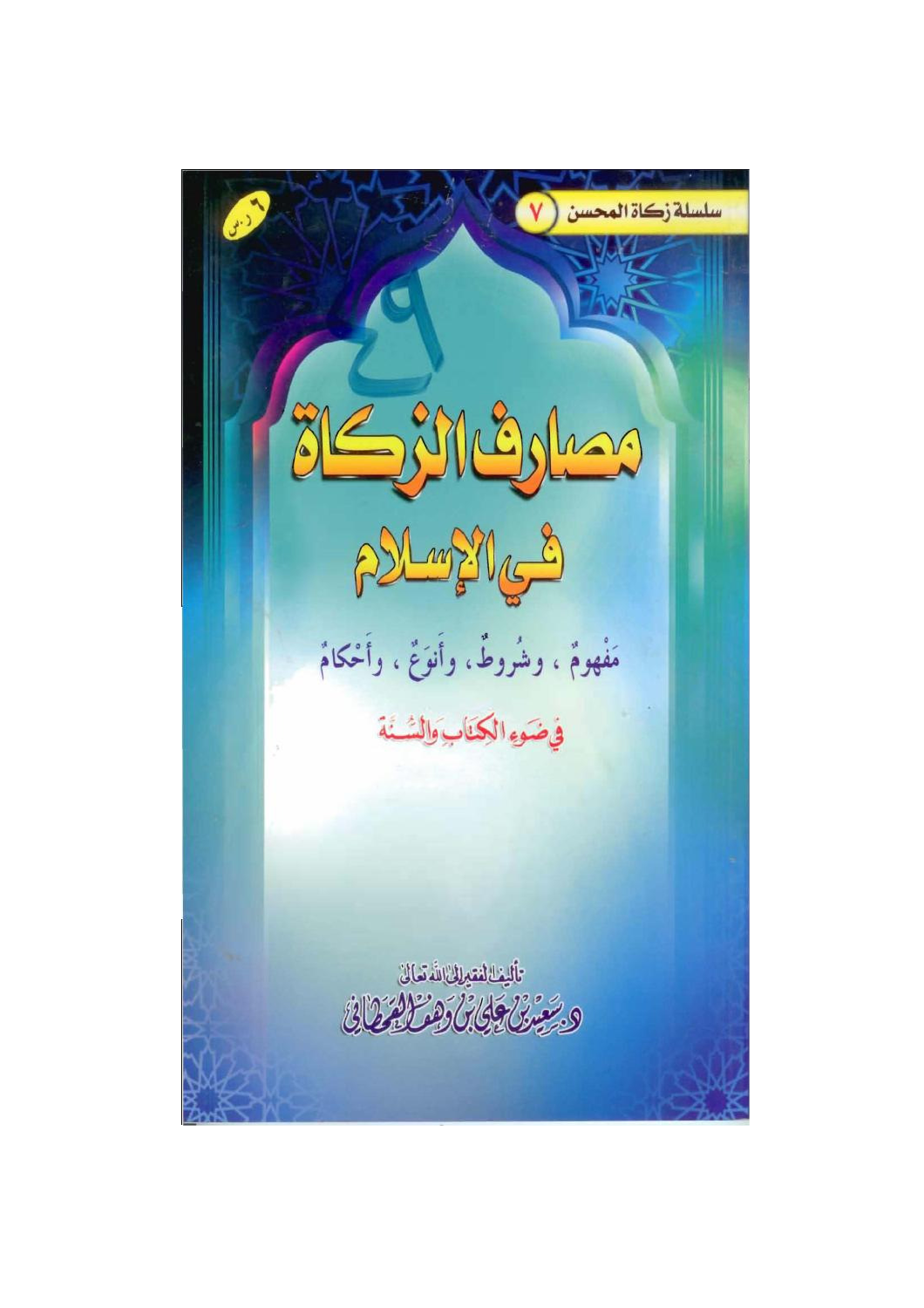سلسلة زكاة المحسن ٧

٦ ر.س

# مصارف الزكاة في الإسلام

## مَفْهومٌ ، وشُروطٌ ، وأَنوعٌ ، وأَحْكامٌ

في ضوء الكتاب والسنة

تأليف الفقير إلى الله تعالى

د. سعيد بن علي بن وهف القحطاني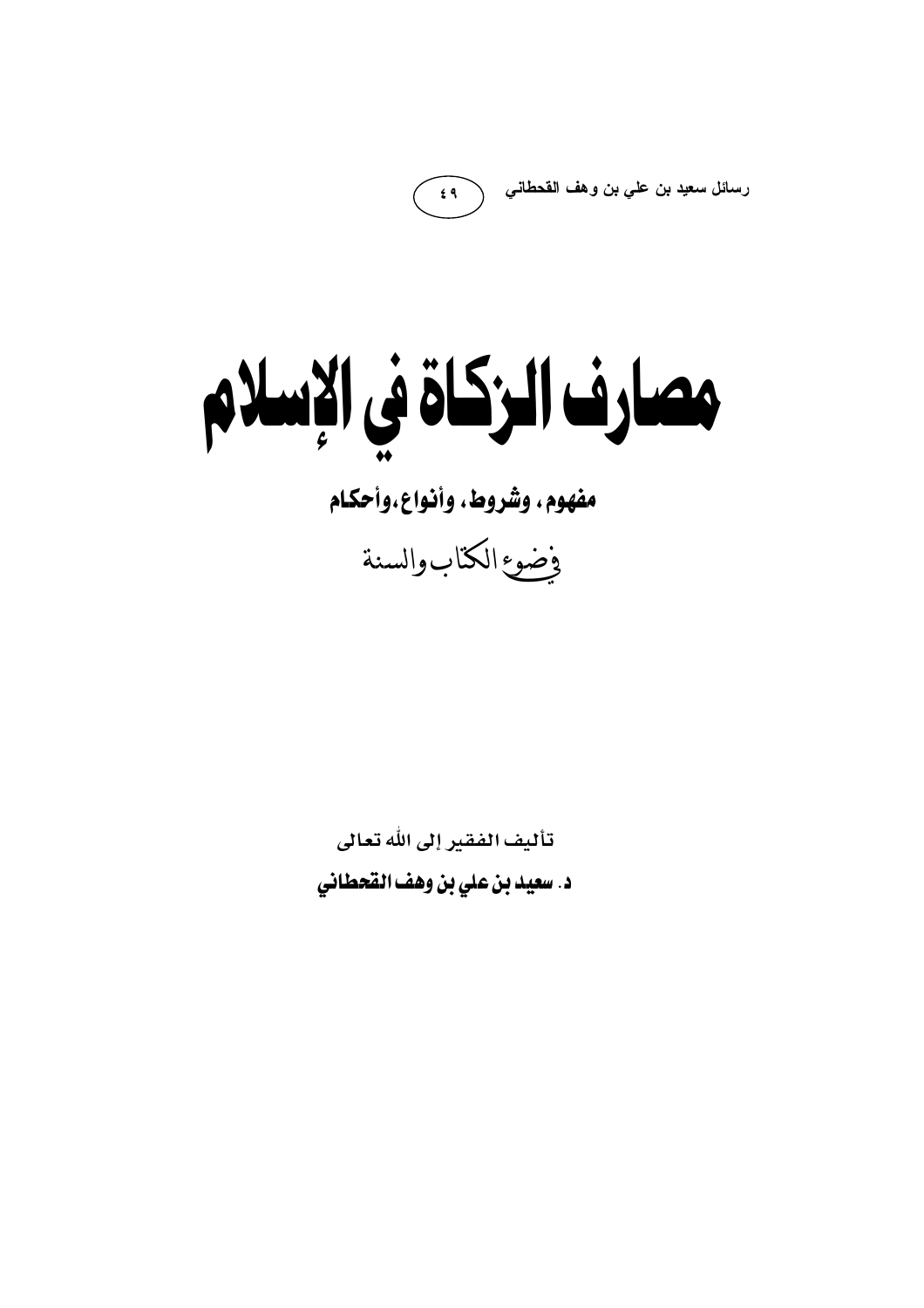رسائل سعيد بن علي بن وهف القحطاني (٤٩)

# مصارف الزكاة في الإسلام

**مفهوم، وشروط، وأنواع، وأحكام**

في ضوء الكتاب والسنة

تأليف الفقير إلى الله تعالى

**د. سعيد بن علي بن وهف القحطاني**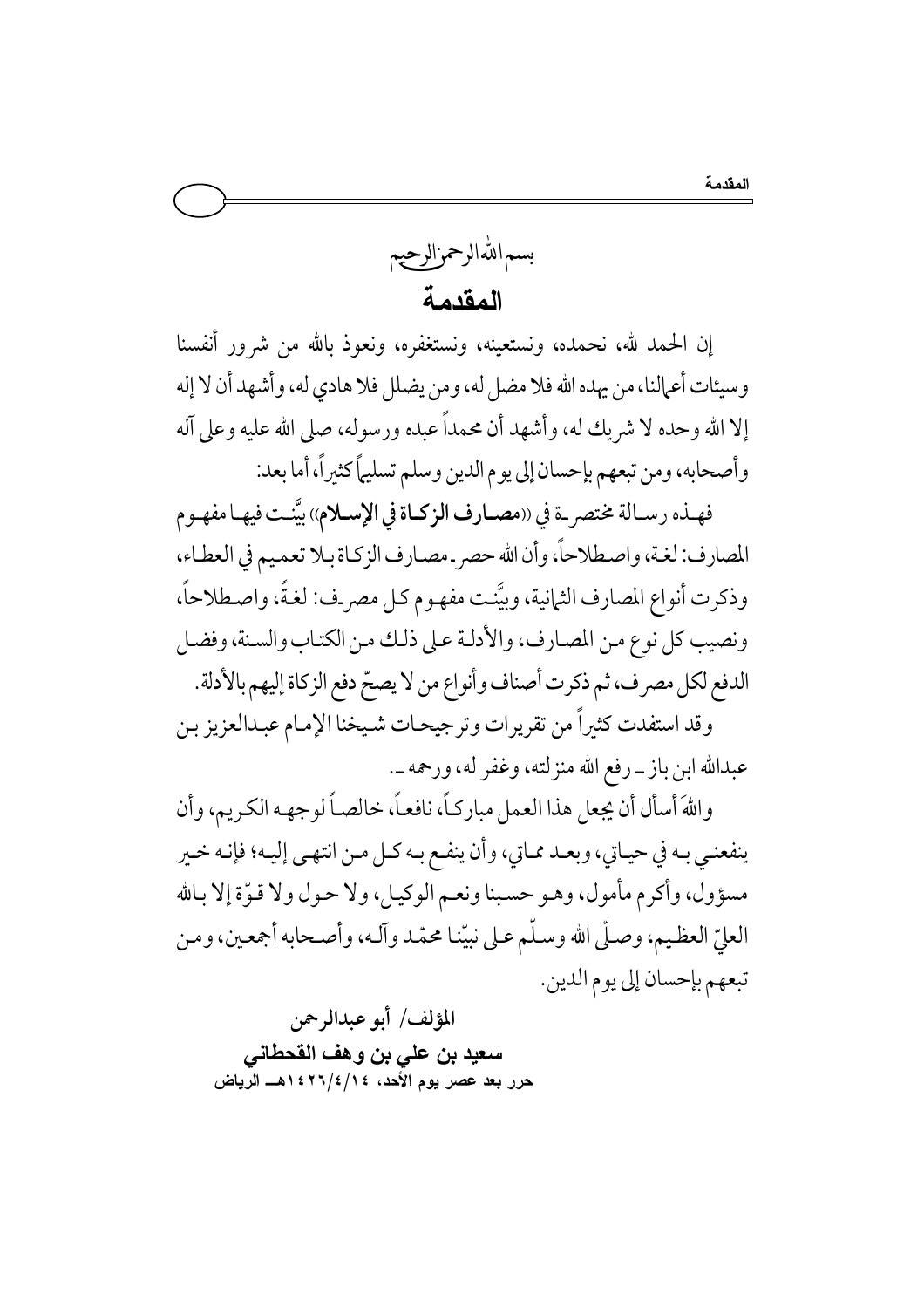بسم الله الرحمن الرحيم

# المقدمة

إن الحمد لله، نحمده، ونستعينه، ونستغفره، ونعوذ بالله من شرور أنفسنا وسيئات أعمالنا، من يهده الله فلا مضل له، ومن يضلل فلا هادي له، وأشهد أن لا إله إلا الله وحده لا شريك له، وأشهد أن محمداً عبده ورسوله، صلى الله عليه وعلى آله وأصحابه، ومن تبعهم بإحسان إلى يوم الدين وسلم تسليماً كثيراً، أما بعد:

فهذه رسالة مختصرة في «**مصارف الزكاة في الإسلام**» بيَّنت فيها مفهوم المصارف: لغة، واصطلاحاً، وأن الله حصر مصارف الزكاة بلا تعميم في العطاء، وذكرت أنواع المصارف الثمانية، وبيَّنت مفهوم كل مصرف: لغةً، واصطلاحاً، ونصيب كل نوع من المصارف، والأدلة على ذلك من الكتاب والسنة، وفضل الدفع لكل مصرف، ثم ذكرت أصناف وأنواع من لا يصحّ دفع الزكاة إليهم بالأدلة.

وقد استفدت كثيراً من تقريرات وترجيحات شيخنا الإمام عبدالعزيز بن عبدالله ابن باز ـ رفع الله منزلته، وغفر له، ورحمه ـ.

والله َأسأل أن يجعل هذا العمل مباركاً، نافعاً، خالصاً لوجهه الكريم، وأن ينفعني به في حياتي، وبعد مماتي، وأن ينفع به كل من انتهى إليه؛ فإنه خير مسؤول، وأكرم مأمول، وهو حسبنا ونعم الوكيل، ولا حول ولا قوّة إلا بالله العليّ العظيم، وصلّى الله وسلّم على نبيّنا محمّد وآله، وأصحابه أجمعين، ومن تبعهم بإحسان إلى يوم الدين.

المؤلف/ أبو عبدالرحمن

**سعيد بن علي بن وهف القحطاني**

**حرر بعد عصر يوم الأحد، ١٤/٤/١٤٢٦هـ الرياض**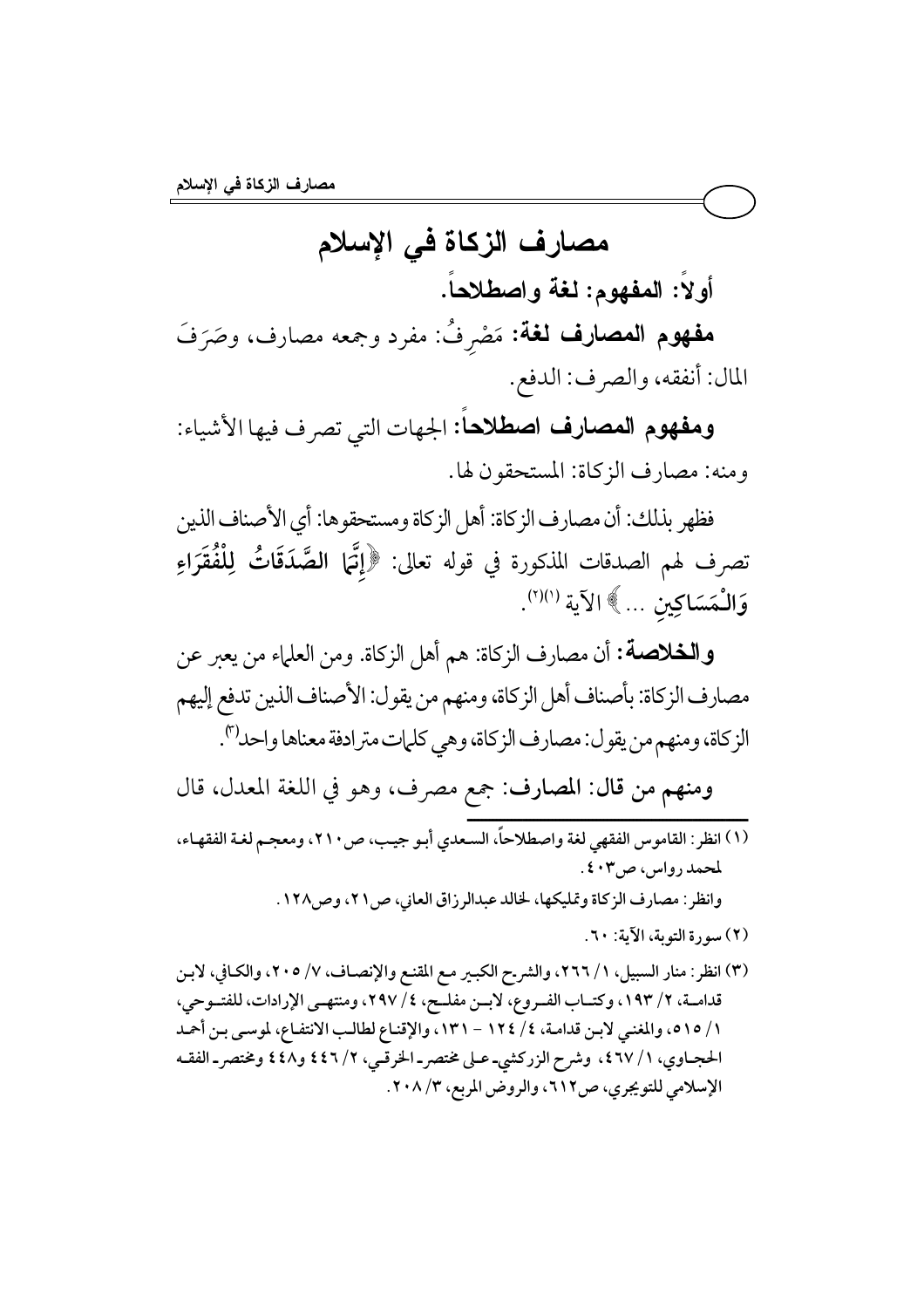# مصارف الزكاة في الإسلام

## أولاً: المفهوم: لغة واصطلاحاً.

**مفهوم المصارف لغة:** مَصْرِفُ: مفرد وجمعه مصارف، وصَرَفَ المال: أنفقه، والصرف: الدفع.

**ومفهوم المصارف اصطلاحاً:** الجهات التي تصرف فيها الأشياء: ومنه: مصارف الزكاة: المستحقون لها.

فظهر بذلك: أن مصارف الزكاة: أهل الزكاة ومستحقوها: أي الأصناف الذين تصرف لهم الصدقات المذكورة في قوله تعالى: ﴿**إِنَّمَا الصَّدَقَاتُ لِلْفُقَرَاءِ وَالْمَسَاكِينِ** ...﴾ الآية [1][2].

**والخلاصة:** أن مصارف الزكاة: هم أهل الزكاة. ومن العلماء من يعبر عن مصارف الزكاة: بأصناف أهل الزكاة، ومنهم من يقول: الأصناف الذين تدفع إليهم الزكاة، ومنهم من يقول: مصارف الزكاة، وهي كلمات مترادفة معناها واحد[3].

ومنهم من قال: **المصارف:** جمع مصرف، وهو في اللغة المعدل، قال

---

(١) انظر: القاموس الفقهي لغة واصطلاحاً، السعدي أبو جيب، ص٢١٠، ومعجم لغة الفقهاء، لمحمد رواس، ص٤٠٣.

وانظر: مصارف الزكاة وتمليكها، لخالد عبدالرزاق العاني، ص٢١، وص١٢٨.

(٢) سورة التوبة، الآية: ٦٠.

(٣) انظر: منار السبيل، ١/ ٢٦٦، والشرح الكبير مع المقنع والإنصاف، ٧/ ٢٠٥، والكافي، لابن قدامة، ٢/ ١٩٣، وكتاب الفروع، لابن مفلح، ٤/ ٢٩٧، ومنتهى الإرادات، للفتوحي، ١/ ٥١٥، والمغني لابن قدامة، ٤/ ١٢٤ - ١٣١، والإقناع لطالب الانتفاع، لموسى بن أحمد الحجاوي، ١/ ٤٦٧، وشرح الزركشي على مختصر الخرقي، ٢/ ٤٤٦ و٤٤٨ ومختصر الفقه الإسلامي للتويجري، ص٦١٢، والروض المربع، ٣/ ٢٠٨.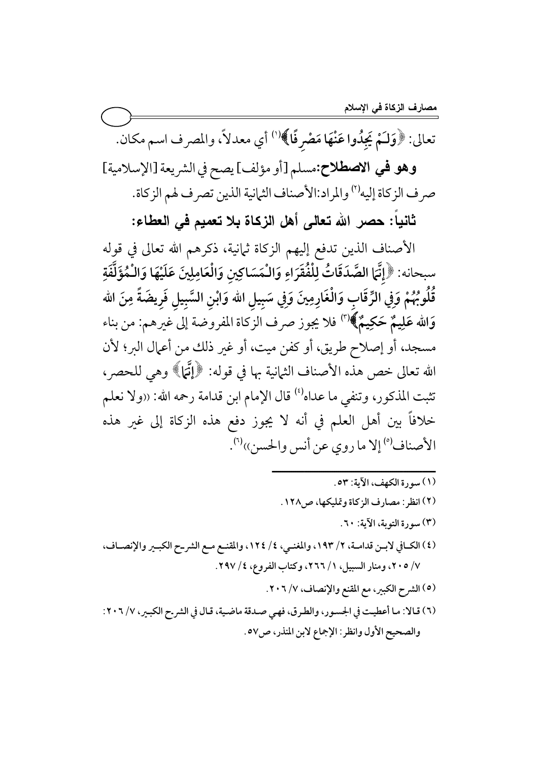تعالى: ﴿وَلَمْ يَجِدُوا عَنْهَا مَصْرِفًا﴾[1] أي معدلاً، والمصرف اسم مكان.

**وهو في الاصطلاح:** مسلم [أو مؤلف] يصح في الشريعة [الإسلامية] صرف الزكاة إليه[2] والمراد: الأصناف الثمانية الذين تصرف لهم الزكاة.

## ثانياً: حصر الله تعالى أهل الزكاة بلا تعميم في العطاء:

الأصناف الذين تدفع إليهم الزكاة ثمانية، ذكرهم الله تعالى في قوله سبحانه: ﴿**إِنَّمَا الصَّدَقَاتُ لِلْفُقَرَاءِ وَالْمَسَاكِينِ وَالْعَامِلِينَ عَلَيْهَا وَالْمُؤَلَّفَةِ قُلُوبُهُمْ وَفِي الرِّقَابِ وَالْغَارِمِينَ وَفِي سَبِيلِ اللهِ وَابْنِ السَّبِيلِ فَرِيضَةً مِنَ اللهِ وَاللهُ عَلِيمٌ حَكِيمٌ**﴾[3] فلا يجوز صرف الزكاة المفروضة إلى غيرهم: من بناء مسجد، أو إصلاح طريق، أو كفن ميت، أو غير ذلك من أعمال البر؛ لأن الله تعالى خص هذه الأصناف الثمانية بها في قوله: ﴿إِنَّمَا﴾ وهي للحصر، تثبت المذكور، وتنفي ما عداه[4] قال الإمام ابن قدامة رحمه الله: ((ولا نعلم خلافاً بين أهل العلم في أنه لا يجوز دفع هذه الزكاة إلى غير هذه الأصناف[5] إلا ما روي عن أنس والحسن))[6].

---

(١) سورة الكهف، الآية: ٥٣.

(٢) انظر: مصارف الزكاة وتمليكها، ص١٢٨.

(٣) سورة التوبة، الآية: ٦٠.

(٤) الكافي لابن قدامة، ٢/ ١٩٣، والمغني، ٤/ ١٢٤، والمقنع مع الشرح الكبير والإنصاف، ٧/ ٢٠٥، ومنار السبيل، ١/ ٢٦٦، وكتاب الفروع، ٤/ ٢٩٧.

(٥) الشرح الكبير، مع المقنع والإنصاف، ٧/ ٢٠٦.

(٦) قالا: ما أعطيت في الجسور، والطرق، فهي صدقة ماضية، قال في الشرح الكبير، ٧/ ٢٠٦: والصحيح الأول وانظر: الإجماع لابن المنذر، ص٥٧.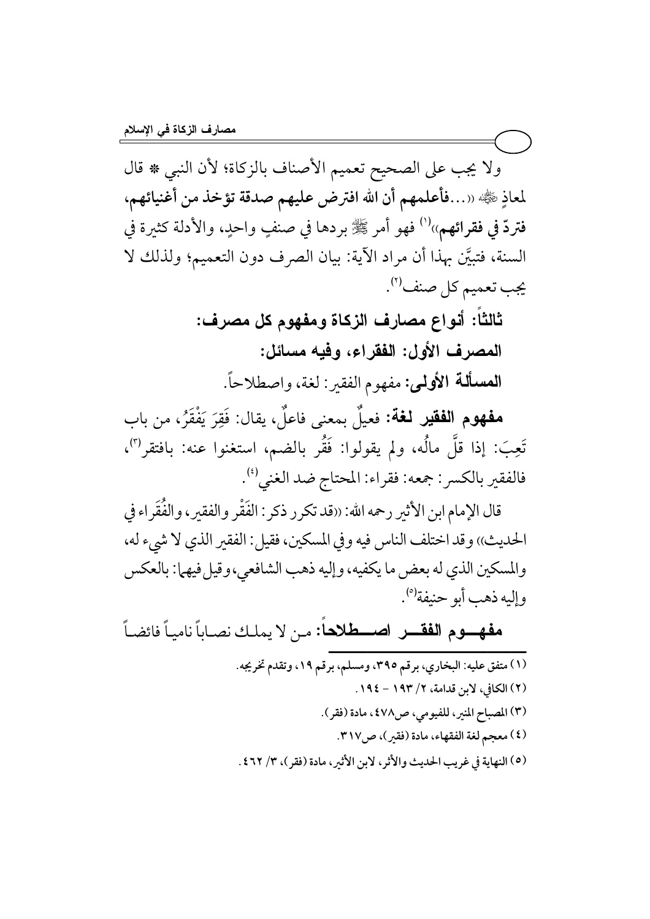ولا يجب على الصحيح تعميم الأصناف بالزكاة؛ لأن النبي ﷺ قال لمعاذ رضي الله عنه: «...**فأعلمهم أن الله افترض عليهم صدقة تؤخذ من أغنيائهم، فتردّ في فقرائهم**»[1] فهو أمر ﷺ بردها في صنفٍ واحدٍ، والأدلة كثيرة في السنة، فتبيَّن بهذا أن مراد الآية: بيان الصرف دون التعميم؛ ولذلك لا يجب تعميم كل صنف[2].

**ثالثاً: أنواع مصارف الزكاة ومفهوم كل مصرف:**

**المصرف الأول: الفقراء، وفيه مسائل:**

**المسألة الأولى:** مفهوم الفقير: لغة، واصطلاحاً.

**مفهوم الفقير لغة:** فعيلٌ بمعنى فاعلٌ، يقال: فَقِرَ يَفْقَرُ، من باب تَعِبَ: إذا قلَّ مالُه، ولم يقولوا: فَقُر بالضم، استغنوا عنه: بافتقر[3]، فالفقير بالكسر: جمعه: فقراء: المحتاج ضد الغني[4].

قال الإمام ابن الأثير رحمه الله: «قد تكرر ذكر: الفَقْر والفقير، والفُقَراء في الحديث» وقد اختلف الناس فيه وفي المسكين، فقيل: الفقير الذي لا شيء له، والمسكين الذي له بعض ما يكفيه، وإليه ذهب الشافعي، وقيل فيهما: بالعكس وإليه ذهب أبو حنيفة[5].

**مفهوم الفقر اصطلاحاً:** من لا يملك نصاباً نامياً فائضاً

---

(١) متفق عليه: البخاري، برقم ٣٩٥، ومسلم، برقم ١٩، وتقدم تخريجه.

(٢) الكافي، لابن قدامة، ٢/ ١٩٣ – ١٩٤.

(٣) المصباح المنير، للفيومي، ص٤٧٨، مادة (فقر).

(٤) معجم لغة الفقهاء، مادة (فقير)، ص٣١٧.

(٥) النهاية في غريب الحديث والأثر، لابن الأثير، مادة (فقر)، ٣/ ٤٦٢.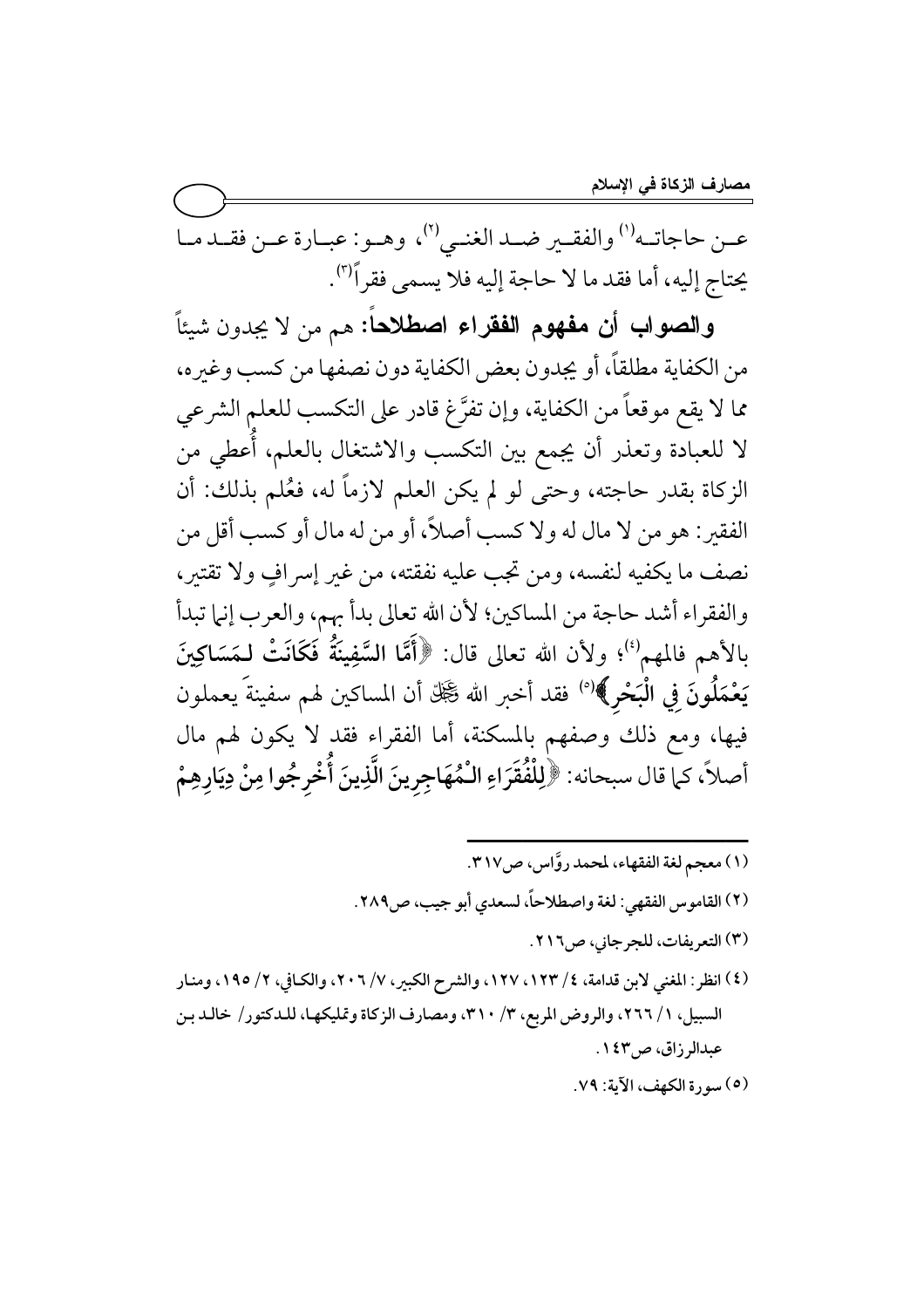عـن حاجاتـه[1] والفقـير ضـد الغنـي[2]، وهـو: عبـارة عـن فقـد مـا يحتاج إليه، أما فقد ما لا حاجة إليه فلا يسمى فقراً[3].

**والصواب أن مفهوم الفقراء اصطلاحاً:** هم من لا يجدون شيئاً من الكفاية مطلقاً، أو يجدون بعض الكفاية دون نصفها من كسب وغيره، مما لا يقع موقعاً من الكفاية، وإن تفرَّغ قادر على التكسب للعلم الشرعي لا للعبادة وتعذر أن يجمع بين التكسب والاشتغال بالعلم، أُعطي من الزكاة بقدر حاجته، وحتى لو لم يكن العلم لازماً له، فعُلم بذلك: أن الفقير: هو من لا مال له ولا كسب أصلاً، أو من له مال أو كسب أقل من نصف ما يكفيه لنفسه، ومن تجب عليه نفقته، من غير إسرافٍ ولا تقتير، والفقراء أشد حاجة من المساكين؛ لأن الله تعالى بدأ بهم، والعرب إنما تبدأ بالأهم فالمهم[4]؛ ولأن الله تعالى قال: ﴿أَمَّا السَّفِينَةُ فَكَانَتْ لِمَسَاكِينَ يَعْمَلُونَ فِي الْبَحْرِ﴾[5] فقد أخبر الله ﷻ أن المساكين لهم سفينةَ يعملون فيها، ومع ذلك وصفهم بالمسكنة، أما الفقراء فقد لا يكون لهم مال أصلاً، كما قال سبحانه: ﴿لِلْفُقَرَاءِ الْمُهَاجِرِينَ الَّذِينَ أُخْرِجُوا مِنْ دِيَارِهِمْ

---

(١) معجم لغة الفقهاء، لمحمد روَّاس، ص٣١٧.

(٢) القاموس الفقهي: لغة واصطلاحاً، لسعدي أبو جيب، ص٢٨٩.

(٣) التعريفات، للجرجاني، ص٢١٦.

(٤) انظر: المغني لابن قدامة، ٤/ ١٢٣، ١٢٧، والشرح الكبير، ٧/ ٢٠٦، والكافي، ٢/ ١٩٥، ومنار السبيل، ١/ ٢٦٦، والروض المربع، ٣/ ٣١٠، ومصارف الزكاة وتمليكها، للدكتور/ خالد بن عبدالرزاق، ص١٤٣.

(٥) سورة الكهف، الآية: ٧٩.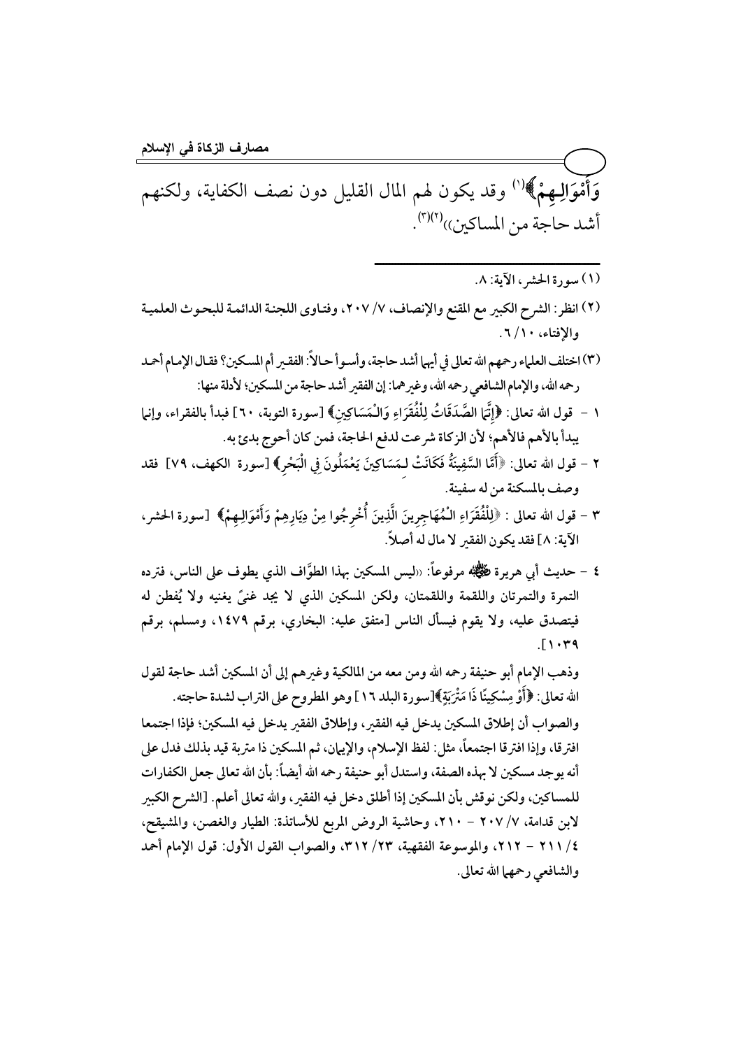وَأَمْوَالِهِمْ﴾[1] وقد يكون لهم المال القليل دون نصف الكفاية، ولكنهم أشد حاجة من المساكين))[2][3].

---

(١) سورة الحشر، الآية: ٨.

(٢) انظر: الشرح الكبير مع المقنع والإنصاف، ٧/ ٢٠٧، وفتاوى اللجنة الدائمة للبحوث العلمية والإفتاء، ١٠/ ٦.

(٣) اختلف العلماء رحمهم الله تعالى في أيها أشد حاجة، وأسوأ حالاً: الفقير أم المسكين؟ فقال الإمام أحمد رحمه الله، والإمام الشافعي رحمه الله، وغيرهما: إن الفقير أشد حاجة من المسكين؛ لأدلة منها:

١ - قول الله تعالى: ﴿إِنَّمَا الصَّدَقَاتُ لِلْفُقَرَاءِ وَالْمَسَاكِينِ﴾ [سورة التوبة، ٦٠] فبدأ بالفقراء، وإنما يبدأ بالأهم فالأهم؛ لأن الزكاة شرعت لدفع الحاجة، فمن كان أحوج بدئ به.

٢ - قول الله تعالى: ﴿أَمَّا السَّفِينَةُ فَكَانَتْ لِمَسَاكِينَ يَعْمَلُونَ فِي الْبَحْرِ﴾ [سورة الكهف، ٧٩] فقد وصف بالمسكنة من له سفينة.

٣ - قول الله تعالى: ﴿لِلْفُقَرَاءِ الْمُهَاجِرِينَ الَّذِينَ أُخْرِجُوا مِنْ دِيَارِهِمْ وَأَمْوَالِهِمْ﴾ [سورة الحشر، الآية: ٨] فقد يكون الفقير لا مال له أصلاً.

٤ - حديث أبي هريرة ﷺ مرفوعاً: ((ليس المسكين بهذا الطوَّاف الذي يطوف على الناس، فترده التمرة والتمرتان واللقمة واللقمتان، ولكن المسكين الذي لا يجد غنىً يغنيه ولا يُفطن له فيتصدق عليه، ولا يقوم فيسأل الناس [متفق عليه: البخاري، برقم ١٤٧٩، ومسلم، برقم ١٠٣٩].

وذهب الإمام أبو حنيفة رحمه الله ومن معه من المالكية وغيرهم إلى أن المسكين أشد حاجة لقول الله تعالى: ﴿أَوْ مِسْكِينًا ذَا مَتْرَبَةٍ﴾[سورة البلد ١٦] وهو المطروح على التراب لشدة حاجته.

والصواب أن إطلاق المسكين يدخل فيه الفقير، وإطلاق الفقير يدخل فيه المسكين؛ فإذا اجتمعا افترقا، وإذا افترقا اجتمعاً، مثل: لفظ الإسلام، والإيمان، ثم المسكين ذا متربة قيد بذلك فدل على أنه يوجد مسكين لا بهذه الصفة، واستدل أبو حنيفة رحمه الله أيضاً: بأن الله تعالى جعل الكفارات للمساكين، ولكن نوقش بأن المسكين إذا أطلق دخل فيه الفقير، والله تعالى أعلم. [الشرح الكبير لابن قدامة، ٧/ ٢٠٧ - ٢١٠، وحاشية الروض المربع للأساتذة: الطيار والغصن، والمشيقح، ٤/ ٢١١ - ٢١٢، والموسوعة الفقهية، ٢٣/ ٣١٢، والصواب القول الأول: قول الإمام أحمد والشافعي رحمها الله تعالى.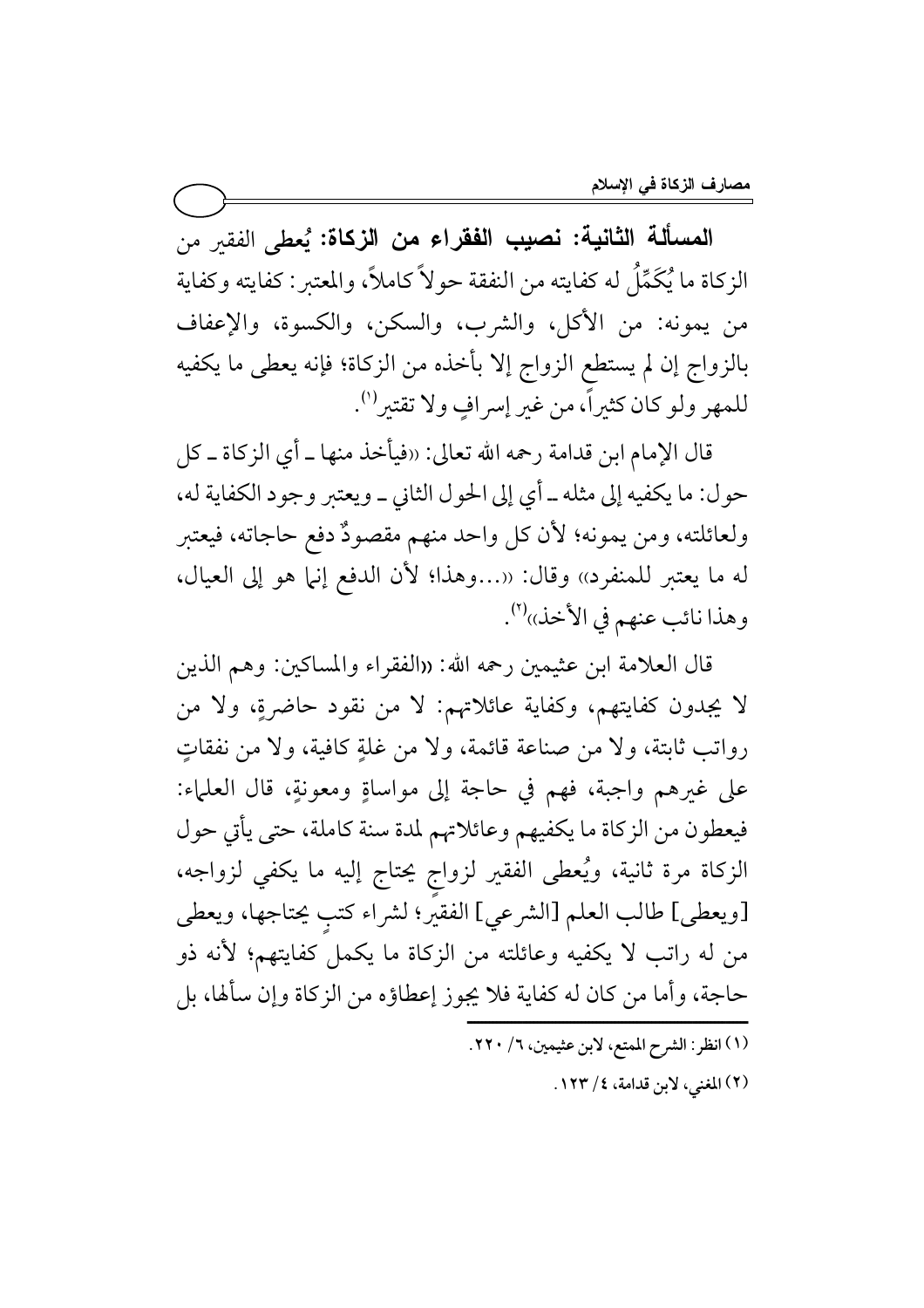**المسألة الثانية: نصيب الفقراء من الزكاة: يُعطى** الفقير من الزكاة ما يُكَمِّلُ له كفايته من النفقة حولاً كاملاً، والمعتبر: كفايته وكفاية من يمونه: من الأكل، والشرب، والسكن، والكسوة، والإعفاف بالزواج إن لم يستطع الزواج إلا بأخذه من الزكاة؛ فإنه يعطى ما يكفيه للمهر ولو كان كثيراً، من غير إسرافٍ ولا تقتير[1].

قال الإمام ابن قدامة رحمه الله تعالى: «فيأخذ منها ـ أي الزكاة ـ كل حول: ما يكفيه إلى مثله ـ أي إلى الحول الثاني ـ ويعتبر وجود الكفاية له، ولعائلته، ومن يمونه؛ لأن كل واحد منهم مقصودٌ دفع حاجاته، فيعتبر له ما يعتبر للمنفرد» وقال: «...وهذا؛ لأن الدفع إنما هو إلى العيال، وهذا نائب عنهم في الأخذ»[2].

قال العلامة ابن عثيمين رحمه الله: «الفقراء والمساكين: وهم الذين لا يجدون كفايتهم، وكفاية عائلاتهم: لا من نقود حاضرةٍ، ولا من رواتب ثابتة، ولا من صناعة قائمة، ولا من غلةٍ كافية، ولا من نفقاتٍ على غيرهم واجبة، فهم في حاجة إلى مواساةٍ ومعونةٍ، قال العلماء: فيعطون من الزكاة ما يكفيهم وعائلاتهم لمدة سنة كاملة، حتى يأتي حول الزكاة مرة ثانية، ويُعطى الفقير لزواجٍ يحتاج إليه ما يكفي لزواجه، [ويعطى] طالب العلم [الشرعي] الفقير؛ لشراء كتبٍ يحتاجها، ويعطى من له راتب لا يكفيه وعائلته من الزكاة ما يكمل كفايتهم؛ لأنه ذو حاجة، وأما من كان له كفاية فلا يجوز إعطاؤه من الزكاة وإن سألها، بل

---

(١) انظر: الشرح الممتع، لابن عثيمين، ٦/ ٢٢٠.

(٢) المغني، لابن قدامة، ٤/ ١٢٣.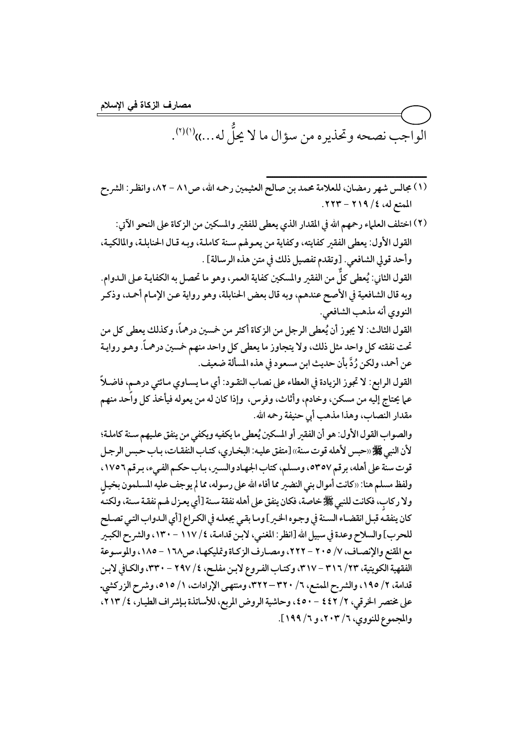الواجب نصحه وتحذيره من سؤال ما لا يحلُّ له...»[1][2].

---

(١) مجالس شهر رمضان، للعلامة محمد بن صالح العثيمين رحمه الله، ص٨١ – ٨٢، وانظر: الشرح الممتع له، ٤/ ٢١٩ – ٢٢٣.

(٢) اختلف العلماء رحمهم الله في المقدار الذي يعطى للفقير والمسكين من الزكاة على النحو الآتي:

القول الأول: يعطى الفقير كفايته، وكفاية من يعولهم سنة كاملة، وبه قال الحنابلة، والمالكية، وأحد قولي الشافعي. [وتقدم تفصيل ذلك في متن هذه الرسالة].

القول الثاني: يُعطى كلٌّ من الفقير والمسكين كفاية العمر، وهو ما تحصل به الكفاية على الدوام. وبه قال الشافعية في الأصح عندهم، وبه قال بعض الحنابلة، وهو رواية عن الإمام أحمد، وذكر النووي أنه مذهب الشافعي.

القول الثالث: لا يجوز أن يُعطى الرجل من الزكاة أكثر من خمسين درهماً، وكذلك يعطى كل من تحت نفقته كل واحد مثل ذلك، ولا يتجاوز ما يعطى كل واحد منهم خمسين درهماً. وهو رواية عن أحمد، ولكن رُدَّ بأن حديث ابن مسعود في هذه المسألة ضعيف.

القول الرابع: لا تجوز الزيادة في العطاء على نصاب النقود: أي ما يساوي مائتي درهم، فاضلاً عما يحتاج إليه من مسكن، وخادم، وأثاث، وفرس، وإذا كان له من يعوله فيأخذ كل واحد منهم مقدار النصاب، وهذا مذهب أبي حنيفة رحمه الله.

والصواب القول الأول: هو أن الفقير أو المسكين يُعطى ما يكفيه ويكفي من ينفق عليهم سنة كاملة؛ لأن النبي ﷺ «حبس لأهله قوت سنة» [متفق عليه: البخاري، كتاب النفقات، باب حبس الرجل قوت سنة على أهله، برقم ٥٣٥٧، ومسلم، كتاب الجهاد والسير، باب حكم الفيء، برقم ١٧٥٦، ولفظ مسلم هنا: «كانت أموال بني النضير مما أفاء الله على رسوله، مما لم يوجف عليه المسلمون بخيل ولا ركاب، فكانت للنبي ﷺ خاصة، فكان ينفق على أهله نفقة سنة [أي يعزل لهم نفقة سنة، ولكنه كان ينفقه قبل انقضاء السنة في وجوه الخير] وما بقي يجعله في الكراع [أي الدواب التي تصلح للحرب] والسلاح وعدة في سبيل الله [انظر: المغني، لابن قدامة، ٤/ ١١٧ – ١٣٠، والشرح الكبير مع المقنع والإنصاف، ٧/ ٢٠٥ – ٢٢٢، ومصارف الزكاة وتمليكها، ص١٦٨ – ١٨٥، والموسوعة الفقهية الكويتية، ٢٣/ ٣١٦ – ٣١٧، وكتاب الفروع لابن مفلح، ٤/ ٢٩٧ – ٣٣٠، والكافي لابن قدامة، ٢/ ١٩٥، والشرح الممتع، ٦/ ٣٢٠ – ٣٢٢، ومنتهى الإرادات، ١/ ٥١٥، وشرح الزركشي على مختصر الخرقي، ٢/ ٤٤٢ – ٤٥٠، وحاشية الروض المربع، للأساتذة بإشراف الطيار، ٤/ ٢١٣، والمجموع للنووي، ٦/ ٢٠٣، و٦/ ١٩٩].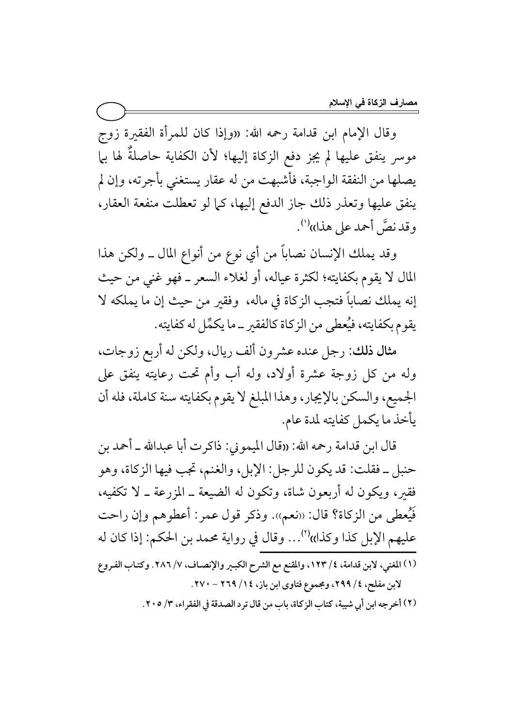وقال الإمام ابن قدامة رحمه الله: «وإذا كان للمرأة الفقيرة زوج موسر ينفق عليها لم يجز دفع الزكاة إليها؛ لأن الكفاية حاصلةٌ لها بما يصلها من النفقة الواجبة، فأشبهت من له عقار يستغني بأجرته، وإن لم ينفق عليها وتعذر ذلك جاز الدفع إليها، كما لو تعطلت منفعة العقار، وقد نصَّ أحمد على هذا»[1].

وقد يملك الإنسان نصاباً من أي نوع من أنواع المال ـ ولكن هذا المال لا يقوم بكفايته؛ لكثرة عياله، أو لغلاء السعر ـ فهو غني من حيث إنه يملك نصاباً فتجب الزكاة في ماله، وفقير من حيث إن ما يملكه لا يقوم بكفايته، فيُعطى من الزكاة كالفقير ـ ما يكمِّل له كفايته.

**مثال ذلك**: رجل عنده عشرون ألف ريال، ولكن له أربع زوجات، وله من كل زوجة عشرة أولاد، وله أب وأم تحت رعايته ينفق على الجميع، والسكن بالإيجار، وهذا المبلغ لا يقوم بكفايته سنة كاملة، فله أن يأخذ ما يكمل كفايته لمدة عام.

قال ابن قدامة رحمه الله: «قال الميموني: ذاكرت أبا عبدالله ـ أحمد بن حنبل ـ فقلت: قد يكون للرجل: الإبل، والغنم، تجب فيها الزكاة، وهو فقير، ويكون له أربعون شاة، وتكون له الضيعة ـ المزرعة ـ لا تكفيه، فَيُعطى من الزكاة؟ قال: «نعم». وذكر قول عمر: أعطوهم وإن راحت عليهم الإبل كذا وكذا»[2]... وقال في رواية محمد بن الحكم: إذا كان له

---

(1) المغني، لابن قدامة، ٤/ ١٢٣، والمقنع مع الشرح الكبير والإنصاف، ٧/ ٢٨٦. وكتاب الفروع لابن مفلح، ٤/ ٢٩٩، ومجموع فتاوى ابن باز، ١٤/ ٢٦٩ – ٢٧٠.

(٢) أخرجه ابن أبي شيبة، كتاب الزكاة، باب من قال ترد الصدقة في الفقراء، ٣/ ٢٠٥.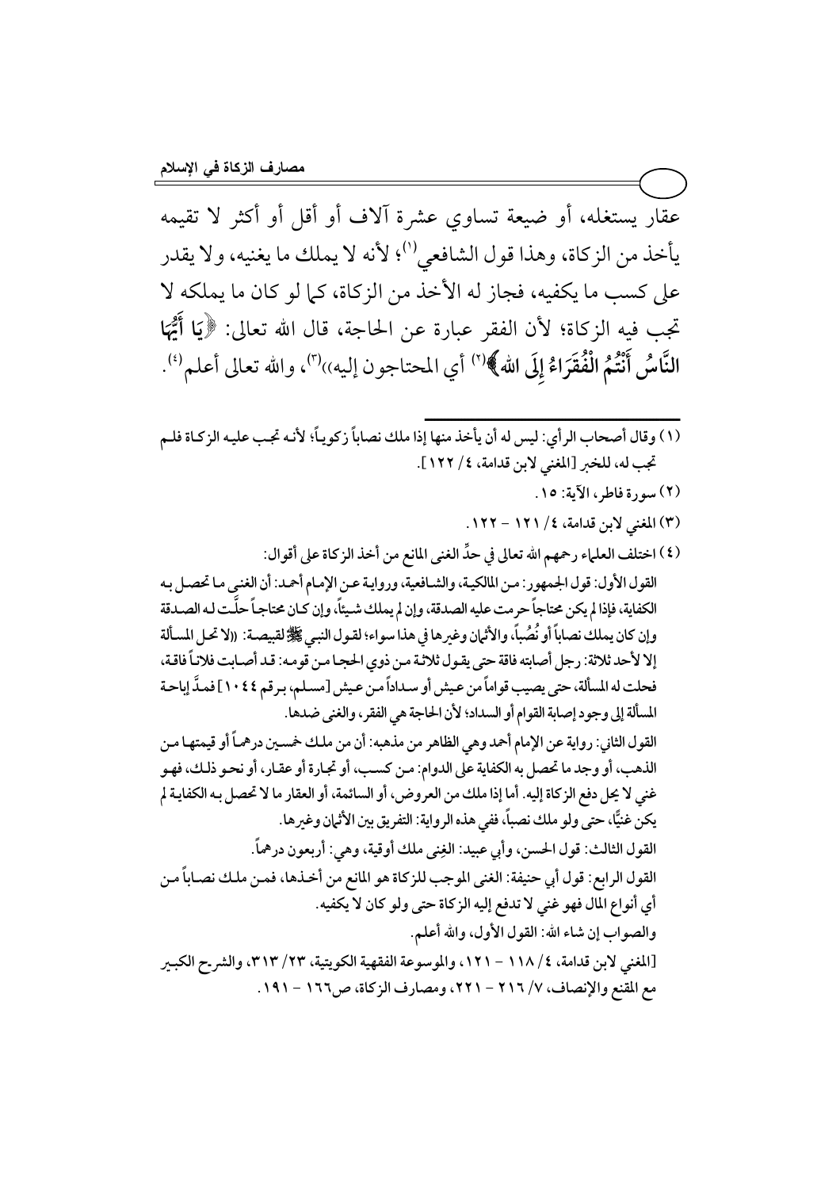عقار يستغله، أو ضيعة تساوي عشرة آلاف أو أقل أو أكثر لا تقيمه يأخذ من الزكاة، وهذا قول الشافعي[1]؛ لأنه لا يملك ما يغنيه، ولا يقدر على كسب ما يكفيه، فجاز له الأخذ من الزكاة، كما لو كان ما يملكه لا تجب فيه الزكاة؛ لأن الفقر عبارة عن الحاجة، قال الله تعالى: ﴿**يَا أَيُّهَا النَّاسُ أَنْتُمُ الْفُقَرَاءُ إِلَى الله**﴾[2] أي المحتاجون إليه))[3]، والله تعالى أعلم[4].

---

(١) وقال أصحاب الرأي: ليس له أن يأخذ منها إذا ملك نصاباً زكوياً؛ لأنه تجب عليه الزكاة فلم تجب له، للخبر [المغني لابن قدامة، ٤/ ١٢٢].

(٢) سورة فاطر، الآية: ١٥.

(٣) المغني لابن قدامة، ٤/ ١٢١ – ١٢٢.

(٤) اختلف العلماء رحمهم الله تعالى في حدِّ الغنى المانع من أخذ الزكاة على أقوال:

القول الأول: قول الجمهور: من المالكية، والشافعية، ورواية عن الإمام أحمد: أن الغنى ما تحصل به الكفاية، فإذا لم يكن محتاجاً حرمت عليه الصدقة، وإن لم يملك شيئاً، وإن كان محتاجاً حلَّت له الصدقة وإن كان يملك نصاباً أو نُصُباً، والأثمان وغيرها في هذا سواء؛ لقول النبي ﷺ لقبيصة: ((لا تحل المسألة إلا لأحد ثلاثة: رجل أصابته فاقة حتى يقول ثلاثة من ذوي الحجا من قومه: قد أصابت فلاناً فاقة، فحلت له المسألة، حتى يصيب قواماً من عيش أو سداداً من عيش [مسلم، برقم ١٠٤٤] فمدَّ إباحة المسألة إلى وجود إصابة القوام أو السداد؛ لأن الحاجة هي الفقر، والغنى ضدها.

القول الثاني: رواية عن الإمام أحمد وهي الظاهر من مذهبه: أن من ملك خمسين درهماً أو قيمتها من الذهب، أو وجد ما تحصل به الكفاية على الدوام: من كسب، أو تجارة أو عقار، أو نحو ذلك، فهو غني لا يحل دفع الزكاة إليه. أما إذا ملك من العروض، أو السائمة، أو العقار ما لا تحصل به الكفاية لم يكن غنيًّا، حتى ولو ملك نصباً، ففي هذه الرواية: التفريق بين الأثمان وغيرها.

القول الثالث: قول الحسن، وأبي عبيد: الغِنى ملك أوقية، وهي: أربعون درهماً.

القول الرابع: قول أبي حنيفة: الغنى الموجب للزكاة هو المانع من أخذها، فمن ملك نصاباً من أي أنواع المال فهو غني لا تدفع إليه الزكاة حتى ولو كان لا يكفيه.

والصواب إن شاء الله: القول الأول، والله أعلم.

[المغني لابن قدامة، ٤/ ١١٨ – ١٢١، والموسوعة الفقهية الكويتية، ٢٣/ ٣١٣، والشرح الكبير مع المقنع والإنصاف، ٧/ ٢١٦ – ٢٢١، ومصارف الزكاة، ص١٦٦ – ١٩١.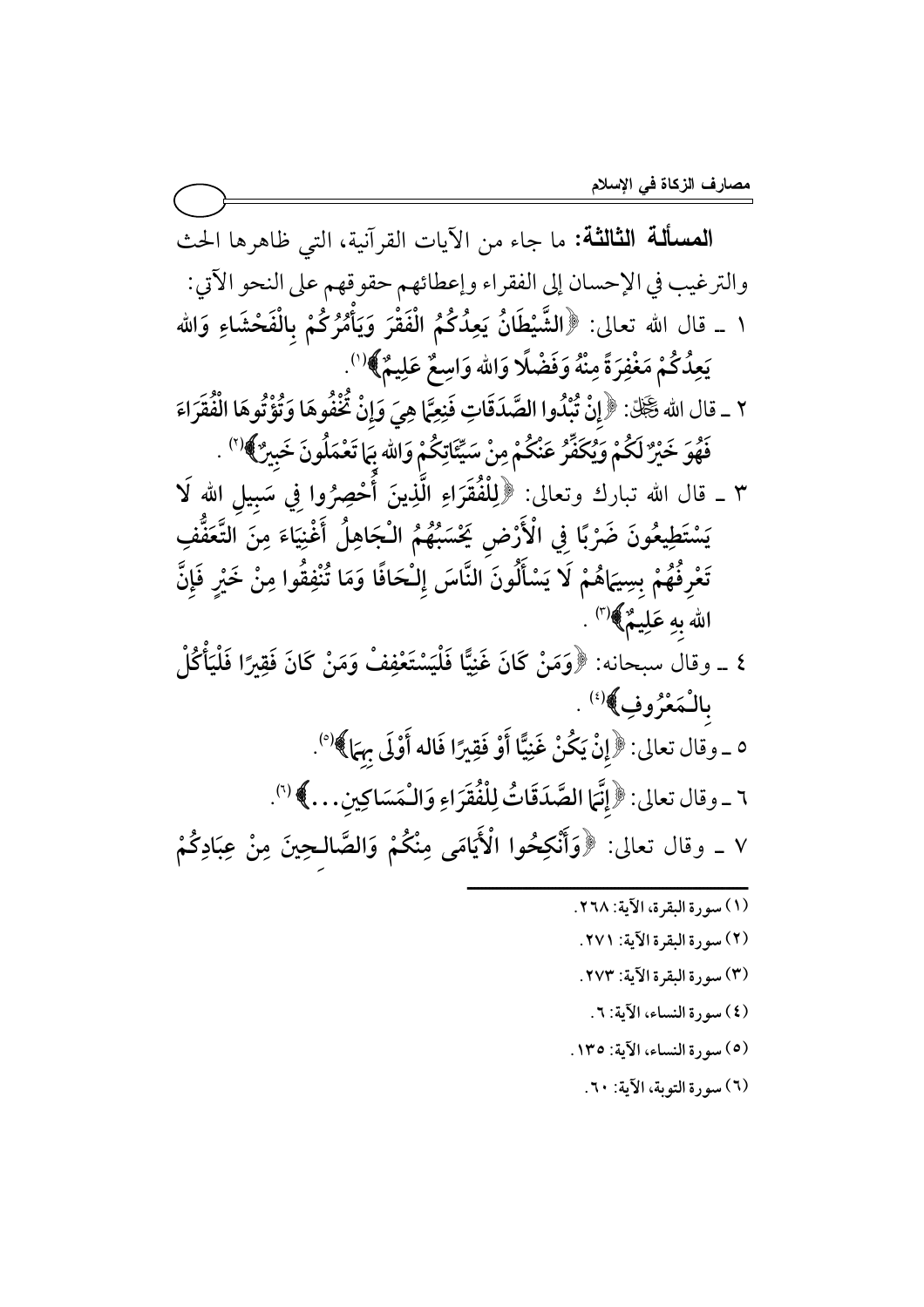**المسألة الثالثة:** ما جاء من الآيات القرآنية، التي ظاهرها الحث والترغيب في الإحسان إلى الفقراء وإعطائهم حقوقهم على النحو الآتي:

١ ـ قال الله تعالى: ﴿الشَّيْطَانُ يَعِدُكُمُ الْفَقْرَ وَيَأْمُرُكُمْ بِالْفَحْشَاءِ وَالله يَعِدُكُمْ مَغْفِرَةً مِنْهُ وَفَضْلًا وَالله وَاسِعٌ عَلِيمٌ﴾[1].

٢ ـ قال الله ﷻ: ﴿إِنْ تُبْدُوا الصَّدَقَاتِ فَنِعِمَّا هِيَ وَإِنْ تُخْفُوهَا وَتُؤْتُوهَا الْفُقَرَاءَ فَهُوَ خَيْرٌ لَكُمْ وَيُكَفِّرُ عَنْكُمْ مِنْ سَيِّئَاتِكُمْ وَالله بِمَا تَعْمَلُونَ خَبِيرٌ﴾[2].

٣ ـ قال الله تبارك وتعالى: ﴿لِلْفُقَرَاءِ الَّذِينَ أُحْصِرُوا فِي سَبِيلِ الله لَا يَسْتَطِيعُونَ ضَرْبًا فِي الْأَرْضِ يَحْسَبُهُمُ الْجَاهِلُ أَغْنِيَاءَ مِنَ التَّعَفُّفِ تَعْرِفُهُمْ بِسِيمَاهُمْ لَا يَسْأَلُونَ النَّاسَ إِلْحَافًا وَمَا تُنْفِقُوا مِنْ خَيْرٍ فَإِنَّ الله بِهِ عَلِيمٌ﴾[3].

٤ ـ وقال سبحانه: ﴿وَمَنْ كَانَ غَنِيًّا فَلْيَسْتَعْفِفْ وَمَنْ كَانَ فَقِيرًا فَلْيَأْكُلْ بِالْمَعْرُوفِ﴾[4].

٥ ـ وقال تعالى: ﴿إِنْ يَكُنْ غَنِيًّا أَوْ فَقِيرًا فَالله أَوْلَى بِهِمَا﴾[5].

٦ ـ وقال تعالى: ﴿إِنَّمَا الصَّدَقَاتُ لِلْفُقَرَاءِ وَالْمَسَاكِينِ...﴾[6].

٧ ـ وقال تعالى: ﴿وَأَنْكِحُوا الْأَيَامَى مِنْكُمْ وَالصَّالِحِينَ مِنْ عِبَادِكُمْ

---

(١) سورة البقرة، الآية: ٢٦٨.

(٢) سورة البقرة الآية: ٢٧١.

(٣) سورة البقرة الآية: ٢٧٣.

(٤) سورة النساء، الآية: ٦.

(٥) سورة النساء، الآية: ١٣٥.

(٦) سورة التوبة، الآية: ٦٠.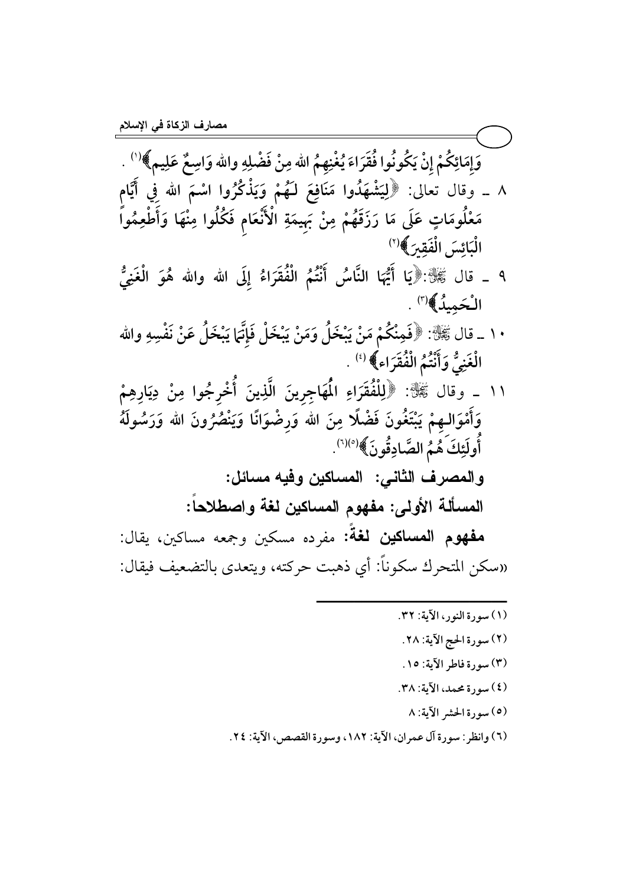وَإِمَائِكُمْ إِنْ يَكُونُوا فُقَرَاءَ يُغْنِهِمُ الله مِنْ فَضْلِهِ والله وَاسِعٌ عَلِيم﴾[1] .

٨ ـ وقال تعالى: ﴿لِيَشْهَدُوا مَنَافِعَ لَـهُمْ وَيَذْكُرُوا اسْمَ الله فِي أَيَّامٍ مَعْلُومَاتٍ عَلَى مَا رَزَقَهُمْ مِنْ بَهِيمَةِ الْأَنْعَامِ فَكُلُوا مِنْهَا وَأَطْعِمُوا الْبَائِسَ الْفَقِيرَ﴾[2]

٩ ـ قال ﷻ:﴿يَا أَيُّهَا النَّاسُ أَنْتُمُ الْفُقَرَاءُ إِلَى الله والله هُوَ الْغَنِيُّ الْحَمِيدُ﴾[3] .

١٠ ـ قال ﷻ: ﴿فَمِنْكُمْ مَنْ يَبْخَلُ وَمَنْ يَبْخَلْ فَإِنَّمَا يَبْخَلُ عَنْ نَفْسِهِ والله الْغَنِيُّ وَأَنْتُمُ الْفُقَرَاء﴾[4] .

١١ ـ وقال ﷻ: ﴿لِلْفُقَرَاءِ الْمُهَاجِرِينَ الَّذِينَ أُخْرِجُوا مِنْ دِيَارِهِمْ وَأَمْوَالِهِمْ يَبْتَغُونَ فَضْلًا مِنَ الله وَرِضْوَانًا وَيَنْصُرُونَ الله وَرَسُولَهُ أُولَئِكَ هُمُ الصَّادِقُونَ﴾[5][6].

**والمصرف الثاني: المساكين وفيه مسائل:**

**المسألة الأولى: مفهوم المساكين لغة واصطلاحاً:**

**مفهوم المساكين لغةً:** مفرده مسكين وجمعه مساكين، يقال: «سكن المتحرك سكوناً: أي ذهبت حركته، ويتعدى بالتضعيف فيقال:

---

(١) سورة النور، الآية: ٣٢.

(٢) سورة الحج الآية: ٢٨.

(٣) سورة فاطر الآية: ١٥.

(٤) سورة محمد، الآية: ٣٨.

(٥) سورة الحشر الآية: ٨

(٦) وانظر: سورة آل عمران، الآية: ١٨٢، وسورة القصص، الآية: ٢٤.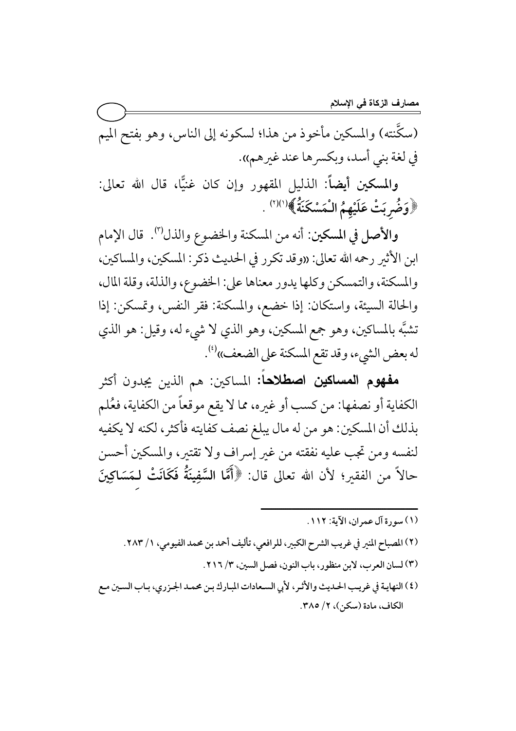(سكَّنته) والمسكين مأخوذ من هذا؛ لسكونه إلى الناس، وهو بفتح الميم في لغة بني أسد، وبكسرها عند غيرهم».

**والمسكين أيضاً**: الذليل المقهور وإن كان غنيًّا، قال الله تعالى: ﴿**وَضُرِبَتْ عَلَيْهِمُ الْمَسْكَنَةُ**﴾[(١)][(٢)] .

**والأصل في المسكين**: أنه من المسكنة والخضوع والذل[(٣)]. قال الإمام ابن الأثير رحمه الله تعالى: «وقد تكرر في الحديث ذكر: المسكين، والمساكين، والمسكنة، والتمسكن وكلها يدور معناها على: الخضوع، والذلة، وقلة المال، والحالة السيئة، واستكان: إذا خضع، والمسكنة: فقر النفس، وتمسكن: إذا تشبَّه بالمساكين، وهو جمع المسكين، وهو الذي لا شيء له، وقيل: هو الذي له بعض الشيء، وقد تقع المسكنة على الضعف»[(٤)].

**مفهوم المساكين اصطلاحاً**: المساكين: هم الذين يجدون أكثر الكفاية أو نصفها: من كسب أو غيره، مما لا يقع موقعاً من الكفاية، فعُلم بذلك أن المسكين: هو من له مال يبلغ نصف كفايته فأكثر، لكنه لا يكفيه لنفسه ومن تجب عليه نفقته من غير إسراف ولا تقتير، والمسكين أحسن حالاً من الفقير؛ لأن الله تعالى قال: ﴿**أَمَّا السَّفِينَةُ فَكَانَتْ لِمَسَاكِينَ**

---

(١) سورة آل عمران، الآية: ١١٢.

(٢) المصباح المنير في غريب الشرح الكبير، للرافعي، تأليف أحمد بن محمد الفيومي، ١/ ٢٨٣.

(٣) لسان العرب، لابن منظور، باب النون، فصل السين، ٣/ ٢١٦.

(٤) النهاية في غريب الحديث والأثر، لأبي السعادات المبارك بن محمد الجزري، باب السين مع الكاف، مادة (سكن)، ٢/ ٣٨٥.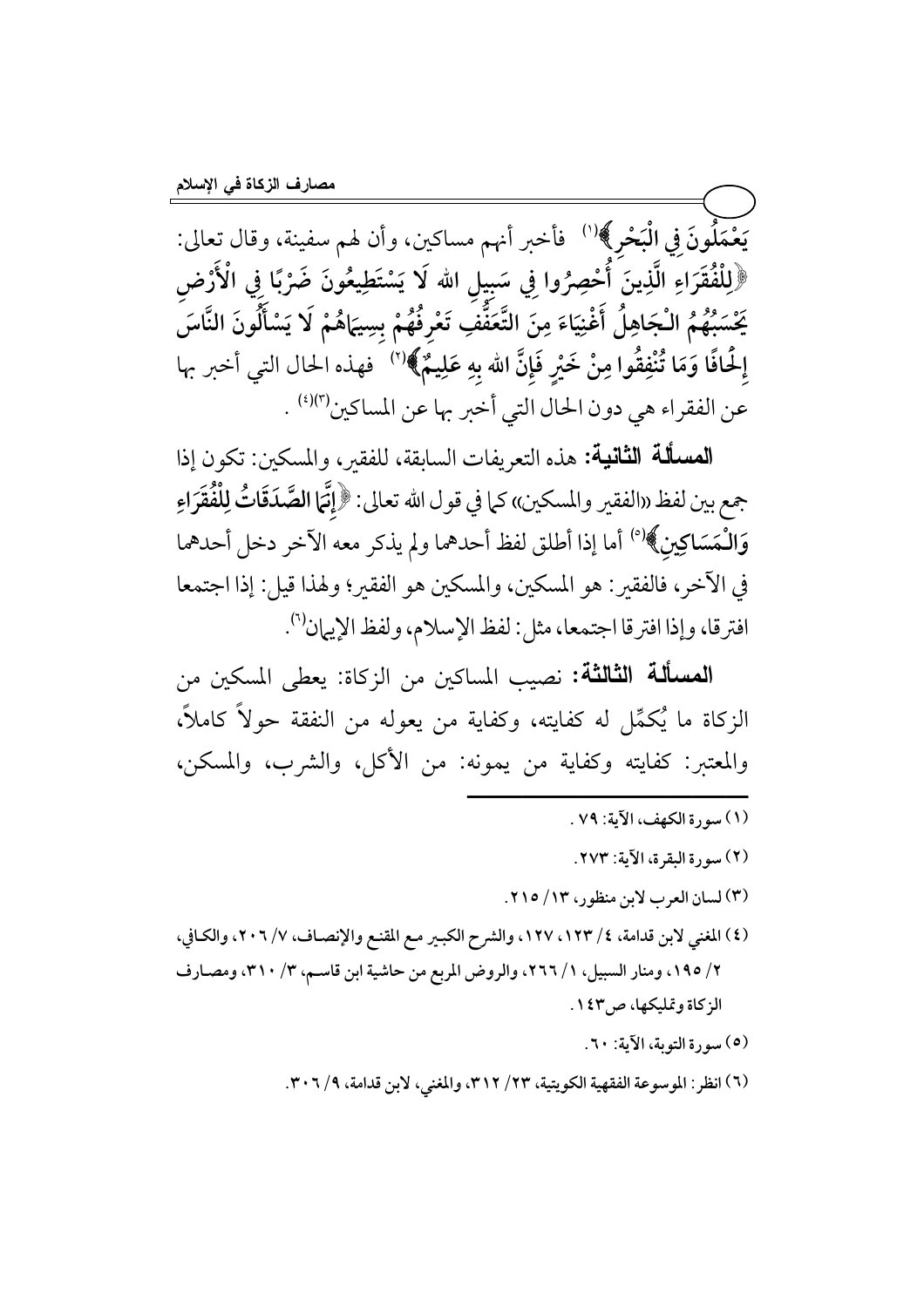يَعْمَلُونَ فِي الْبَحْرِ﴾[1] فأخبر أنهم مساكين، وأن لهم سفينة، وقال تعالى: ﴿لِلْفُقَرَاءِ الَّذِينَ أُحْصِرُوا فِي سَبِيلِ الله لَا يَسْتَطِيعُونَ ضَرْبًا فِي الْأَرْضِ يَحْسَبُهُمُ الْجَاهِلُ أَغْنِيَاءَ مِنَ التَّعَفُّفِ تَعْرِفُهُمْ بِسِيمَاهُمْ لَا يَسْأَلُونَ النَّاسَ إِلْحَافًا وَمَا تُنْفِقُوا مِنْ خَيْرٍ فَإِنَّ الله بِهِ عَلِيمٌ﴾[2] فهذه الحال التي أخبر بها عن الفقراء هي دون الحال التي أخبر بها عن المساكين[3][4] .

**المسألة الثانية:** هذه التعريفات السابقة، للفقير، والمسكين: تكون إذا جمع بين لفظ «الفقير والمسكين» كما في قول الله تعالى: ﴿**إِنَّمَا الصَّدَقَاتُ لِلْفُقَرَاءِ وَالْمَسَاكِينِ**﴾[5] أما إذا أطلق لفظ أحدهما ولم يذكر معه الآخر دخل أحدهما في الآخر، فالفقير: هو المسكين، والمسكين هو الفقير؛ ولهذا قيل: إذا اجتمعا افترقا، وإذا افترقا اجتمعا، مثل: لفظ الإسلام، ولفظ الإيمان[6].

**المسألة الثالثة:** نصيب المساكين من الزكاة: يعطى المسكين من الزكاة ما يُكمِّل له كفايته، وكفاية من يعوله من النفقة حولاً كاملاً، والمعتبر: كفايته وكفاية من يمونه: من الأكل، والشرب، والمسكن،

---

(١) سورة الكهف، الآية: ٧٩ .

(٢) سورة البقرة، الآية: ٢٧٣.

(٣) لسان العرب لابن منظور، ١٣/ ٢١٥.

(٤) المغني لابن قدامة، ٤/ ١٢٣، ١٢٧، والشرح الكبير مع المقنع والإنصاف، ٧/ ٢٠٦، والكافي، ٢/ ١٩٥، ومنار السبيل، ١/ ٢٦٦، والروض المربع من حاشية ابن قاسم، ٣/ ٣١٠، ومصارف الزكاة وتمليكها، ص١٤٣.

(٥) سورة التوبة، الآية: ٦٠.

(٦) انظر: الموسوعة الفقهية الكويتية، ٢٣/ ٣١٢، والمغني، لابن قدامة، ٩/ ٣٠٦.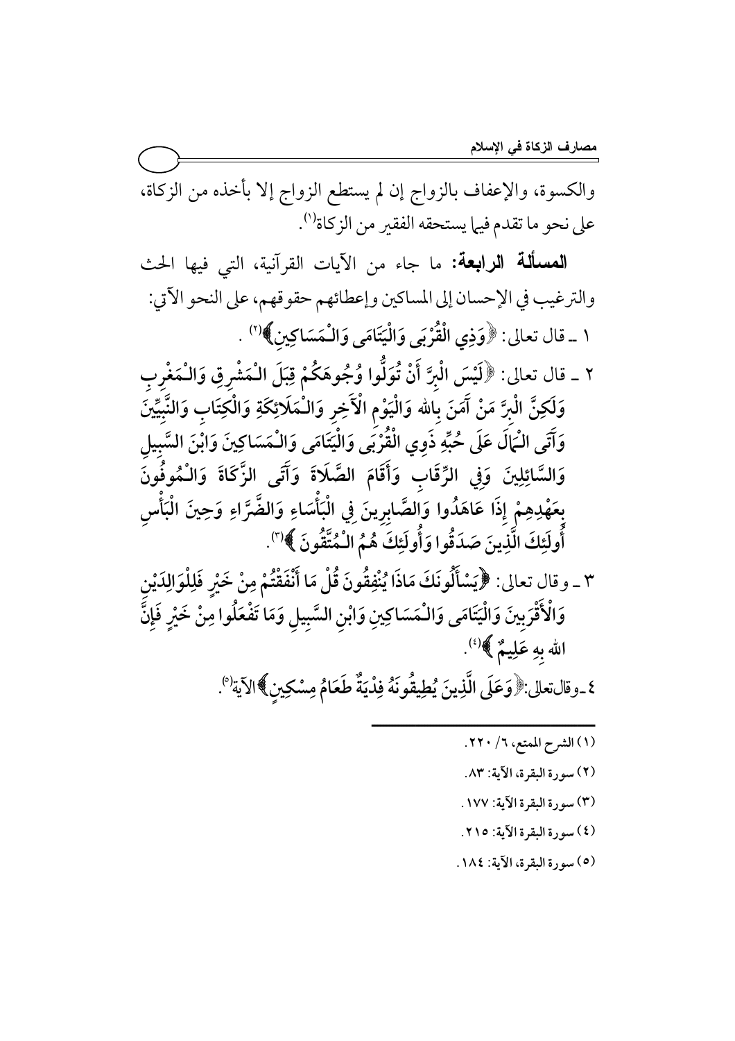والكسوة، والإعفاف بالزواج إن لم يستطع الزواج إلا بأخذه من الزكاة، على نحو ما تقدم فيما يستحقه الفقير من الزكاة[1].

**المسألة الرابعة:** ما جاء من الآيات القرآنية، التي فيها الحث والترغيب في الإحسان إلى المساكين وإعطائهم حقوقهم، على النحو الآتي:

١ ـ قال تعالى: ﴿وَذِي الْقُرْبَى وَالْيَتَامَى وَالْمَسَاكِينِ﴾[2].

٢ ـ قال تعالى: ﴿لَيْسَ الْبِرَّ أَنْ تُوَلُّوا وُجُوهَكُمْ قِبَلَ الْمَشْرِقِ وَالْمَغْرِبِ وَلَكِنَّ الْبِرَّ مَنْ آَمَنَ بِاللهِ وَالْيَوْمِ الْآَخِرِ وَالْمَلَائِكَةِ وَالْكِتَابِ وَالنَّبِيِّينَ وَآَتَى الْمَالَ عَلَى حُبِّهِ ذَوِي الْقُرْبَى وَالْيَتَامَى وَالْمَسَاكِينَ وَابْنَ السَّبِيلِ وَالسَّائِلِينَ وَفِي الرِّقَابِ وَأَقَامَ الصَّلَاةَ وَآَتَى الزَّكَاةَ وَالْمُوفُونَ بِعَهْدِهِمْ إِذَا عَاهَدُوا وَالصَّابِرِينَ فِي الْبَأْسَاءِ وَالضَّرَّاءِ وَحِينَ الْبَأْسِ أُولَئِكَ الَّذِينَ صَدَقُوا وَأُولَئِكَ هُمُ الْمُتَّقُونَ﴾[3].

٣ ـ وقال تعالى: ﴿يَسْأَلُونَكَ مَاذَا يُنْفِقُونَ قُلْ مَا أَنْفَقْتُمْ مِنْ خَيْرٍ فَلِلْوَالِدَيْنِ وَالْأَقْرَبِينَ وَالْيَتَامَى وَالْمَسَاكِينِ وَابْنِ السَّبِيلِ وَمَا تَفْعَلُوا مِنْ خَيْرٍ فَإِنَّ اللهَ بِهِ عَلِيمٌ﴾[4].

٤ ـ وقال تعالى: ﴿وَعَلَى الَّذِينَ يُطِيقُونَهُ فِدْيَةٌ طَعَامُ مِسْكِينٍ﴾ الآية[5].

---

(١) الشرح الممتع، ٦/ ٢٢٠.

(٢) سورة البقرة، الآية: ٨٣.

(٣) سورة البقرة الآية: ١٧٧.

(٤) سورة البقرة الآية: ٢١٥.

(٥) سورة البقرة، الآية: ١٨٤.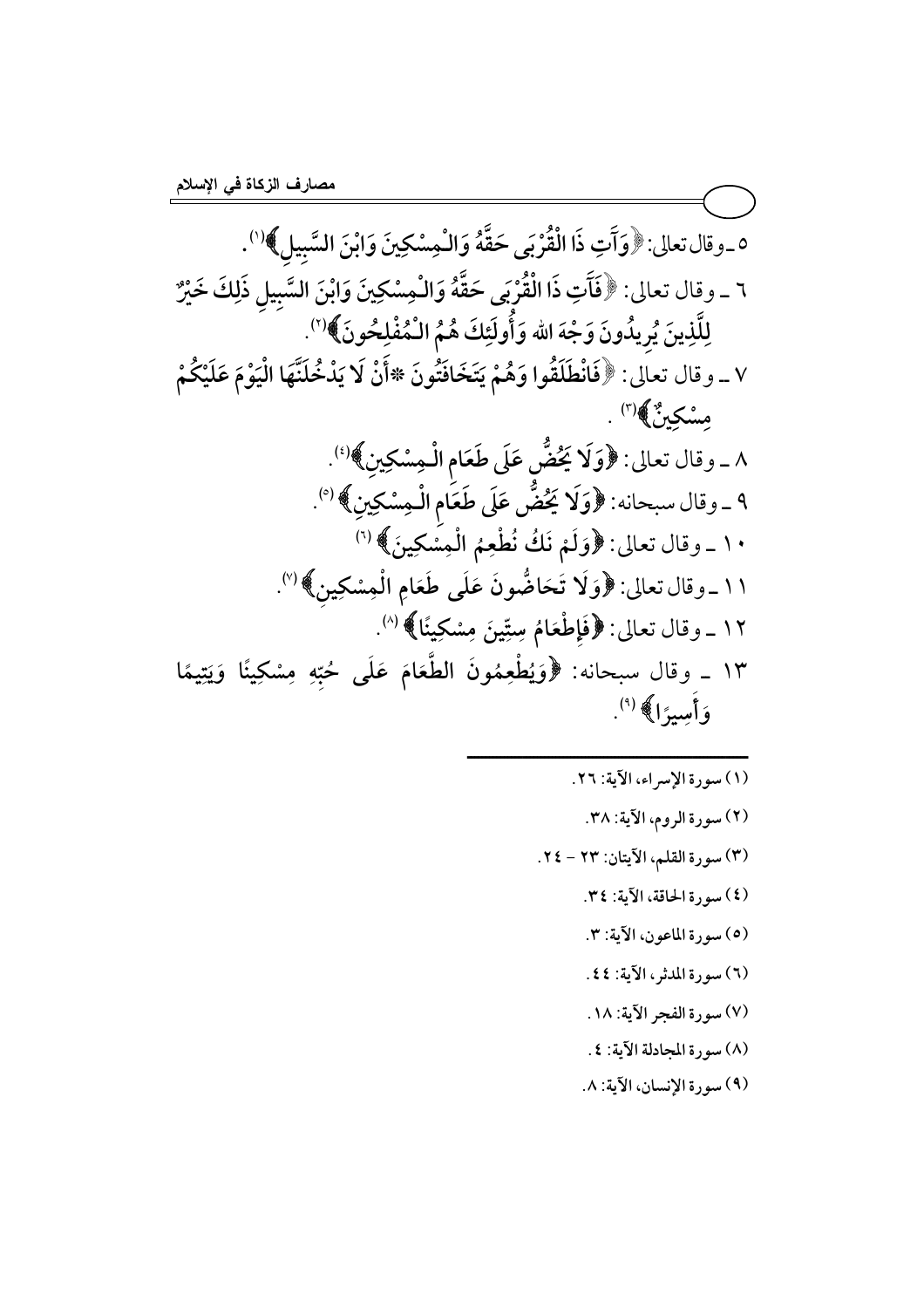٥ ـ وقال تعالى: ﴿وَآتِ ذَا الْقُرْبَى حَقَّهُ وَالْمِسْكِينَ وَابْنَ السَّبِيلِ﴾[1].

٦ ـ وقال تعالى: ﴿فَآتِ ذَا الْقُرْبَى حَقَّهُ وَالْمِسْكِينَ وَابْنَ السَّبِيلِ ذَلِكَ خَيْرٌ لِلَّذِينَ يُرِيدُونَ وَجْهَ اللهِ وَأُولَئِكَ هُمُ الْمُفْلِحُونَ﴾[2].

٧ ـ وقال تعالى: ﴿فَانْطَلَقُوا وَهُمْ يَتَخَافَتُونَ * أَنْ لَا يَدْخُلَنَّهَا الْيَوْمَ عَلَيْكُمْ مِسْكِينٌ﴾[3].

٨ ـ وقال تعالى: ﴿وَلَا يَحُضُّ عَلَى طَعَامِ الْمِسْكِينِ﴾[4].

٩ ـ وقال سبحانه: ﴿وَلَا يَحُضُّ عَلَى طَعَامِ الْمِسْكِينِ﴾[5].

١٠ ـ وقال تعالى: ﴿وَلَمْ نَكُ نُطْعِمُ الْمِسْكِينَ﴾[6].

١١ ـ وقال تعالى: ﴿وَلَا تَحَاضُّونَ عَلَى طَعَامِ الْمِسْكِينِ﴾[7].

١٢ ـ وقال تعالى: ﴿فَإِطْعَامُ سِتِّينَ مِسْكِينًا﴾[8].

١٣ ـ وقال سبحانه: ﴿وَيُطْعِمُونَ الطَّعَامَ عَلَى حُبِّهِ مِسْكِينًا وَيَتِيمًا وَأَسِيرًا﴾[9].

---

(١) سورة الإسراء، الآية: ٢٦.

(٢) سورة الروم، الآية: ٣٨.

(٣) سورة القلم، الآيتان: ٢٣ - ٢٤.

(٤) سورة الحاقة، الآية: ٣٤.

(٥) سورة الماعون، الآية: ٣.

(٦) سورة المدثر، الآية: ٤٤.

(٧) سورة الفجر الآية: ١٨.

(٨) سورة المجادلة الآية: ٤.

(٩) سورة الإنسان، الآية: ٨.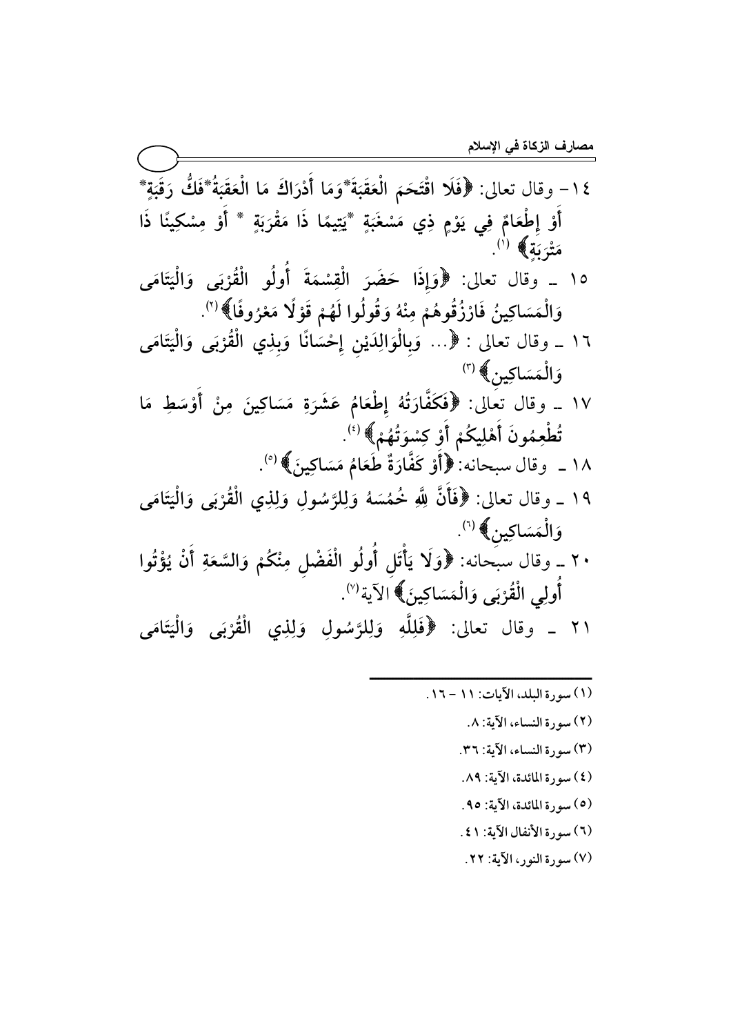١٤- وقال تعالى: ﴿فَلَا اقْتَحَمَ الْعَقَبَةَ*وَمَا أَدْرَاكَ مَا الْعَقَبَةُ*فَكُّ رَقَبَةٍ* أَوْ إِطْعَامٌ فِي يَوْمٍ ذِي مَسْغَبَةٍ *يَتِيمًا ذَا مَقْرَبَةٍ * أَوْ مِسْكِينًا ذَا مَتْرَبَةٍ﴾ (١).

١٥ ـ وقال تعالى: ﴿وَإِذَا حَضَرَ الْقِسْمَةَ أُولُو الْقُرْبَى وَالْيَتَامَى وَالْمَسَاكِينُ فَارْزُقُوهُمْ مِنْهُ وَقُولُوا لَهُمْ قَوْلًا مَعْرُوفًا﴾ (٢).

١٦ ـ وقال تعالى : ﴿... وَبِالْوَالِدَيْنِ إِحْسَانًا وَبِذِي الْقُرْبَى وَالْيَتَامَى وَالْمَسَاكِينِ﴾ (٣)

١٧ ـ وقال تعالى: ﴿فَكَفَّارَتُهُ إِطْعَامُ عَشَرَةِ مَسَاكِينَ مِنْ أَوْسَطِ مَا تُطْعِمُونَ أَهْلِيكُمْ أَوْ كِسْوَتُهُمْ﴾ (٤).

١٨ ـ وقال سبحانه: ﴿أَوْ كَفَّارَةٌ طَعَامُ مَسَاكِينَ﴾ (٥).

١٩ ـ وقال تعالى: ﴿فَأَنَّ لِلَّهِ خُمُسَهُ وَلِلرَّسُولِ وَلِذِي الْقُرْبَى وَالْيَتَامَى وَالْمَسَاكِينِ﴾ (٦).

٢٠ ـ وقال سبحانه: ﴿وَلَا يَأْتَلِ أُولُو الْفَضْلِ مِنْكُمْ وَالسَّعَةِ أَنْ يُؤْتُوا أُولِي الْقُرْبَى وَالْمَسَاكِينَ﴾ الآية (٧).

٢١ ـ وقال تعالى: ﴿فَلِلَّهِ وَلِلرَّسُولِ وَلِذِي الْقُرْبَى وَالْيَتَامَى

---

(١) سورة البلد، الآيات: ١١ - ١٦.

(٢) سورة النساء، الآية: ٨.

(٣) سورة النساء، الآية: ٣٦.

(٤) سورة المائدة، الآية: ٨٩.

(٥) سورة المائدة، الآية: ٩٥.

(٦) سورة الأنفال الآية: ٤١.

(٧) سورة النور، الآية: ٢٢.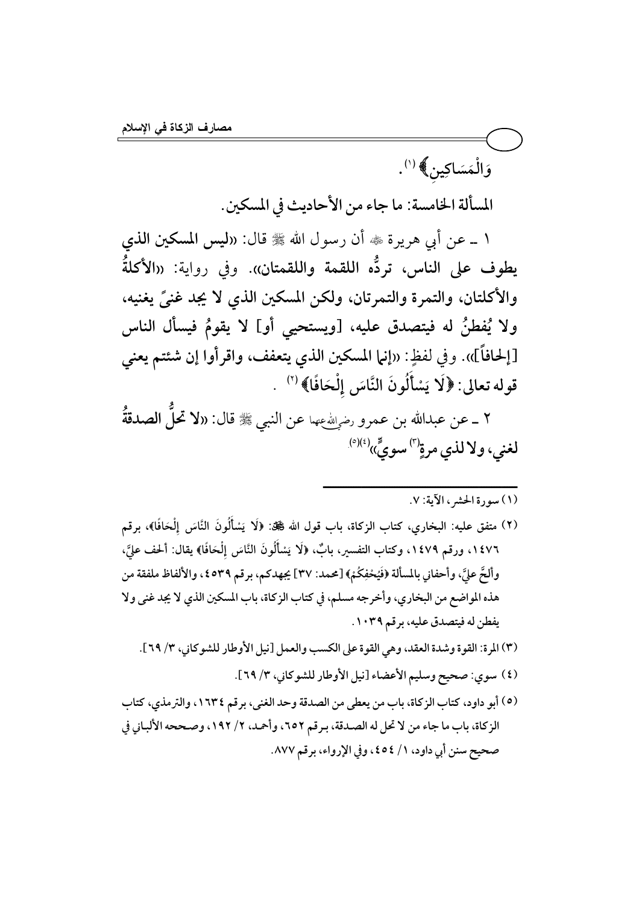وَالْمَسَاكِينِ﴾[1].

المسألة الخامسة: ما جاء من الأحاديث في المسكين.

١ ـ عن أبي هريرة ﷺ أن رسول الله ﷺ قال: «**ليس المسكين الذي يطوف على الناس، تردُّه اللقمة واللقمتان**». وفي رواية: «**الأكلةُ والأكلتان، والتمرة والتمرتان، ولكن المسكين الذي لا يجد غنىً يغنيه، ولا يُفطنُ له فيتصدق عليه، [ويستحيي أو] لا يقومُ فيسأل الناس [إلحافاً]**». وفي لفظٍ: «**إنما المسكين الذي يتعفف، واقرأوا إن شئتم يعني قوله تعالى: ﴿لَا يَسْأَلُونَ النَّاسَ إِلْحَافًا﴾**»[2] .

٢ ـ عن عبدالله بن عمرو رضي الله عنهما عن النبي ﷺ قال: «**لا تحلُّ الصدقةُ لغني، ولا لذي مرةٍ[3] سويٍّ**»[4][5].

---

(١) سورة الحشر، الآية: ٧.

(٢) متفق عليه: البخاري، كتاب الزكاة، باب قول الله ﷻ: ﴿لَا يَسْأَلُونَ النَّاسَ إِلْحَافًا﴾، برقم ١٤٧٦، ورقم ١٤٧٩، وكتاب التفسير، بابٌ، ﴿لَا يَسْأَلُونَ النَّاسَ إِلْحَافًا﴾ يقال: ألحف عليَّ، وألحَّ عليَّ، وأحفاني بالمسألة ﴿فَيُحْفِكُمْ﴾ [محمد: ٣٧] يجهدكم، برقم ٤٥٣٩، والألفاظ ملفقة من هذه المواضع من البخاري، وأخرجه مسلم، في كتاب الزكاة، باب المسكين الذي لا يجد غنى ولا يفطن له فيتصدق عليه، برقم ١٠٣٩.

(٣) المرة: القوة وشدة العقد، وهي القوة على الكسب والعمل [نيل الأوطار للشوكاني، ٣/ ٦٩].

(٤) سوي: صحيح وسليم الأعضاء [نيل الأوطار للشوكاني، ٣/ ٦٩].

(٥) أبو داود، كتاب الزكاة، باب من يعطى من الصدقة وحد الغنى، برقم ١٦٣٤، والترمذي، كتاب الزكاة، باب ما جاء من لا تحل له الصدقة، برقم ٦٥٢، وأحمد، ٢/ ١٩٢، وصححه الألباني في صحيح سنن أبي داود، ١/ ٤٥٤، وفي الإرواء، برقم ٨٧٧.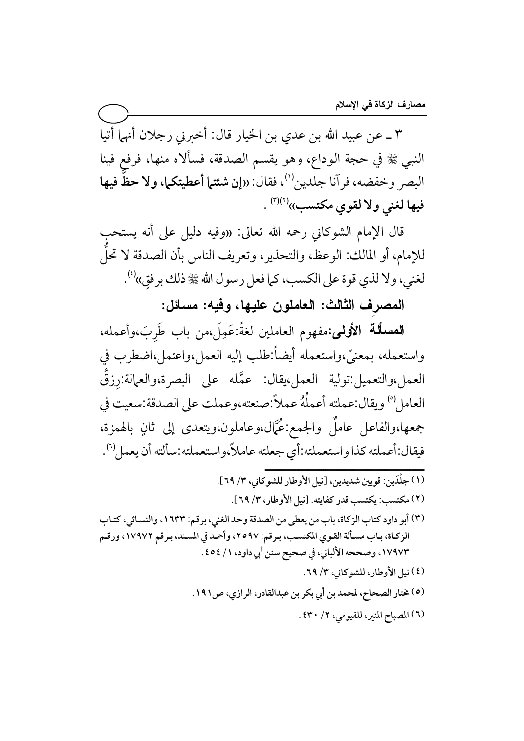٣ ـ عن عبيد الله بن عدي بن الخيار قال: أخبرني رجلان أنهما أتيا النبي ﷺ في حجة الوداع، وهو يقسم الصدقة، فسألاه منها، فرفع فينا البصر وخفضه، فرآنا جلدين[١]، فقال: «**إن شئتما أعطيتكما، ولا حظَّ فيها لغني ولا لقوي مكتسب**»[٢][٣].

قال الإمام الشوكاني رحمه الله تعالى: «وفيه دليل على أنه يستحب للإمام، أو المالك: الوعظ، والتحذير، وتعريف الناس بأن الصدقة لا تحلُّ لغني، ولا لذي قوة على الكسب، كما فعل رسول الله ﷺ ذلك برفقٍ»[٤].

## المصرف الثالث: العاملون عليها، وفيه: مسائل:

**المسألة الأولى:** مفهوم العاملين لغةً: عَمِلَ، من باب طَرِبَ، وأعمله، واستعمله، بمعنىً، واستعمله أيضاً: طلب إليه العمل، واعتمل، اضطرب في العمل، والتعميل: تولية العمل، يقال: عمَّله على البصرة، والعمالة: رِزقُ العامل[٥] ويقال: عملته أعملُهُ عملاً: صنعته، وعملت على الصدقة: سعيت في جمعها، والفاعل عاملٌ والجمع: عُمَّال، وعاملون، ويتعدى إلى ثانٍ بالهمزة، فيقال: أعملته كذا واستعملته: أي جعلته عاملاً، واستعملته: سألته أن يعمل[٦].

---

(١) جلْدَين: قويين شديدين، [نيل الأوطار للشوكاني، ٣/ ٦٩].

(٢) مكتسب: يكتسب قدر كفايته. [نيل الأوطار، ٣/ ٦٩].

(٣) أبو داود كتاب الزكاة، باب من يعطى من الصدقة وحد الغني، برقم: ١٦٣٣، والنسائي، كتاب الزكاة، باب مسألة القوي المكتسب، برقم: ٢٥٩٧، وأحمد في المسند، برقم ١٧٩٧٢، ورقم ١٧٩٧٣، وصححه الألباني، في صحيح سنن أبي داود، ١/ ٤٥٤.

(٤) نيل الأوطار، للشوكاني، ٣/ ٦٩.

(٥) مختار الصحاح، لمحمد بن أبي بكر بن عبدالقادر، الرازي، ص١٩١.

(٦) المصباح المنير، للفيومي، ٢/ ٤٣٠.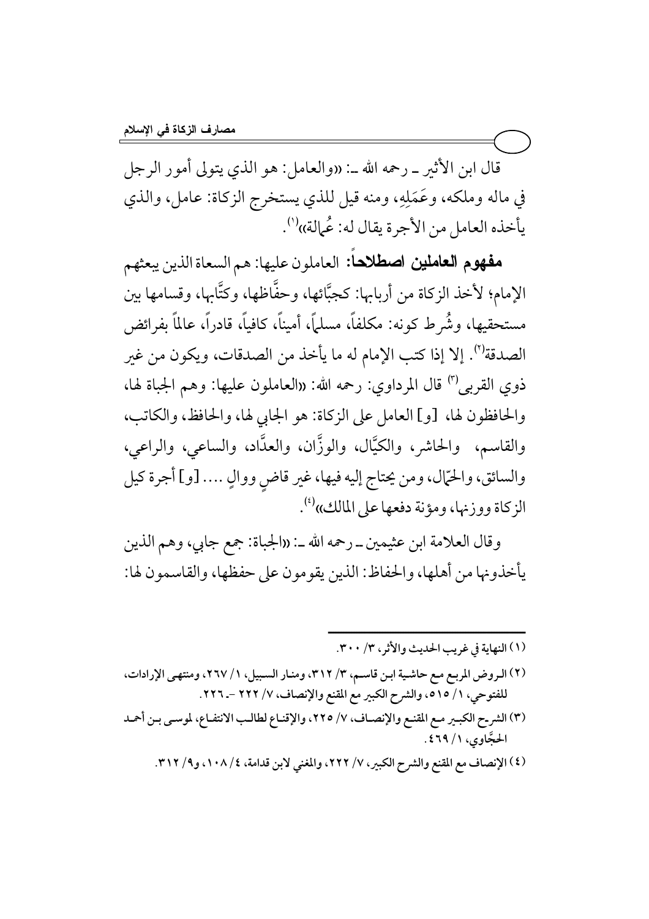قال ابن الأثير ـ رحمه الله ـ: «والعامل: هو الذي يتولى أمور الرجل في ماله وملكه، وعَمَلِهِ، ومنه قيل للذي يستخرج الزكاة: عامل، والذي يأخذه العامل من الأجرة يقال له: عُمالة»[1].

**مفهوم العاملين اصطلاحاً:** العاملون عليها: هم السعاة الذين يبعثهم الإمام؛ لأخذ الزكاة من أربابها: كجبَّائها، وحفَّاظها، وكتَّابها، وقسامها بين مستحقيها، وشُرط كونه: مكلفاً، مسلماً، أميناً، كافياً، قادراً، عالماً بفرائض الصدقة[2]. إلا إذا كتب الإمام له ما يأخذ من الصدقات، ويكون من غير ذوي القربى[3] قال المرداوي: رحمه الله: «العاملون عليها: وهم الجباة لها، والحافظون لها، [و] العامل على الزكاة: هو الجابي لها، والحافظ، والكاتب، والقاسم، والحاشر، والكيَّال، والوزَّان، والعدَّاد، والساعي، والراعي، والسائق، والحمّال، ومن يحتاج إليه فيها، غير قاضٍ ووالٍ .... [و] أجرة كيل الزكاة ووزنها، ومؤنة دفعها على المالك»[4].

وقال العلامة ابن عثيمين ـ رحمه الله ـ: «الجباة: جمع جابي، وهم الذين يأخذونها من أهلها، والحفاظ: الذين يقومون على حفظها، والقاسمون لها:

---

(١) النهاية في غريب الحديث والأثر، ٣/ ٣٠٠.

(٢) الروض المربع مع حاشية ابن قاسم، ٣/ ٣١٢، ومنار السبيل، ١/ ٢٦٧، ومنتهى الإرادات، للفتوحي، ١/ ٥١٥، والشرح الكبير مع المقنع والإنصاف، ٧/ ٢٢٢ -ـ ٢٢٦.

(٣) الشرح الكبير مع المقنع والإنصاف، ٧/ ٢٢٥، والإقناع لطالب الانتفاع، لموسى بن أحمد الحجَّاوي، ١/ ٤٦٩.

(٤) الإنصاف مع المقنع والشرح الكبير، ٧/ ٢٢٢، والمغني لابن قدامة، ٤/ ١٠٨، و٩/ ٣١٢.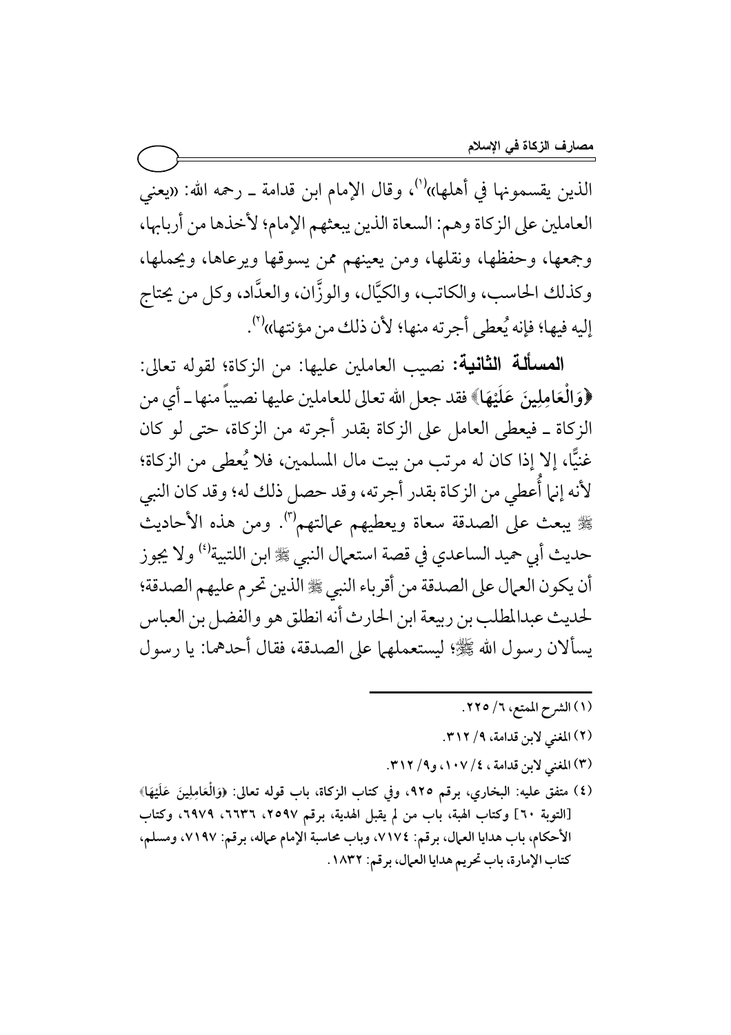الذين يقسمونها في أهلها»[1]، وقال الإمام ابن قدامة ـ رحمه الله: «يعني العاملين على الزكاة وهم: السعاة الذين يبعثهم الإمام؛ لأخذها من أربابها، وجمعها، وحفظها، ونقلها، ومن يعينهم ممن يسوقها ويرعاها، ويحملها، وكذلك الحاسب، والكاتب، والكيَّال، والوزَّان، والعدَّاد، وكل من يحتاج إليه فيها؛ فإنه يُعطى أجرته منها؛ لأن ذلك من مؤنتها»[2].

**المسألة الثانية:** نصيب العاملين عليها: من الزكاة؛ لقوله تعالى: ﴿وَالْعَامِلِينَ عَلَيْهَا﴾ فقد جعل الله تعالى للعاملين عليها نصيباً منها ـ أي من الزكاة ـ فيعطى العامل على الزكاة بقدر أجرته من الزكاة، حتى لو كان غنيًّا، إلا إذا كان له مرتب من بيت مال المسلمين، فلا يُعطى من الزكاة؛ لأنه إنما أُعطي من الزكاة بقدر أجرته، وقد حصل ذلك له؛ وقد كان النبي ﷺ يبعث على الصدقة سعاة ويعطيهم عمالتهم[3]. ومن هذه الأحاديث حديث أبي حميد الساعدي في قصة استعمال النبي ﷺ ابن اللتبية[4] ولا يجوز أن يكون العمال على الصدقة من أقرباء النبي ﷺ الذين تحرم عليهم الصدقة؛ لحديث عبدالمطلب بن ربيعة ابن الحارث أنه انطلق هو والفضل بن العباس يسألان رسول الله ﷺ؛ ليستعملهما على الصدقة، فقال أحدهما: يا رسول

---

(١) الشرح الممتع، ٦/ ٢٢٥.

(٢) المغني لابن قدامة، ٩/ ٣١٢.

(٣) المغني لابن قدامة، ٤/ ١٠٧، و٩/ ٣١٢.

(٤) متفق عليه: البخاري، برقم ٩٢٥، وفي كتاب الزكاة، باب قوله تعالى: ﴿وَالْعَامِلِينَ عَلَيْهَا﴾ [التوبة ٦٠] وكتاب الهبة، باب من لم يقبل الهدية، برقم ٢٥٩٧، ٦٦٣٦، ٦٩٧٩، وكتاب الأحكام، باب هدايا العمال، برقم: ٧١٧٤، وباب محاسبة الإمام عماله، برقم: ٧١٩٧، ومسلم، كتاب الإمارة، باب تحريم هدايا العمال، برقم: ١٨٣٢.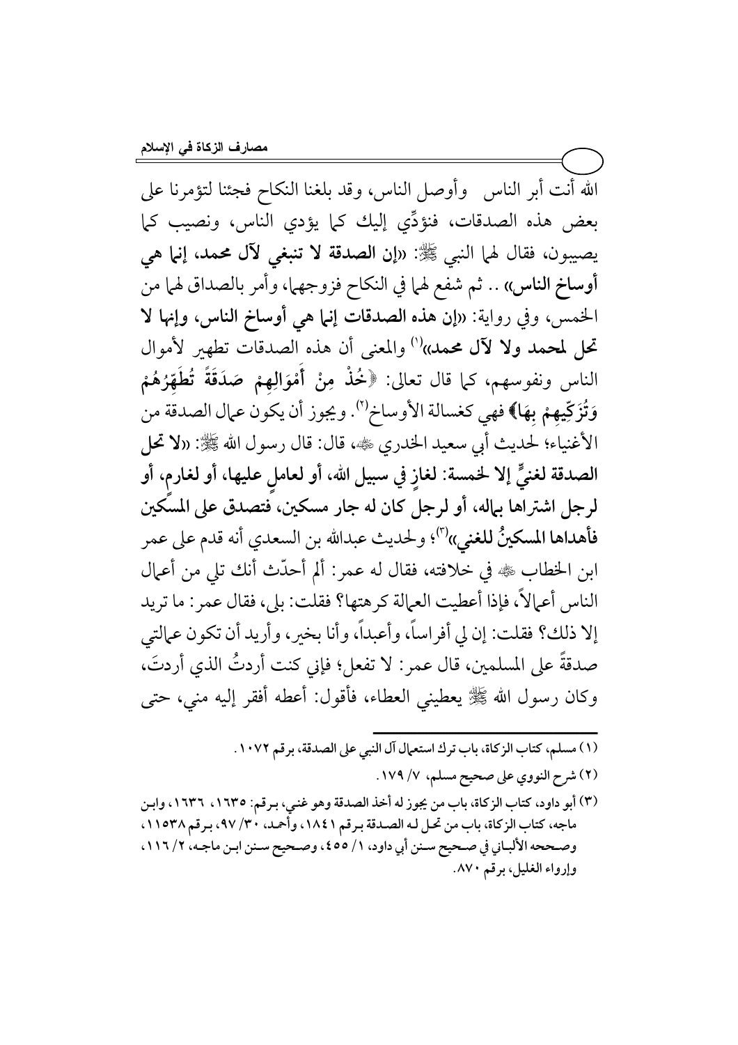الله أنت أبر الناس وأوصل الناس، وقد بلغنا النكاح فجئنا لتؤمرنا على بعض هذه الصدقات، فنؤدِّي إليك كما يؤدي الناس، ونصيب كما يصيبون، فقال لهما النبي ﷺ: «**إن الصدقة لا تنبغي لآل محمد، إنما هي أوساخ الناس**» .. ثم شفع لهما في النكاح فزوجهما، وأمر بالصداق لهما من الخمس، وفي رواية: «**إن هذه الصدقات إنما هي أوساخ الناس، وإنها لا تحل لمحمد ولا لآل محمد**»[1] والمعنى أن هذه الصدقات تطهير لأموال الناس ونفوسهم، كما قال تعالى: ﴿**خُذْ مِنْ أَمْوَالِهِمْ صَدَقَةً تُطَهِّرُهُمْ وَتُزَكِّيهِمْ بِهَا**﴾ فهي كغسالة الأوساخ[2]. ويجوز أن يكون عمال الصدقة من الأغنياء؛ لحديث أبي سعيد الخدري ﷺ، قال: قال رسول الله ﷺ: «**لا تحل الصدقة لغنيٍّ إلا لخمسة: لغازٍ في سبيل الله، أو لعاملٍ عليها، أو لغارم، أو لرجل اشتراها بماله، أو لرجلٍ كان له جار مسكين، فتصدق على المسكين فأهداها المسكينُ للغني**»[3]؛ ولحديث عبدالله بن السعدي أنه قدم على عمر ابن الخطاب ﷺ في خلافته، فقال له عمر: ألم أحدّث أنك تلي من أعمال الناس أعمالاً، فإذا أعطيت العمالة كرهتها؟ فقلت: بلى، فقال عمر: ما تريد إلا ذلك؟ فقلت: إن لي أفراساً، وأعبداً، وأنا بخير، وأريد أن تكون عمالتي صدقةً على المسلمين، قال عمر: لا تفعل؛ فإني كنت أردتُ الذي أردتَ، وكان رسول الله ﷺ يعطيني العطاء، فأقول: أعطه أفقر إليه مني، حتى

---

(١) مسلم، كتاب الزكاة، باب ترك استعمال آل النبي على الصدقة، برقم ١٠٧٢.

(٢) شرح النووي على صحيح مسلم، ٧/ ١٧٩.

(٣) أبو داود، كتاب الزكاة، باب من يجوز له أخذ الصدقة وهو غني، برقم: ١٦٣٥، ١٦٣٦، وابن ماجه، كتاب الزكاة، باب من تحل له الصدقة برقم ١٨٤١، وأحمد، ٣٠/ ٩٧، برقم ١١٥٣٨، وصححه الألباني في صحيح سنن أبي داود، ١/ ٤٥٥، وصحيح سنن ابن ماجه، ٢/ ١١٦، وإرواء الغليل، برقم ٨٧٠.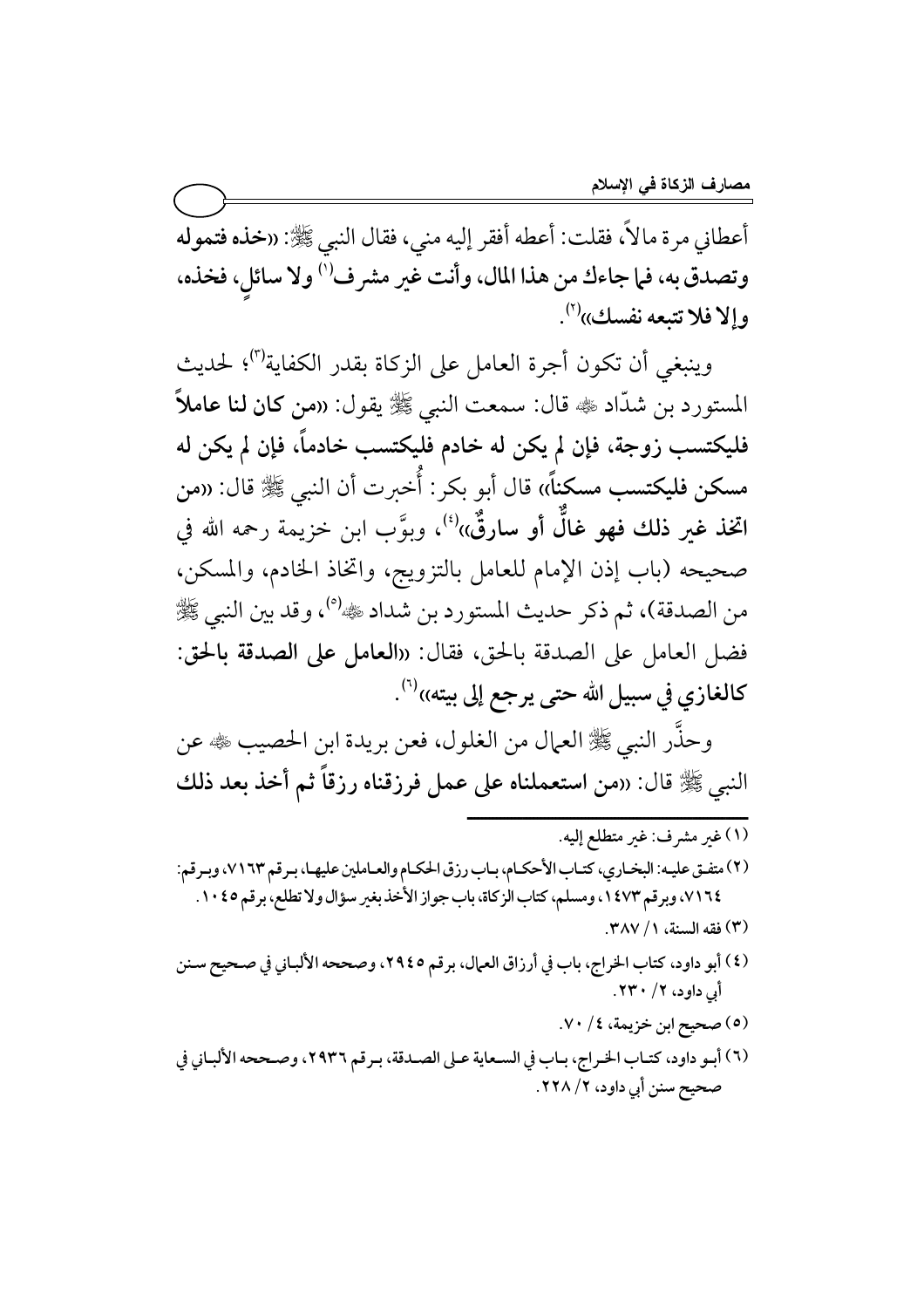أعطاني مرة مالاً، فقلت: أعطه أفقر إليه مني، فقال النبي ﷺ: «**خذه فتموله وتصدق به، فما جاءك من هذا المال، وأنت غير مشرف**[1] **ولا سائلٍ، فخذه، وإلا فلا تتبعه نفسك**»[2].

وينبغي أن تكون أجرة العامل على الزكاة بقدر الكفاية[3]؛ لحديث المستورد بن شدّاد ﷺ قال: سمعت النبي ﷺ يقول: «**من كان لنا عاملاً فليكتسب زوجة، فإن لم يكن له خادم فليكتسب خادماً، فإن لم يكن له مسكن فليكتسب مسكناً**» قال أبو بكر: أُخبرت أن النبي ﷺ قال: «**من اتخذ غير ذلك فهو غالٌّ أو سارقٌ**»[4]، وبوَّب ابن خزيمة رحمه الله في صحيحه (باب إذن الإمام للعامل بالتزويج، واتخاذ الخادم، والمسكن، من الصدقة)، ثم ذكر حديث المستورد بن شداد ﷺ[5]، وقد بين النبي ﷺ فضل العامل على الصدقة بالحق، فقال: «**العامل على الصدقة بالحق: كالغازي في سبيل الله حتى يرجع إلى بيته**»[6].

وحذَّر النبي ﷺ العمال من الغلول، فعن بريدة ابن الحصيب ﷺ عن النبي ﷺ قال: «**من استعملناه على عمل فرزقناه رزقاً ثم أخذ بعد ذلك**

---

(١) غير مشرف: غير متطلع إليه.

(٢) متفق عليه: البخاري، كتاب الأحكام، باب رزق الحكام والعاملين عليها، برقم ٧١٦٣، وبرقم: ٧١٦٤، وبرقم ١٤٧٣، ومسلم، كتاب الزكاة، باب جواز الأخذ بغير سؤال ولا تطلع، برقم ١٠٤٥.

(٣) فقه السنة، ١/ ٣٨٧.

(٤) أبو داود، كتاب الخراج، باب في أرزاق العمال، برقم ٢٩٤٥، وصححه الألباني في صحيح سنن أبي داود، ٢/ ٢٣٠.

(٥) صحيح ابن خزيمة، ٤/ ٧٠.

(٦) أبو داود، كتاب الخراج، باب في السعاية على الصدقة، برقم ٢٩٣٦، وصححه الألباني في صحيح سنن أبي داود، ٢/ ٢٢٨.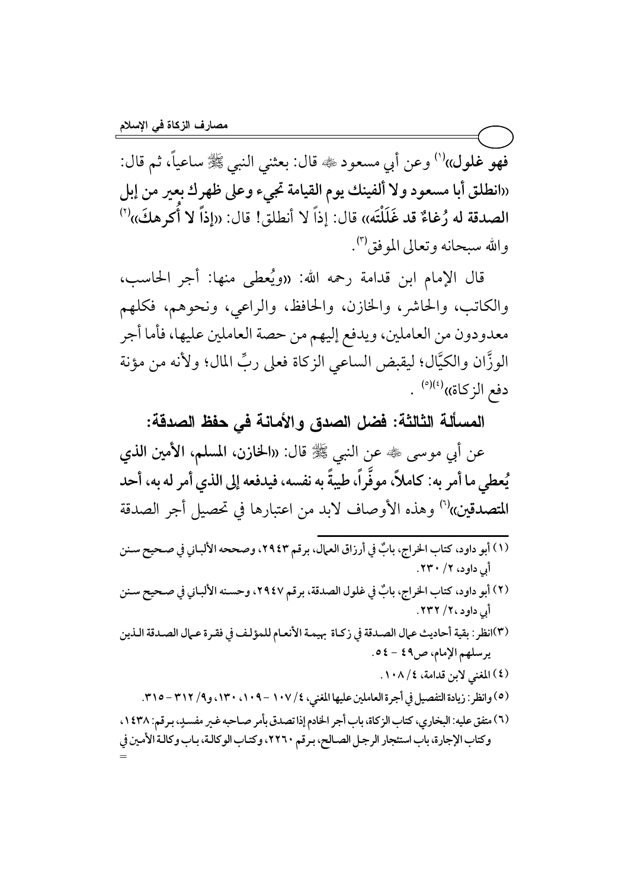فهو غلول»[1] وعن أبي مسعود ﷺ قال: بعثني النبي ﷺ ساعياً، ثم قال: **«انطلق أبا مسعود ولا ألفينك يوم القيامة تجيء وعلى ظهرك بعير من إبل الصدقة له رُغاءٌ قد غَلَلْتَه»** قال: إذاً لا أنطلق! قال: **«إذاً لا أُكرهكَ»**[2] والله سبحانه وتعالى الموفق[3].

قال الإمام ابن قدامة رحمه الله: «ويُعطى منها: أجر الحاسب، والكاتب، والحاشر، والخازن، والحافظ، والراعي، ونحوهم، فكلهم معدودون من العاملين، ويدفع إليهم من حصة العاملين عليها، فأما أجر الوزَّان والكيَّال؛ ليقبض الساعي الزكاة فعلى ربِّ المال؛ ولأنه من مؤنة دفع الزكاة»[4][5].

## المسألة الثالثة: فضل الصدق والأمانة في حفظ الصدقة:

عن أبي موسى ﷺ عن النبي ﷺ قال: **«الخازن، المسلم، الأمين الذي يُعطي ما أمر به: كاملاً، موفَّراً، طيبةً به نفسه، فيدفعه إلى الذي أمر له به، أحد المتصدقين»**[6] وهذه الأوصاف لابد من اعتبارها في تحصيل أجر الصدقة

---

(١) أبو داود، كتاب الخراج، بابٌ في أرزاق العمال، برقم ٢٩٤٣، وصححه الألباني في صحيح سنن أبي داود، ٢/ ٢٣٠.

(٢) أبو داود، كتاب الخراج، بابٌ في غلول الصدقة، برقم ٢٩٤٧، وحسنه الألباني في صحيح سنن أبي داود ،٢/ ٢٣٢.

(٣)انظر: بقية أحاديث عمال الصدقة في زكاة بهيمة الأنعام للمؤلف في فقرة عمال الصدقة الذين يرسلهم الإمام، ص٤٩ - ٥٤.

(٤) المغني لابن قدامة، ٤/ ١٠٨.

(٥) وانظر: زيادة التفصيل في أجرة العاملين عليها المغني، ٤/ ١٠٧ - ١٠٩، ١٣٠، و٩/ ٣١٢ - ٣١٥.

(٦) متفق عليه: البخاري، كتاب الزكاة، باب أجر الخادم إذا تصدق بأمر صاحبه غير مفسدٍ، برقم: ١٤٣٨، وكتاب الإجارة، باب استئجار الرجل الصالح، برقم ٢٢٦٠، وكتاب الوكالة، باب وكالة الأمين في =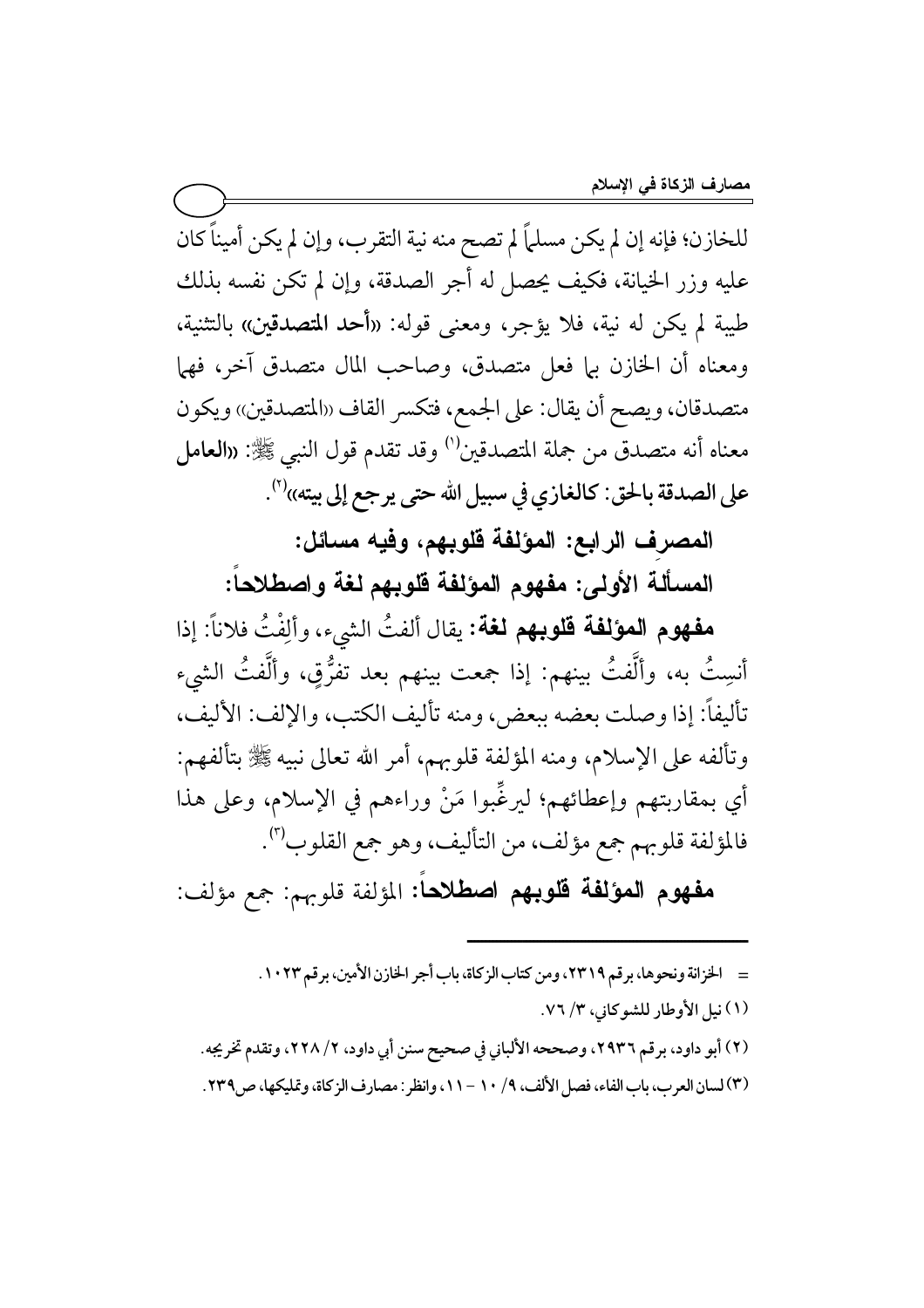للخازن؛ فإنه إن لم يكن مسلماً لم تصح منه نية التقرب، وإن لم يكن أميناً كان عليه وزر الخيانة، فكيف يحصل له أجر الصدقة، وإن لم تكن نفسه بذلك طيبة لم يكن له نية، فلا يؤجر، ومعنى قوله: «**أحد المتصدقين**» بالتثنية، ومعناه أن الخازن بما فعل متصدق، وصاحب المال متصدق آخر، فهما متصدقان، ويصح أن يقال: على الجمع، فتكسر القاف «المتصدقين» ويكون معناه أنه متصدق من جملة المتصدقين[1] وقد تقدم قول النبي ﷺ: «**العامل على الصدقة بالحق: كالغازي في سبيل الله حتى يرجع إلى بيته**»[2].

## المصرف الرابع: المؤلفة قلوبهم، وفيه مسائل:

### المسألة الأولى: مفهوم المؤلفة قلوبهم لغة واصطلاحاً:

**مفهوم المؤلفة قلوبهم لغة:** يقال ألفتُ الشيء، وأَلِفْتُ فلاناً: إذا أنسِتُ به، وأَلَّفتُ بينهم: إذا جمعت بينهم بعد تفرُّقٍ، وأَلَّفتُ الشيء تأليفاً: إذا وصلت بعضه ببعض، ومنه تأليف الكتب، والإلف: الأليف، وتألفه على الإسلام، ومنه المؤلفة قلوبهم، أمر الله تعالى نبيه ﷺ بتألفهم: أي بمقاربتهم وإعطائهم؛ ليرغِّبوا مَنْ وراءهم في الإسلام، وعلى هذا فالمؤلفة قلوبهم جمع مؤلف، من التأليف، وهو جمع القلوب[3].

**مفهوم المؤلفة قلوبهم اصطلاحاً:** المؤلفة قلوبهم: جمع مؤلف:

---

= الخزانة ونحوها، برقم ٢٣١٩، ومن كتاب الزكاة، باب أجر الخازن الأمين، برقم ١٠٢٣.

(١) نيل الأوطار للشوكاني، ٣/ ٧٦.

(٢) أبو داود، برقم ٢٩٣٦، وصححه الألباني في صحيح سنن أبي داود، ٢/ ٢٢٨، وتقدم تخريجه.

(٣) لسان العرب، باب الفاء، فصل الألف، ٩/ ١٠ – ١١، وانظر: مصارف الزكاة، وتمليكها، ص٢٣٩.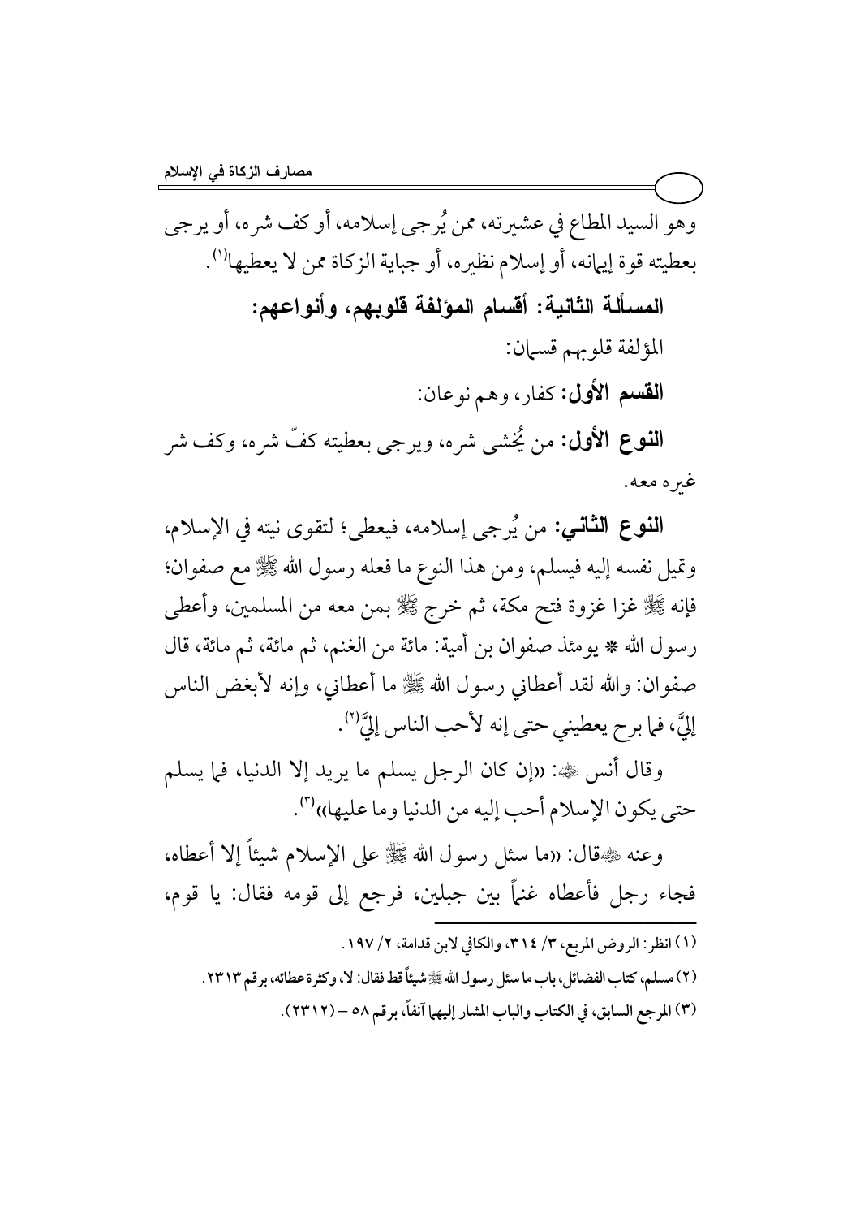وهو السيد المطاع في عشيرته، ممن يُرجى إسلامه، أو كف شره، أو يرجى بعطيته قوة إيمانه، أو إسلام نظيره، أو جباية الزكاة ممن لا يعطيها[1].

### المسألة الثانية: أقسام المؤلفة قلوبهم، وأنواعهم:

المؤلفة قلوبهم قسمان:

**القسم الأول:** كفار، وهم نوعان:

**النوع الأول:** من يُخشى شره، ويرجى بعطيته كفّ شره، وكف شر غيره معه.

**النوع الثاني:** من يُرجى إسلامه، فيعطى؛ لتقوى نيته في الإسلام، وتميل نفسه إليه فيسلم، ومن هذا النوع ما فعله رسول الله ﷺ مع صفوان؛ فإنه ﷺ غزا غزوة فتح مكة، ثم خرج ﷺ بمن معه من المسلمين، وأعطى رسول الله ﷺ يومئذ صفوان بن أمية: مائة من الغنم، ثم مائة، ثم مائة، قال صفوان: والله لقد أعطاني رسول الله ﷺ ما أعطاني، وإنه لأبغض الناس إليَّ، فما برح يعطيني حتى إنه لأحب الناس إليَّ[2].

وقال أنس رضي الله عنه: «إن كان الرجل يسلم ما يريد إلا الدنيا، فما يسلم حتى يكون الإسلام أحب إليه من الدنيا وما عليها»[3].

وعنه رضي الله عنه قال: «ما سئل رسول الله ﷺ على الإسلام شيئاً إلا أعطاه، فجاء رجل فأعطاه غنماً بين جبلين، فرجع إلى قومه فقال: يا قوم،

---

(١) انظر: الروض المربع، ٣/ ٣١٤، والكافي لابن قدامة، ٢/ ١٩٧.

(٢) مسلم، كتاب الفضائل، باب ما سئل رسول الله ﷺ شيئاً قط فقال: لا، وكثرة عطائه، برقم ٢٣١٣.

(٣) المرجع السابق، في الكتاب والباب المشار إليهما آنفاً، برقم ٥٨ – (٢٣١٢).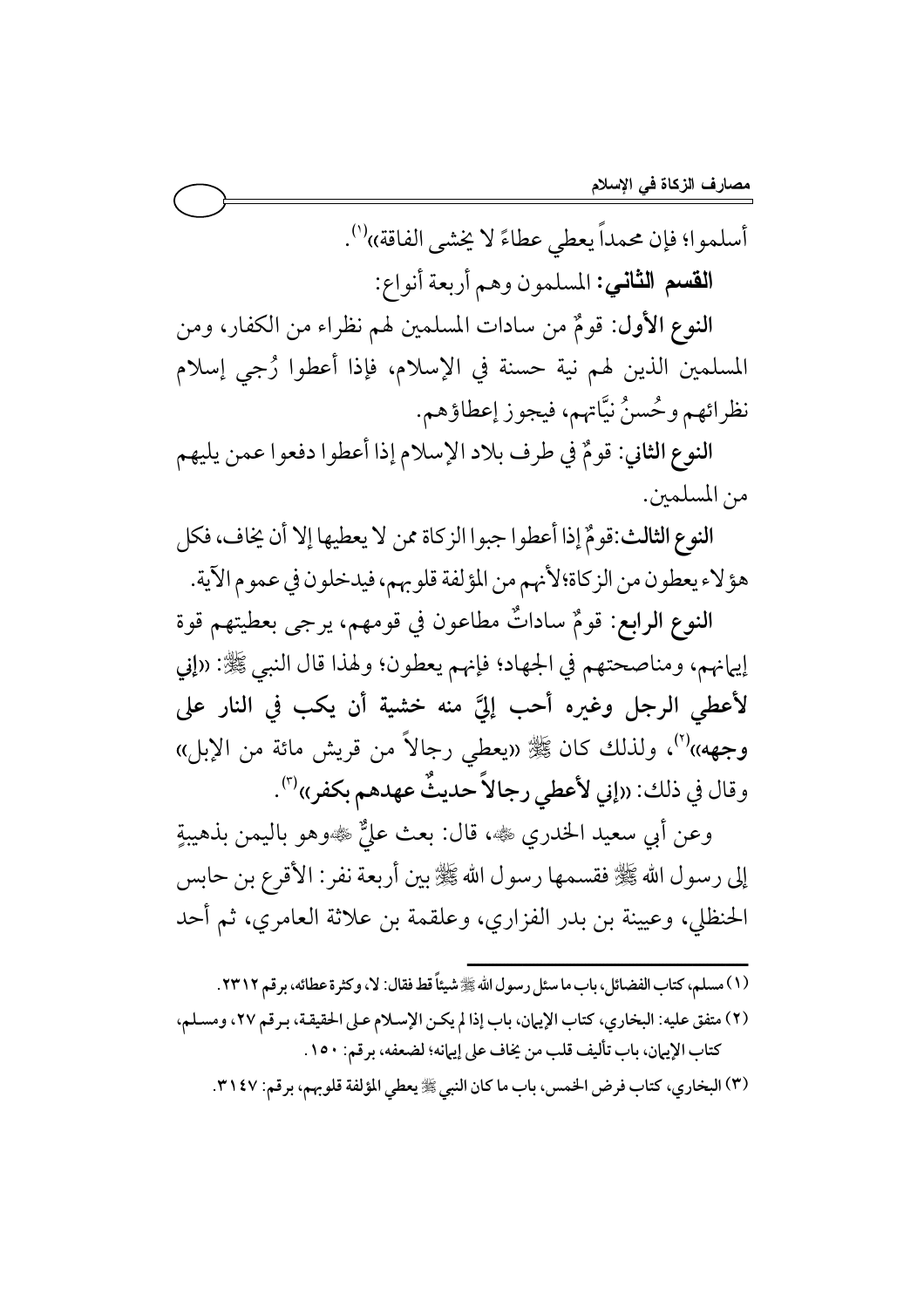أسلموا؛ فإن محمداً يعطي عطاءً لا يخشى الفاقة»[1].

**القسم الثاني:** المسلمون وهم أربعة أنواع:

**النوع الأول:** قومٌ من سادات المسلمين لهم نظراء من الكفار، ومن المسلمين الذين لهم نية حسنة في الإسلام، فإذا أعطوا رُجي إسلام نظرائهم وحُسنُ نيَّاتهم، فيجوز إعطاؤهم.

**النوع الثاني:** قومٌ في طرف بلاد الإسلام إذا أعطوا دفعوا عمن يليهم من المسلمين.

**النوع الثالث:** قومٌ إذا أعطوا جبوا الزكاة ممن لا يعطيها إلا أن يخاف، فكل هؤلاء يعطون من الزكاة؛ لأنهم من المؤلفة قلوبهم، فيدخلون في عموم الآية.

**النوع الرابع:** قومٌ ساداتٌ مطاعون في قومهم، يرجى بعطيتهم قوة إيمانهم، ومناصحتهم في الجهاد؛ فإنهم يعطون؛ ولهذا قال النبي ﷺ: «**إني لأعطي الرجل وغيره أحب إليَّ منه خشية أن يكب في النار على وجهه**»[2]، ولذلك كان ﷺ «يعطي رجالاً من قريش مائة من الإبل» وقال في ذلك: «**إني لأعطي رجالاً حديثٌ عهدهم بكفر**»[3].

وعن أبي سعيد الخدري ﷺ، قال: بعث عليٌّ ﷺوهو باليمن بذهيبةٍ إلى رسول الله ﷺ فقسمها رسول الله ﷺ بين أربعة نفر: الأقرع بن حابس الحنظلي، وعيينة بن بدر الفزاري، وعلقمة بن علاثة العامري، ثم أحد

---

(١) مسلم، كتاب الفضائل، باب ما سئل رسول الله ﷺ شيئاً قط فقال: لا، وكثرة عطائه، برقم ٢٣١٢.

(٢) متفق عليه: البخاري، كتاب الإيمان، باب إذا لم يكن الإسلام على الحقيقة، برقم ٢٧، ومسلم، كتاب الإيمان، باب تأليف قلب من يخاف على إيمانه؛ لضعفه، برقم: ١٥٠.

(٣) البخاري، كتاب فرض الخمس، باب ما كان النبي ﷺ يعطي المؤلفة قلوبهم، برقم: ٣١٤٧.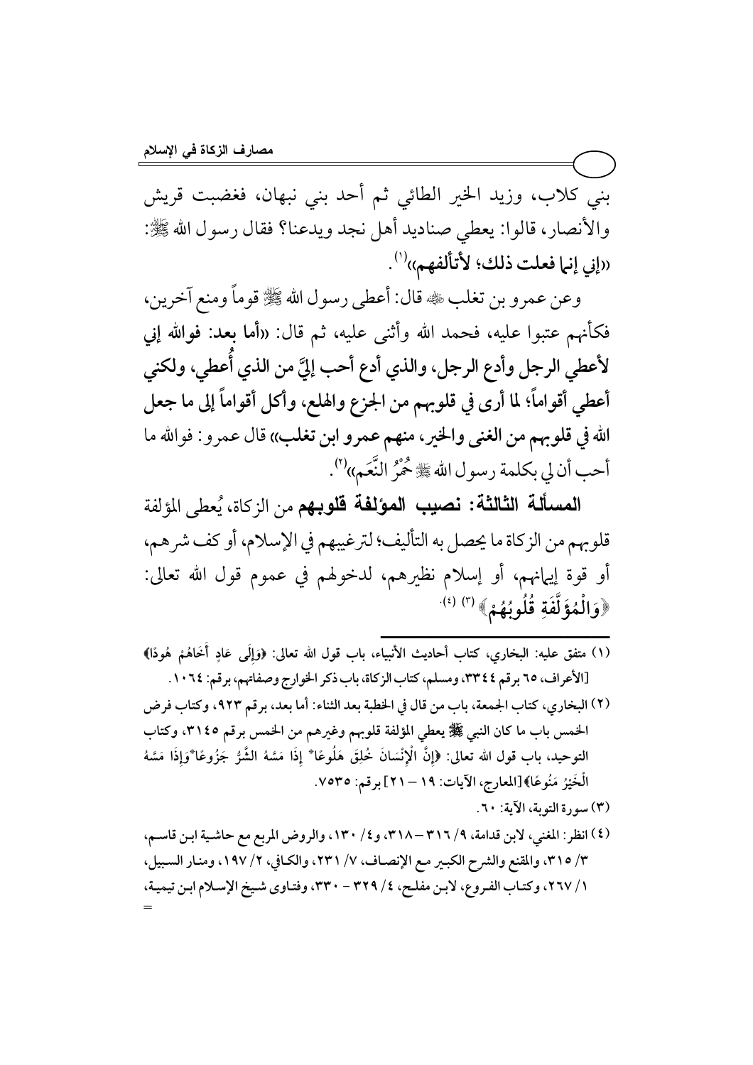بني كلاب، وزيد الخير الطائي ثم أحد بني نبهان، فغضبت قريش والأنصار، قالوا: يعطي صناديد أهل نجد ويدعنا؟ فقال رسول الله ﷺ: «**إني إنما فعلت ذلك؛ لأتألفهم**»[1].

وعن عمرو بن تغلب رضي الله عنه قال: أعطى رسول الله ﷺ قوماً ومنع آخرين، فكأنهم عتبوا عليه، فحمد الله وأثنى عليه، ثم قال: «**أما بعد: فوالله إني لأعطي الرجل وأدع الرجل، والذي أدع أحب إليَّ من الذي أُعطي، ولكني أعطي أقواماً؛ لما أرى في قلوبهم من الجزع والهلع، وأكل أقواماً إلى ما جعل الله في قلوبهم من الغنى والخير، منهم عمرو ابن تغلب**» قال عمرو: فوالله ما أحب أن لي بكلمة رسول الله ﷺ حُمْرُ النَّعَم»[2].

**المسألة الثالثة: نصيب المؤلفة قلوبهم** من الزكاة، يُعطى المؤلفة قلوبهم من الزكاة ما يحصل به التأليف؛ لترغيبهم في الإسلام، أو كف شرهم، أو قوة إيمانهم، أو إسلام نظيرهم، لدخولهم في عموم قول الله تعالى: ﴿وَالْمُؤَلَّفَةِ قُلُوبُهُمْ﴾[3] [4].

---

(١) متفق عليه: البخاري، كتاب أحاديث الأنبياء، باب قول الله تعالى: ﴿وَإِلَى عَادٍ أَخَاهُمْ هُودًا﴾ [الأعراف، ٦٥ برقم ٣٣٤٤، ومسلم، كتاب الزكاة، باب ذكر الخوارج وصفاتهم، برقم: ١٠٦٤.

(٢) البخاري، كتاب الجمعة، باب من قال في الخطبة بعد الثناء: أما بعد، برقم ٩٢٣، وكتاب فرض الخمس باب ما كان النبي ﷺ يعطي المؤلفة قلوبهم وغيرهم من الخمس برقم ٣١٤٥، وكتاب التوحيد، باب قول الله تعالى: ﴿إِنَّ الْإِنْسَانَ خُلِقَ هَلُوعًا* إِذَا مَسَّهُ الشَّرُّ جَزُوعًا* وَإِذَا مَسَّهُ الْخَيْرُ مَنُوعًا﴾ [المعارج، الآيات: ١٩ – ٢١] برقم: ٧٥٣٥.

(٣) سورة التوبة، الآية: ٦٠.

(٤) انظر: المغني، لابن قدامة، ٩/ ٣١٦ – ٣١٨، و٤/ ١٣٠، والروض المربع مع حاشية ابن قاسم، ٣/ ٣١٥، والمقنع والشرح الكبير مع الإنصاف، ٧/ ٢٣١، والكافي، ٢/ ١٩٧، ومنار السبيل، ١/ ٢٦٧، وكتاب الفروع، لابن مفلح، ٤/ ٣٢٩ - ٣٣٠، وفتاوى شيخ الإسلام ابن تيمية، =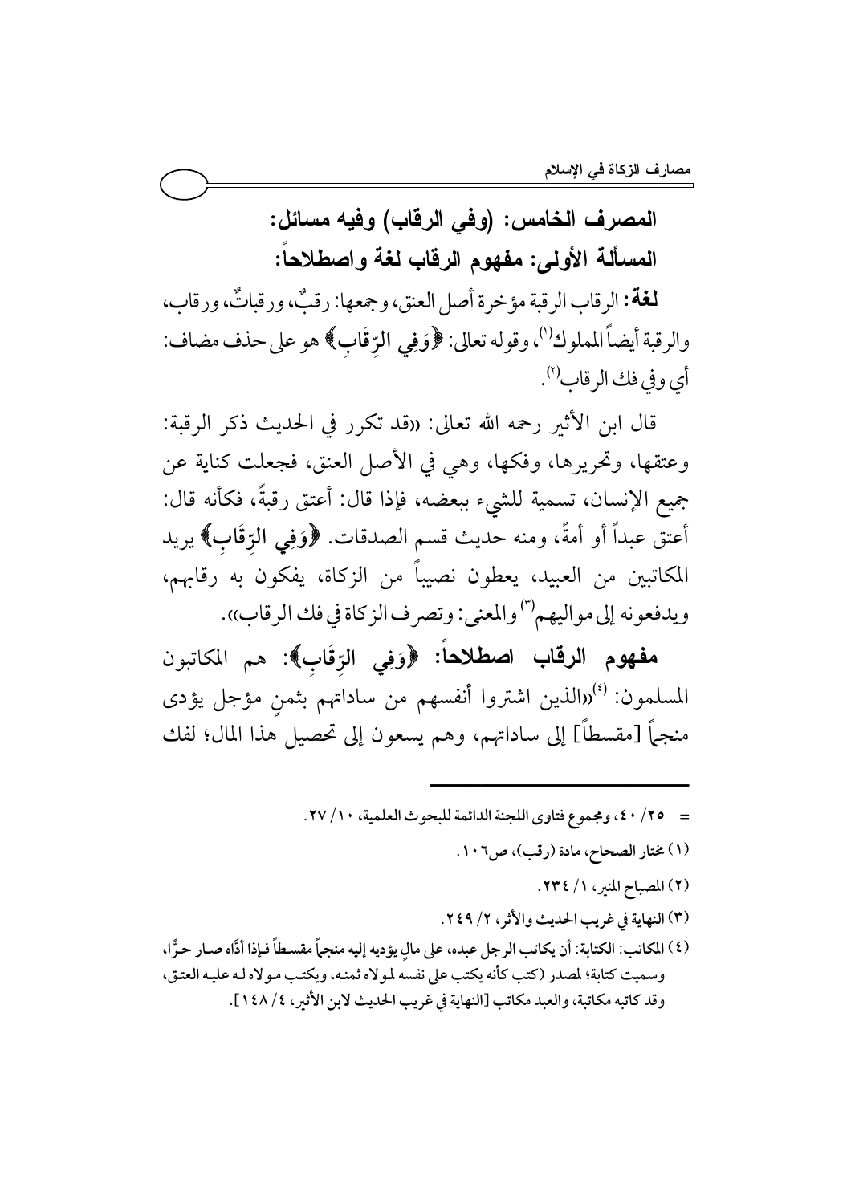## المصرف الخامس: (وفي الرقاب) وفيه مسائل:

### المسألة الأولى: مفهوم الرقاب لغة واصطلاحاً:

**لغة:** الرقاب الرقبة مؤخرة أصل العنق، وجمعها: رقبٌ، ورقباتٌ، ورقاب، والرقبة أيضاً المملوك[1]، وقوله تعالى: ﴿وَفِي الرِّقَابِ﴾ هو على حذف مضاف: أي وفي فك الرقاب[2].

قال ابن الأثير رحمه الله تعالى: «قد تكرر في الحديث ذكر الرقبة: وعتقها، وتحريرها، وفكها، وهي في الأصل العنق، فجعلت كناية عن جميع الإنسان، تسمية للشيء ببعضه، فإذا قال: أعتق رقبةً، فكأنه قال: أعتق عبداً أو أمةً، ومنه حديث قسم الصدقات. ﴿وَفِي الرِّقَابِ﴾ يريد المكاتبين من العبيد، يعطون نصيباً من الزكاة، يفكون به رقابهم، ويدفعونه إلى مواليهم[3] والمعنى: وتصرف الزكاة في فك الرقاب».

**مفهوم الرقاب اصطلاحاً: ﴿وَفِي الرِّقَابِ﴾:** هم المكاتبون المسلمون: [4]«الذين اشتروا أنفسهم من ساداتهم بثمنٍ مؤجل يؤدى منجماً [مقسطاً] إلى ساداتهم، وهم يسعون إلى تحصيل هذا المال؛ لفك

---

= ٢٥/ ٤٠، ومجموع فتاوى اللجنة الدائمة للبحوث العلمية، ١٠/ ٢٧.

(١) مختار الصحاح، مادة (رقب)، ص١٠٦.

(٢) المصباح المنير، ١/ ٢٣٤.

(٣) النهاية في غريب الحديث والأثر، ٢/ ٢٤٩.

(٤) المكاتب: الكتابة: أن يكاتب الرجل عبده، على مالٍ يؤديه إليه منجماً مقسطاً فإذا أدَّاه صار حرًّا، وسميت كتابة؛ لمصدر (كتب كأنه يكتب على نفسه لمولاه ثمنه، ويكتب مولاه له عليه العتق، وقد كاتبه مكاتبة، والعبد مكاتب [النهاية في غريب الحديث لابن الأثير، ٤/ ١٤٨].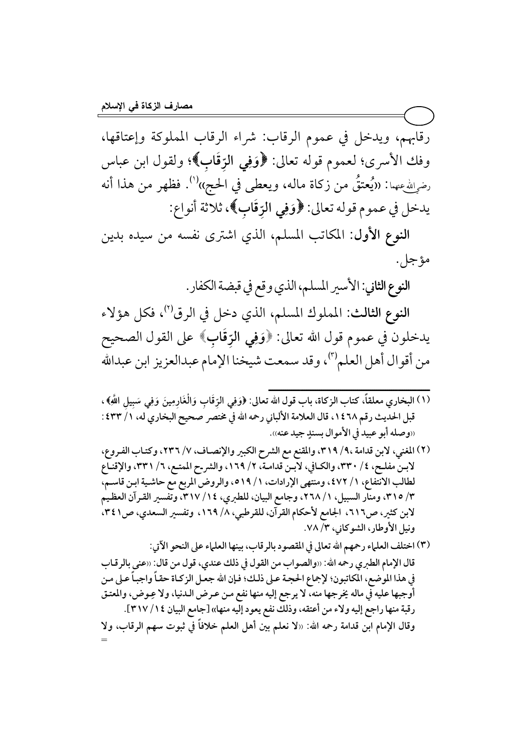رقابهم، ويدخل في عموم الرقاب: شراء الرقاب المملوكة وإعتاقها، وفك الأسرى؛ لعموم قوله تعالى: ﴿وَفِي الرِّقَابِ﴾؛ ولقول ابن عباس رضي الله عنهما: «يُعتقُ من زكاة ماله، ويعطى في الحج»[1]. فظهر من هذا أنه يدخل في عموم قوله تعالى: ﴿وَفِي الرِّقَابِ﴾، ثلاثة أنواع:

**النوع الأول**: المكاتب المسلم، الذي اشترى نفسه من سيده بدين مؤجل.

**النوع الثاني**: الأسير المسلم، الذي وقع في قبضة الكفار.

**النوع الثالث**: المملوك المسلم، الذي دخل في الرق[2]، فكل هؤلاء يدخلون في عموم قول الله تعالى: ﴿وَفِي الرِّقَابِ﴾ على القول الصحيح من أقوال أهل العلم[3]، وقد سمعت شيخنا الإمام عبدالعزيز ابن عبدالله

---

(١) البخاري معلقاً، كتاب الزكاة، باب قول الله تعالى: ﴿وَفِي الرِّقَابِ وَالْغَارِمِينَ وَفِي سَبِيلِ اللَّهِ﴾، قبل الحديث رقم ١٤٦٨، قال العلامة الألباني رحمه الله في مختصر صحيح البخاري له، ١/ ٤٣٣: «وصله أبو عبيد في الأموال بسندٍ جيد عنه».

(٢) المغني، لابن قدامة ،٩/ ٣١٩، والمقنع مع الشرح الكبير والإنصاف، ٧/ ٢٣٦، وكتاب الفروع، لابن مفلح، ٤/ ٣٣٠، والكافي، لابن قدامة، ٢/ ١٦٩، والشرح الممتع، ٦/ ٣٣١، والإقناع لطالب الانتفاع، ١/ ٤٧٢، ومنتهى الإرادات، ١/ ٥١٩، والروض المربع مع حاشية ابن قاسم، ٣/ ٣١٥، ومنار السبيل، ١/ ٢٦٨، وجامع البيان، للطبري، ١٤/ ٣١٧، وتفسير القرآن العظيم لابن كثير، ص٦١٦، الجامع لأحكام القرآن، للقرطبي، ٨/ ١٦٩، وتفسير السعدي، ص٣٤١، ونيل الأوطار، الشوكاني، ٣/ ٧٨.

(٣) اختلف العلماء رحمهم الله تعالى في المقصود بالرقاب، بينها العلماء على النحو الآتي:

قال الإمام الطبري رحمه الله: «والصواب من القول في ذلك عندي، قول من قال: «عنى بالرقاب في هذا الموضع، المكاتبون؛ لإجماع الحجة على ذلك؛ فإن الله جعل الزكاة حقاً واجباً على من أوجبها عليه في ماله يخرجها منه، لا يرجع إليه منها نفع من عرض الدنيا، ولا عِوض، والمعتق رقبة منها راجع إليه ولاء من أعتقه، وذلك نفع يعود إليه منها» [جامع البيان ١٤/ ٣١٧].

وقال الإمام ابن قدامة رحمه الله: «لا نعلم بين أهل العلم خلافاً في ثبوت سهم الرقاب، ولا =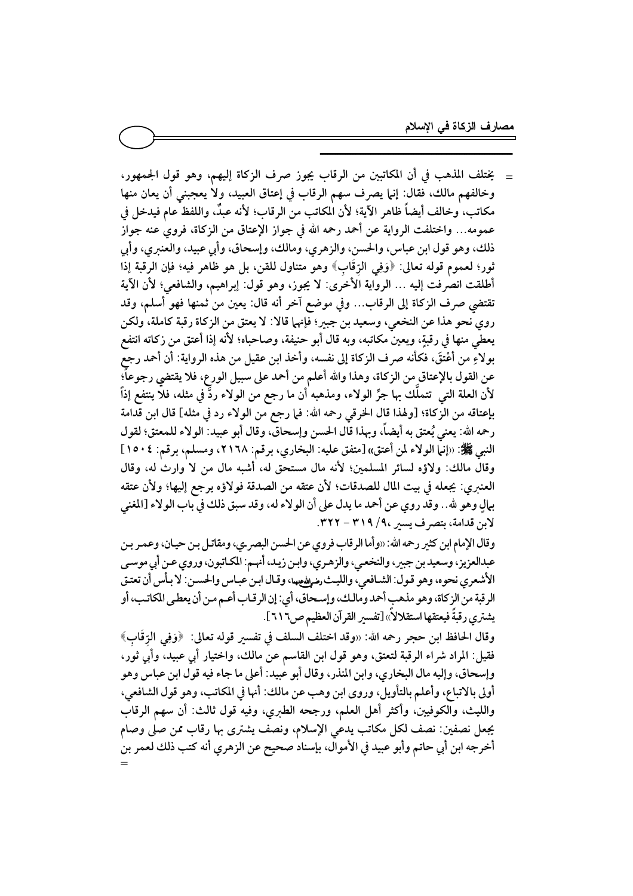= يختلف المذهب في أن المكاتبين من الرقاب يجوز صرف الزكاة إليهم، وهو قول الجمهور، وخالفهم مالك، فقال: إنما يصرف سهم الرقاب في إعتاق العبيد، ولا يعجبني أن يعان منها مكاتب، وخالف أيضاً ظاهر الآية؛ لأن المكاتب من الرقاب؛ لأنه عبدٌ، واللفظ عام فيدخل في عمومه... واختلفت الرواية عن أحمد رحمه الله في جواز الإعتاق من الزكاة، فروي عنه جواز ذلك، وهو قول ابن عباس، والحسن، والزهري، ومالك، وإسحاق، وأبي عبيد، والعنبري، وأبي ثور؛ لعموم قوله تعالى: ﴿وَفِي الرِّقَابِ﴾ وهو متناول للقن، بل هو ظاهر فيه؛ فإن الرقبة إذا أطلقت انصرفت إليه ... الرواية الأخرى: لا يجوز، وهو قول: إبراهيم، والشافعي؛ لأن الآية تقتضي صرف الزكاة إلى الرقاب... وفي موضع آخر أنه قال: يعين من ثمنها فهو أسلم، وقد روي نحو هذا عن النخعي، وسعيد بن جبير؛ فإنهما قالا: لا يعتق من الزكاة رقبة كاملة، ولكن يعطي منها في رقبةٍ، ويعين مكاتبه، وبه قال أبو حنيفة، وصاحباه؛ لأنه إذا أعتق من زكاته انتفع بولاءِ من أَعْتَقَ، فكأنه صرف الزكاة إلى نفسه، وأخذ ابن عقيل من هذه الرواية: أن أحمد رجع عن القول بالإعتاق من الزكاة، وهذا والله أعلم من أحمد على سبيل الورع، فلا يقتضي رجوعاً؛ لأن العلة التي تتملَّك بها جرِّ الولاء، ومذهبه أن ما رجع من الولاء ردٌّ في مثله، فلا ينتفع إذاً بإعتاقه من الزكاة؛ [ولهذا قال الخرقي رحمه الله: فما رجع من الولاء رد في مثله] قال ابن قدامة رحمه الله: يعني يُعتق به أيضاً، وبهذا قال الحسن وإسحاق، وقال أبو عبيد: الولاء للمعتق؛ لقول النبي ﷺ: «إنما الولاء لمن أعتق» [متفق عليه: البخاري، برقم: ٢١٦٨، ومسلم، برقم: ١٥٠٤] وقال مالك: ولاؤه لسائر المسلمين؛ لأنه مال مستحق له، أشبه مال من لا وارث له، وقال العنبري: يجعله في بيت المال للصدقات؛ لأن عتقه من الصدقة فولاؤه يرجع إليها؛ ولأن عتقه بمالٍ وهو لله.. وقد روي عن أحمد ما يدل على أن الولاء له، وقد سبق ذلك في باب الولاء [المغني لابن قدامة، بتصرف يسير، ٩/ ٣١٩ – ٣٢٢].

وقال الإمام ابن كثير رحمه الله: «وأما الرقاب فروي عن الحسن البصري، ومقاتل بن حيان، وعمر بن عبدالعزيز، وسعيد بن جبير، والنخعي، والزهري، وابن زيد، أنهم: المكاتبون، وروي عن أبي موسى الأشعري نحوه، وهو قول: الشافعي، والليث رضي الله عنهما، وقال ابن عباس والحسن: لا بأس أن تعتق الرقبة من الزكاة، وهو مذهب أحمد ومالك، وإسحاق، أي: إن الرقاب أعم من أن يعطى المكاتب، أو يشتري رقبةً فيعتقها استقلالاً» [تفسير القرآن العظيم ص٦١٦].

وقال الحافظ ابن حجر رحمه الله: «وقد اختلف السلف في تفسير قوله تعالى: ﴿وَفِي الرِّقَابِ﴾ فقيل: المراد شراء الرقبة لتعتق، وهو قول ابن القاسم عن مالك، واختيار أبي عبيد، وأبي ثور، وإسحاق، وإليه مال البخاري، وابن المنذر، وقال أبو عبيد: أعلى ما جاء فيه قول ابن عباس وهو أولى بالاتباع، وأعلم بالتأويل، وروى ابن وهب عن مالك: أنها في المكاتب، وهو قول الشافعي، والليث، والكوفيين، وأكثر أهل العلم، ورجحه الطبري، وفيه قول ثالث: أن سهم الرقاب يجعل نصفين: نصف لكل مكاتب يدعي الإسلام، ونصف يشترى بها رقاب ممن صلى وصام أخرجه ابن أبي حاتم وأبو عبيد في الأموال، بإسناد صحيح عن الزهري أنه كتب ذلك لعمر بن =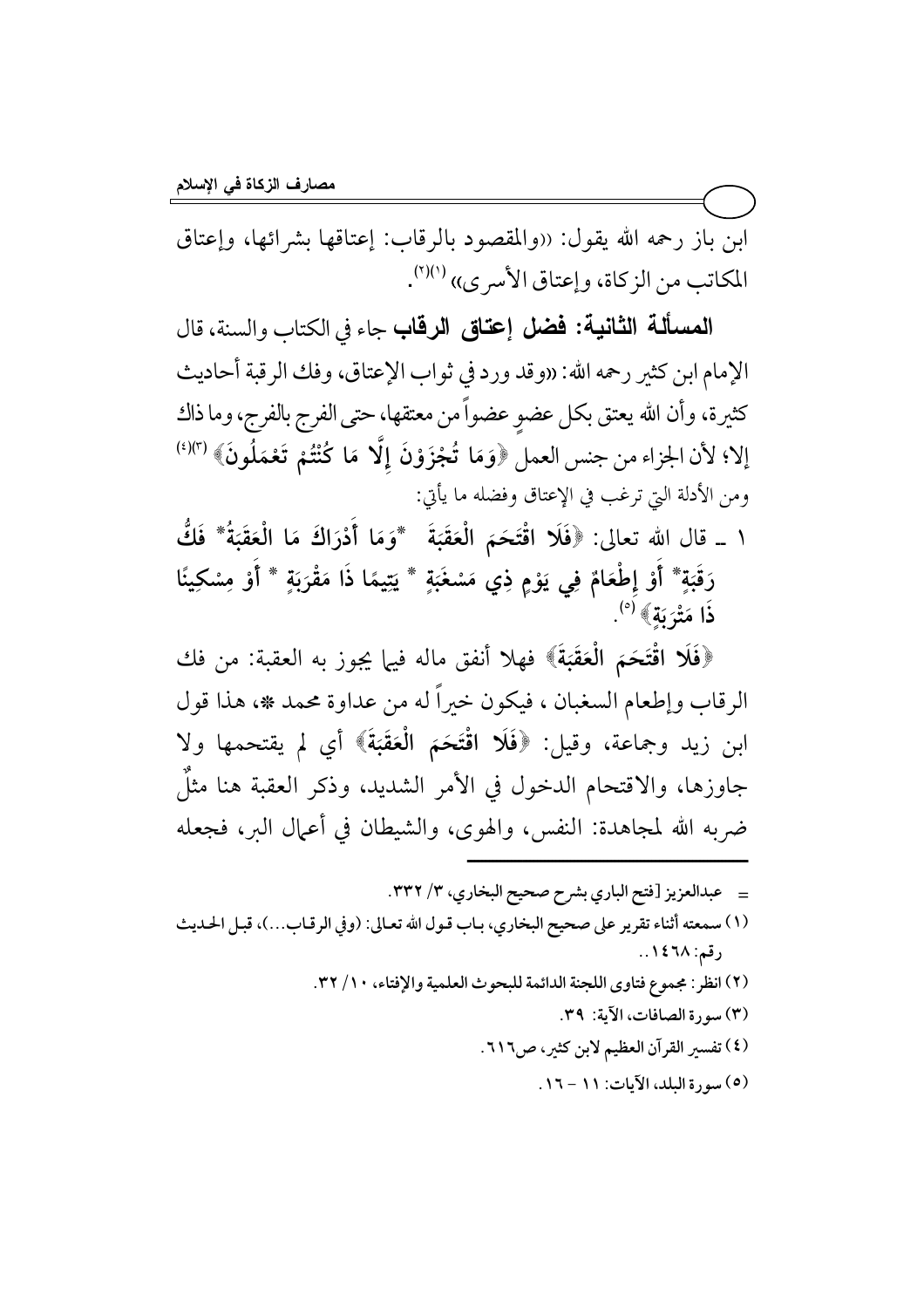ابن باز رحمه الله يقول: «والمقصود بالرقاب: إعتاقها بشرائها، وإعتاق المكاتب من الزكاة، وإعتاق الأسرى»[1][2].

**المسألة الثانية: فضل إعتاق الرقاب** جاء في الكتاب والسنة، قال الإمام ابن كثير رحمه الله: «وقد ورد في ثواب الإعتاق، وفك الرقبة أحاديث كثيرة، وأن الله يعتق بكل عضوٍ عضواً من معتقها، حتى الفرج بالفرج، وما ذاك إلا؛ لأن الجزاء من جنس العمل ﴿وَمَا تُجْزَوْنَ إِلَّا مَا كُنْتُمْ تَعْمَلُونَ﴾[3]»[4] ومن الأدلة التي ترغب في الإعتاق وفضله ما يأتي:

١ ـ قال الله تعالى: ﴿فَلَا اقْتَحَمَ الْعَقَبَةَ * وَمَا أَدْرَاكَ مَا الْعَقَبَةُ * فَكُّ رَقَبَةٍ * أَوْ إِطْعَامٌ فِي يَوْمٍ ذِي مَسْغَبَةٍ * يَتِيمًا ذَا مَقْرَبَةٍ * أَوْ مِسْكِينًا ذَا مَتْرَبَةٍ﴾[5].

﴿فَلَا اقْتَحَمَ الْعَقَبَةَ﴾ فهلا أنفق ماله فيما يجوز به العقبة: من فك الرقاب وإطعام السغبان، فيكون خيراً له من عداوة محمد ﷺ، هذا قول ابن زيد وجماعة، وقيل: ﴿فَلَا اقْتَحَمَ الْعَقَبَةَ﴾ أي لم يقتحمها ولا جاوزها، والاقتحام الدخول في الأمر الشديد، وذكر العقبة هنا مثلٌ ضربه الله لمجاهدة: النفس، والهوى، والشيطان في أعمال البر، فجعله

---

= عبدالعزيز [فتح الباري بشرح صحيح البخاري، ٣/ ٣٣٢.

(١) سمعته أثناء تقرير على صحيح البخاري، باب قول الله تعالى: (وفي الرقاب...)، قبل الحديث رقم: ١٤٦٨..

(٢) انظر: مجموع فتاوى اللجنة الدائمة للبحوث العلمية والإفتاء، ١٠/ ٣٢.

(٣) سورة الصافات، الآية: ٣٩.

(٤) تفسير القرآن العظيم لابن كثير، ص٦١٦.

(٥) سورة البلد، الآيات: ١١ – ١٦.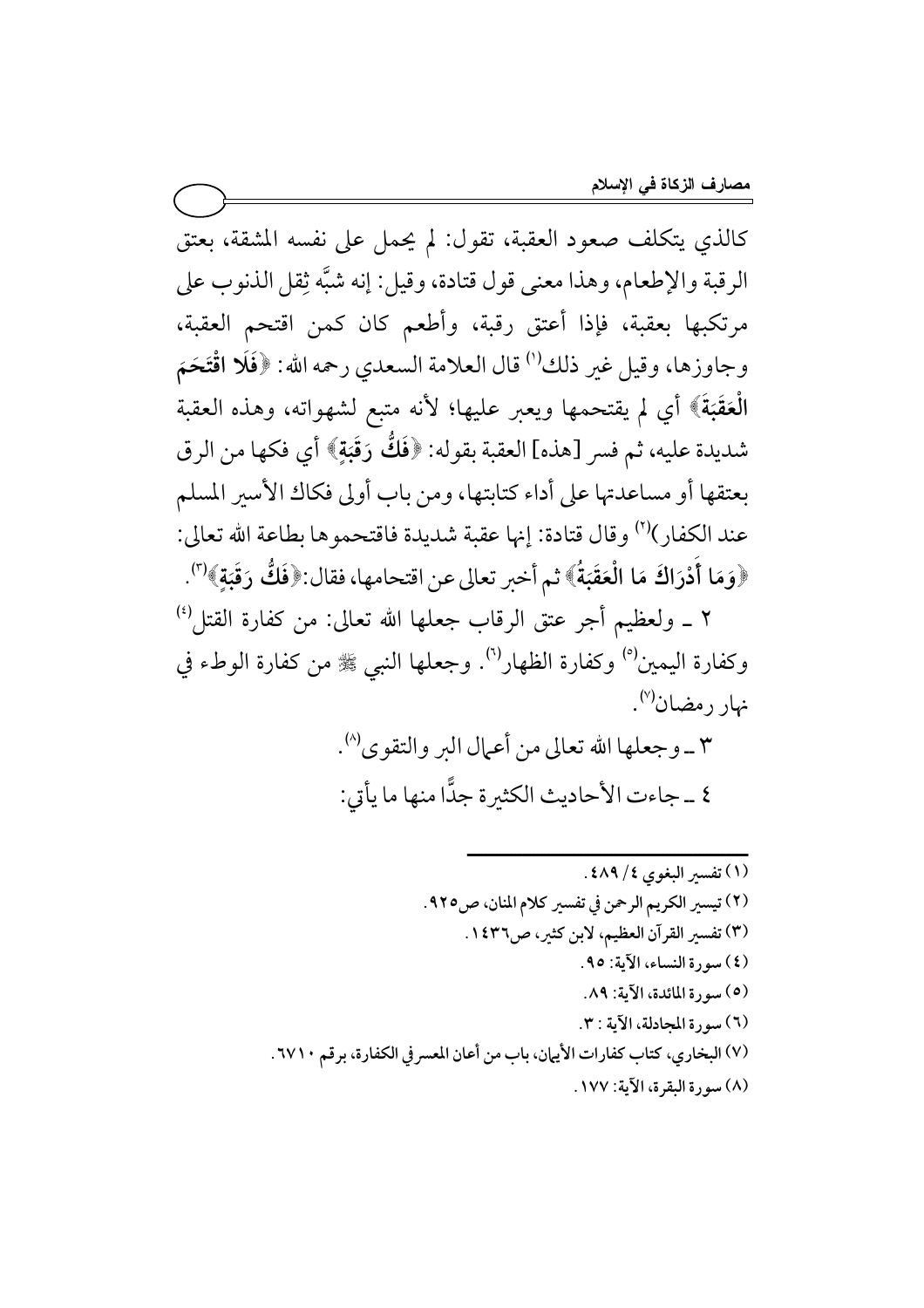كالذي يتكلف صعود العقبة، تقول: لم يحمل على نفسه المشقة، بعتق الرقبة والإطعام، وهذا معنى قول قتادة، وقيل: إنه شبَّه ثِقل الذنوب على مرتكبها بعقبة، فإذا أعتق رقبة، وأطعم كان كمن اقتحم العقبة، وجاوزها، وقيل غير ذلك[1] قال العلامة السعدي رحمه الله: ﴿**فَلَا اقْتَحَمَ الْعَقَبَةَ**﴾ أي لم يقتحمها ويعبر عليها؛ لأنه متبع لشهواته، وهذه العقبة شديدة عليه، ثم فسر [هذه] العقبة بقوله: ﴿**فَكُّ رَقَبَةٍ**﴾ أي فكها من الرق بعتقها أو مساعدتها على أداء كتابتها، ومن باب أولى فكاك الأسير المسلم عند الكفار)[2] وقال قتادة: إنها عقبة شديدة فاقتحموها بطاعة الله تعالى: ﴿**وَمَا أَدْرَاكَ مَا الْعَقَبَةُ**﴾ ثم أخبر تعالى عن اقتحامها، فقال:﴿**فَكُّ رَقَبَةٍ**﴾[3].

٢ ـ ولعظيم أجر عتق الرقاب جعلها الله تعالى: من كفارة القتل[4] وكفارة اليمين[5] وكفارة الظهار[6]. وجعلها النبي ﷺ من كفارة الوطء في نهار رمضان[7].

٣ ـ وجعلها الله تعالى من أعمال البر والتقوى[8].

٤ ـ جاءت الأحاديث الكثيرة جدًّا منها ما يأتي:

---

(١) تفسير البغوي ٤/ ٤٨٩.

(٢) تيسير الكريم الرحمن في تفسير كلام المنان، ص٩٢٥.

(٣) تفسير القرآن العظيم، لابن كثير، ص١٤٣٦.

(٤) سورة النساء، الآية: ٩٥.

(٥) سورة المائدة، الآية: ٨٩.

(٦) سورة المجادلة، الآية : ٣.

(٧) البخاري، كتاب كفارات الأيمان، باب من أعان المعسر في الكفارة، برقم ٦٧١٠.

(٨) سورة البقرة، الآية: ١٧٧.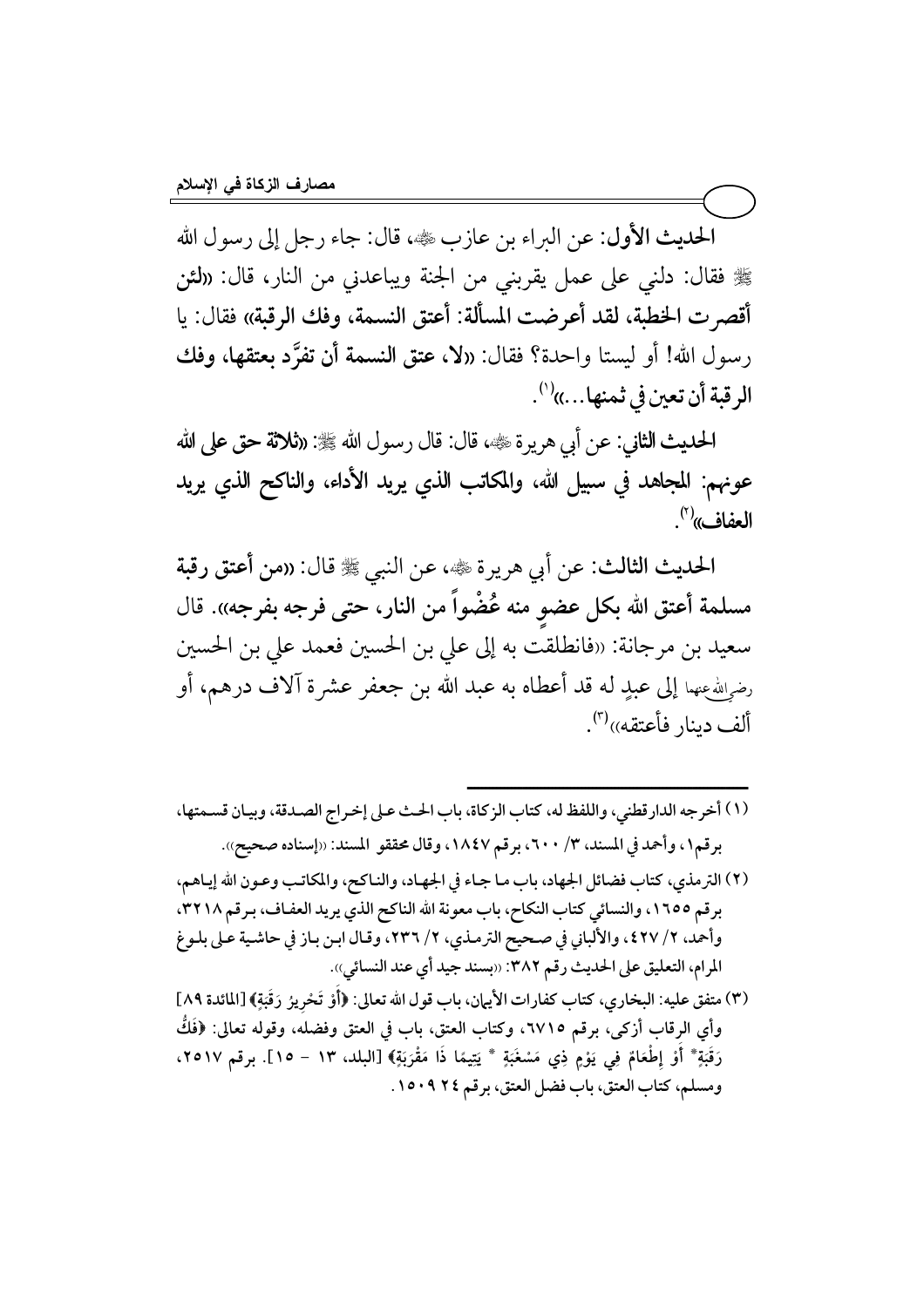**الحديث الأول:** عن البراء بن عازب ﷺ، قال: جاء رجل إلى رسول الله ﷺ فقال: دلني على عمل يقربني من الجنة ويباعدني من النار، قال: «**لئن أقصرت الخطبة، لقد أعرضت المسألة: أعتق النسمة، وفك الرقبة**» فقال: يا رسول الله! أو ليستا واحدة؟ فقال: «**لا، عتق النسمة أن تفرَّد بعتقها، وفك الرقبة أن تعين في ثمنها...**»(١).

**الحديث الثاني:** عن أبي هريرة ﷺ، قال: قال رسول الله ﷺ: «**ثلاثة حق على الله عونهم: المجاهد في سبيل الله، والمكاتب الذي يريد الأداء، والناكح الذي يريد العفاف**»(٢).

**الحديث الثالث:** عن أبي هريرة ﷺ، عن النبي ﷺ قال: «**من أعتق رقبة مسلمة أعتق الله بكل عضوٍ منه عُضْواً من النار، حتى فرجه بفرجه**». قال سعيد بن مرجانة: «فانطلقت به إلى علي بن الحسين فعمد علي بن الحسين رضي الله عنهما إلى عبدٍ له قد أعطاه به عبد الله بن جعفر عشرة آلاف درهم، أو ألف دينار فأعتقه»(٣).

---

(١) أخرجه الدارقطني، واللفظ له، كتاب الزكاة، باب الحث على إخراج الصدقة، وبيان قسمتها، برقم١، وأحمد في المسند، ٣/ ٦٠٠، برقم ١٨٤٧، وقال محققو المسند: «إسناده صحيح».

(٢) الترمذي، كتاب فضائل الجهاد، باب ما جاء في الجهاد، والناكح، والمكاتب وعون الله إياهم، برقم ١٦٥٥، والنسائي كتاب النكاح، باب معونة الله الناكح الذي يريد العفاف، برقم ٣٢١٨، وأحمد، ٢/ ٤٢٧، والألباني في صحيح الترمذي، ٢/ ٢٣٦، وقال ابن باز في حاشية على بلوغ المرام، التعليق على الحديث رقم ٣٨٢: «بسند جيد أي عند النسائي».

(٣) متفق عليه: البخاري، كتاب كفارات الأيمان، باب قول الله تعالى: ﴿أَوْ تَحْرِيرُ رَقَبَةٍ﴾ [المائدة ٨٩] وأي الرقاب أزكى، برقم ٦٧١٥، وكتاب العتق، باب في العتق وفضله، وقوله تعالى: ﴿فَكُّ رَقَبَةٍ * أَوْ إِطْعَامٌ فِي يَوْمٍ ذِي مَسْغَبَةٍ * يَتِيمًا ذَا مَقْرَبَةٍ﴾ [البلد، ١٣ - ١٥]. برقم ٢٥١٧، ومسلم، كتاب العتق، باب فضل العتق، برقم ٢٤ ١٥٠٩.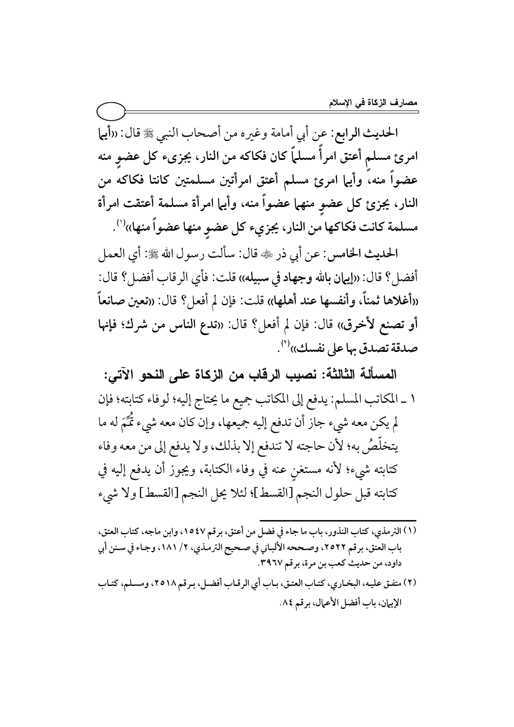**الحديث الرابع**: عن أبي أمامة وغيره من أصحاب النبي ﷺ قال: «**أيما امرئ مسلم أعتق امرأً مسلماً كان فكاكه من النار، يجزىء كل عضوٍ منه عضواً منه، وأيما امرئ مسلم أعتق امرأتين مسلمتين كانتا فكاكه من النار، يجزئ كل عضوٍ منهما عضواً منه، وأيما امرأة مسلمة أعتقت امرأة مسلمة كانت فكاكها من النار، يجزيء كل عضوٍ منها عضواً منها**»[1].

**الحديث الخامس**: عن أبي ذر ﷺ قال: سألت رسول الله ﷺ: أي العمل أفضل؟ قال: «**إيمان بالله وجهاد في سبيله**» قلت: فأي الرقاب أفضل؟ قال: «**أغلاها ثمناً، وأنفسها عند أهلها**» قلت: فإن لم أفعل؟ قال: «**تعين صانعاً أو تصنع لأخرق**» قال: فإن لم أفعل؟ قال: «**تدع الناس من شرك؛ فإنها صدقة تصدق بها على نفسك**»[2].

## المسألة الثالثة: نصيب الرقاب من الزكاة على النحو الآتي:

١ ـ المكاتب المسلم: يدفع إلى المكاتب جميع ما يحتاج إليه؛ لوفاء كتابته؛ فإن لم يكن معه شيء جاز أن تدفع إليه جميعها، وإن كان معه شيء تُمِّمَ له ما يتخلّصُ به؛ لأن حاجته لا تندفع إلا بذلك، ولا يدفع إلى من معه وفاء كتابته شيء؛ لأنه مستغنٍ عنه في وفاء الكتابة، ويجوز أن يدفع إليه في كتابته قبل حلول النجم [القسط]؛ لئلا يحل النجم [القسط] ولا شيء

---

(١) الترمذي، كتاب النذور، باب ما جاء في فضل من أعتق، برقم ١٥٤٧، وابن ماجه، كتاب العتق، باب العتق، برقم ٢٥٢٢، وصححه الألباني في صحيح الترمذي، ٢/ ١٨١، وجاء في سنن أبي داود، من حديث كعب بن مرة، برقم ٣٩٦٧.

(٢) متفق عليه، البخاري، كتاب العتق، باب أي الرقاب أفضل، برقم ٢٥١٨، ومسلم، كتاب الإيمان، باب أفضل الأعمال، برقم ٨٤.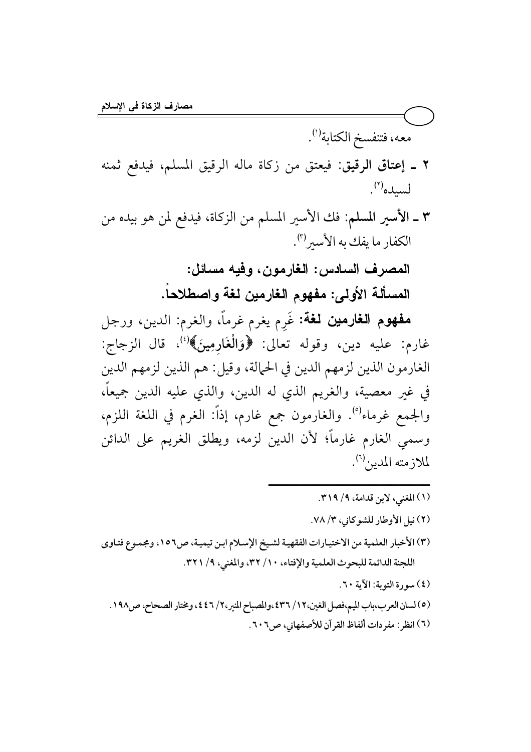معه، فتنفسخ الكتابة[1].

٢ ـ **إعتاق الرقيق**: فيعتق من زكاة ماله الرقيق المسلم، فيدفع ثمنه لسيده[2].

٣ ـ **الأسير المسلم**: فك الأسير المسلم من الزكاة، فيدفع لمن هو بيده من الكفار ما يفك به الأسير[3].

### المصرف السادس: الغارمون، وفيه مسائل:

### المسألة الأولى: مفهوم الغارمين لغة واصطلاحاً.

**مفهوم الغارمين لغة**: غَرِم يغرم غرماً، والغرم: الدين، ورجل غارم: عليه دين، وقوله تعالى: ﴿وَالْغَارِمِينَ﴾[4]، قال الزجاج: الغارمون الذين لزمهم الدين في الحمالة، وقيل: هم الذين لزمهم الدين في غير معصية، والغريم الذي له الدين، والذي عليه الدين جميعاً، والجمع غرماء[5]. والغارمون جمع غارم، إذاً: الغرم في اللغة اللزم، وسمي الغارم غارماً؛ لأن الدين لزمه، ويطلق الغريم على الدائن لملازمته المدين[6].

---

(١) المغني، لابن قدامة، ٩/ ٣١٩.

(٢) نيل الأوطار للشوكاني، ٣/ ٧٨.

(٣) الأخبار العلمية من الاختيارات الفقهية لشيخ الإسلام ابن تيمية، ص١٥٦، ومجموع فتاوى اللجنة الدائمة للبحوث العلمية والإفتاء، ١٠/ ٣٢، والمغني، ٩/ ٣٢١.

(٤) سورة التوبة: الآية ٦٠.

(٥) لسان العرب، باب الميم، فصل الغين، ١٢/ ٤٣٦، والمصباح المنير، ٢/ ٤٤٦، ومختار الصحاح، ص١٩٨.

(٦) انظر: مفردات ألفاظ القرآن للأصفهاني، ص٦٠٦.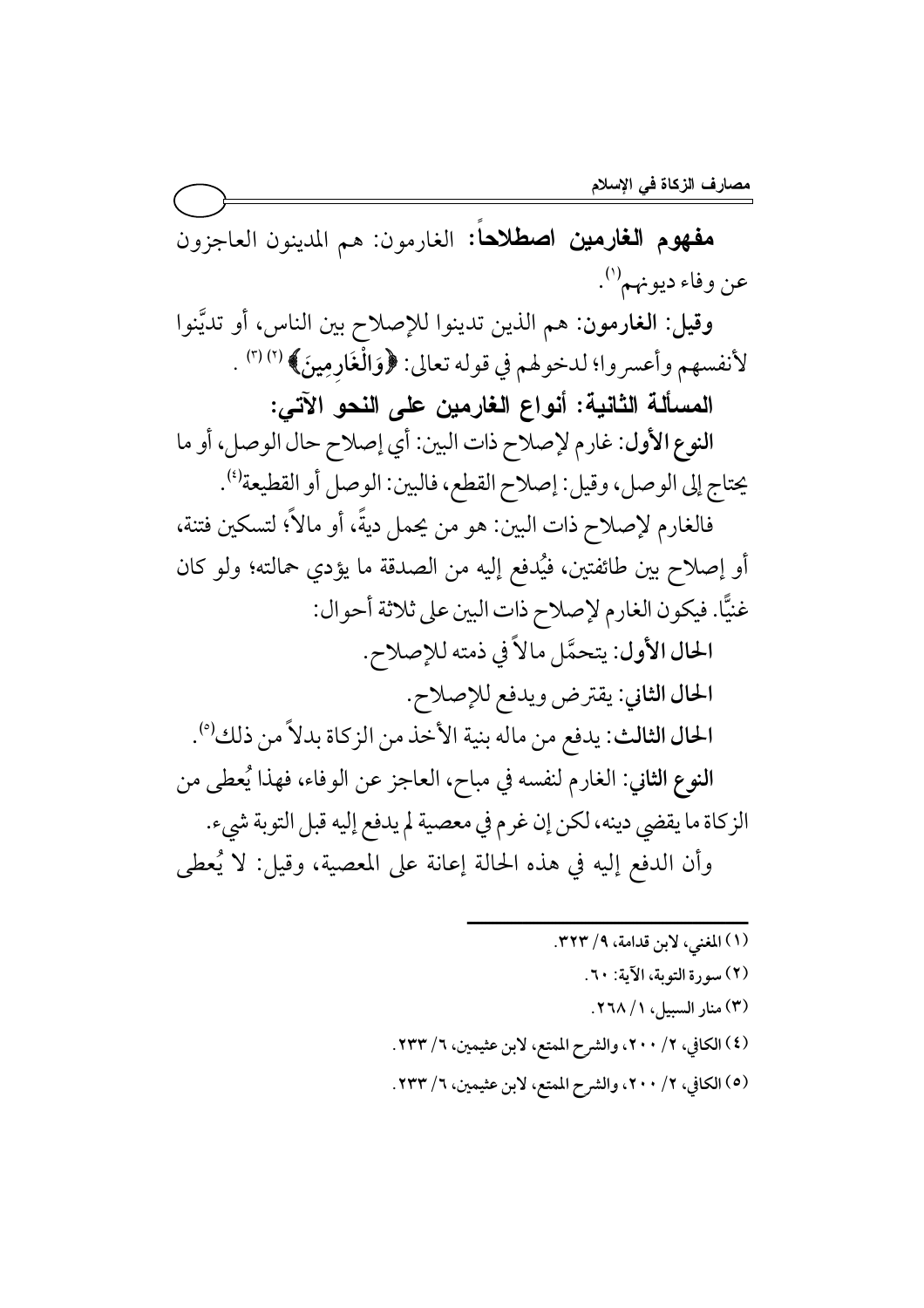**مفهوم الغارمين اصطلاحاً:** الغارمون: هم المدينون العاجزون عن وفاء ديونهم[1].

**وقيل: الغارمون:** هم الذين تدينوا للإصلاح بين الناس، أو تديَّنوا لأنفسهم وأعسروا؛ لدخولهم في قوله تعالى: ﴿وَالْغَارِمِينَ﴾[2][3].

**المسألة الثانية: أنواع الغارمين على النحو الآتي:**

**النوع الأول:** غارم لإصلاح ذات البين: أي إصلاح حال الوصل، أو ما يحتاج إلى الوصل، وقيل: إصلاح القطع، فالبين: الوصل أو القطيعة[4].

فالغارم لإصلاح ذات البين: هو من يحمل ديةً، أو مالاً؛ لتسكين فتنة، أو إصلاح بين طائفتين، فيُدفع إليه من الصدقة ما يؤدي حمالته؛ ولو كان غنيًّا. فيكون الغارم لإصلاح ذات البين على ثلاثة أحوال:

**الحال الأول:** يتحمَّل مالاً في ذمته للإصلاح.

**الحال الثاني:** يقترض ويدفع للإصلاح.

**الحال الثالث:** يدفع من ماله بنية الأخذ من الزكاة بدلاً من ذلك[5].

**النوع الثاني:** الغارم لنفسه في مباح، العاجز عن الوفاء، فهذا يُعطى من الزكاة ما يقضي دينه، لكن إن غرم في معصية لم يدفع إليه قبل التوبة شيء.

وأن الدفع إليه في هذه الحالة إعانة على المعصية، وقيل: لا يُعطى

---

(١) المغني، لابن قدامة، ٩/ ٣٢٣.

(٢) سورة التوبة، الآية: ٦٠.

(٣) منار السبيل، ١/ ٢٦٨.

(٤) الكافي، ٢/ ٢٠٠، والشرح الممتع، لابن عثيمين، ٦/ ٢٣٣.

(٥) الكافي، ٢/ ٢٠٠، والشرح الممتع، لابن عثيمين، ٦/ ٢٣٣.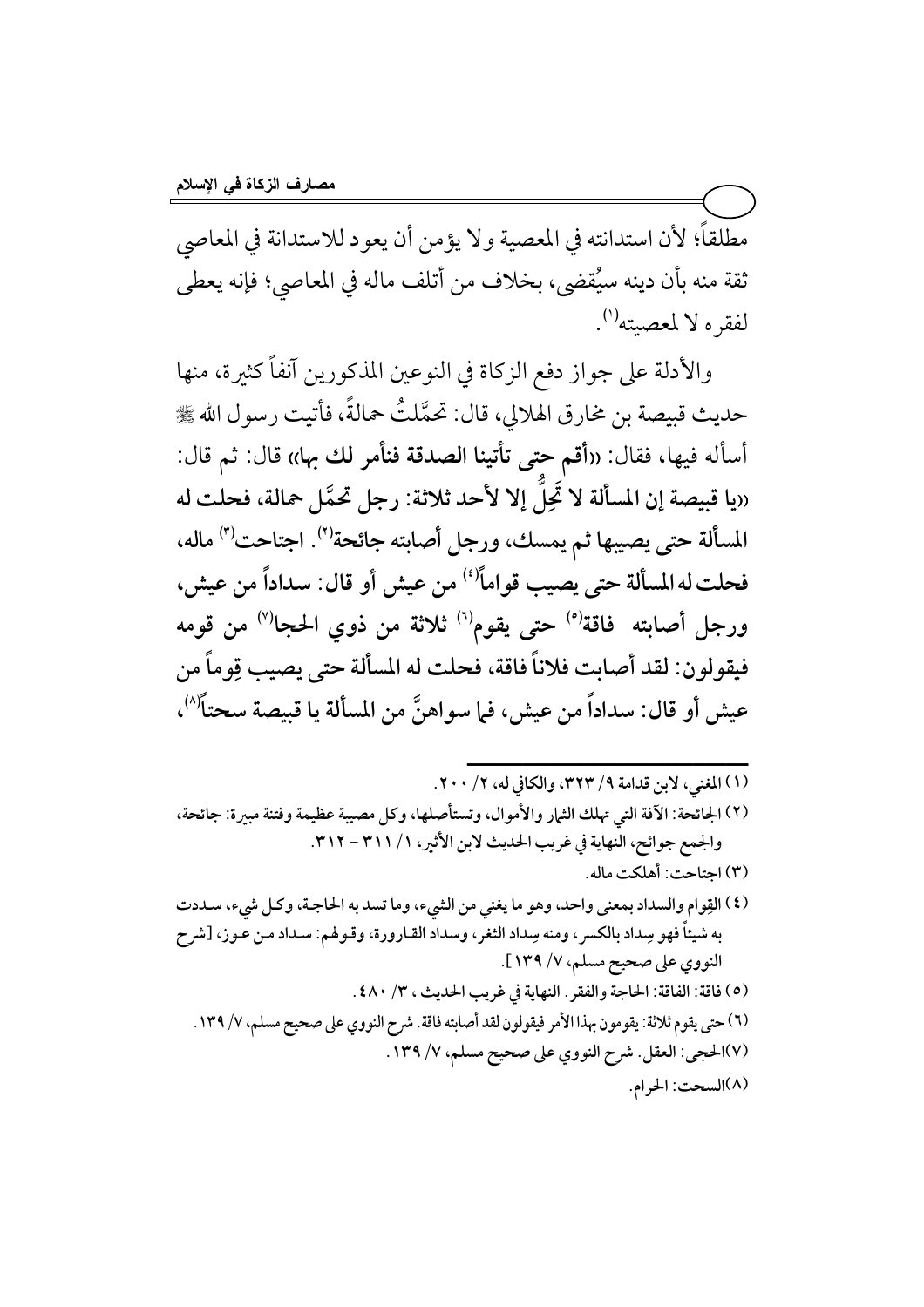مطلقاً؛ لأن استدانته في المعصية ولا يؤمن أن يعود للاستدانة في المعاصي ثقة منه بأن دينه سيُقضى، بخلاف من أتلف ماله في المعاصي؛ فإنه يعطى لفقره لا لمعصيته[1].

والأدلة على جواز دفع الزكاة في النوعين المذكورين آنفاً كثيرة، منها حديث قبيصة بن مخارق الهلالي، قال: تحمَّلتُ حمالةً، فأتيت رسول الله ﷺ أسأله فيها، فقال: «**أقم حتى تأتينا الصدقة فنأمر لك بها**» قال: ثم قال: «**يا قبيصة إن المسألة لا تَحِلُّ إلا لأحد ثلاثة: رجل تحمَّل حمالة، فحلت له المسألة حتى يصيبها ثم يمسك، ورجل أصابته جائحة[2]. اجتاحت[3] ماله، فحلت له المسألة حتى يصيب قواماً[4] من عيش أو قال: سداداً من عيش، ورجل أصابته فاقة[5] حتى يقوم[6] ثلاثة من ذوي الحجا[7] من قومه فيقولون: لقد أصابت فلاناً فاقة، فحلت له المسألة حتى يصيب قِوماً من عيش أو قال: سداداً من عيش، فما سواهنَّ من المسألة يا قبيصة سحتاً[8]**»،

---

(1) المغني، لابن قدامة 9/ 323، والكافي له، 2/ 200.

(2) الجائحة: الآفة التي تهلك الثمار والأموال، وتستأصلها، وكل مصيبة عظيمة وفتنة مبيرة: جائحة، والجمع جوائح، النهاية في غريب الحديث لابن الأثير، 1/ 311 – 312.

(3) اجتاحت: أهلكت ماله.

(4) القِوام والسداد بمعنى واحد، وهو ما يغني من الشيء، وما تسد به الحاجة، وكل شيء، سددت به شيئاً فهو سِداد بالكسر، ومنه سِداد الثغر، وسداد القارورة، وقولهم: سداد من عوز، [شرح النووي على صحيح مسلم، 7/ 139].

(5) فاقة: الفاقة: الحاجة والفقر. النهاية في غريب الحديث، 3/ 480.

(6) حتى يقوم ثلاثة: يقومون بهذا الأمر فيقولون لقد أصابته فاقة. شرح النووي على صحيح مسلم، 7/ 139.

(7) الحجى: العقل. شرح النووي على صحيح مسلم، 7/ 139.

(8) السحت: الحرام.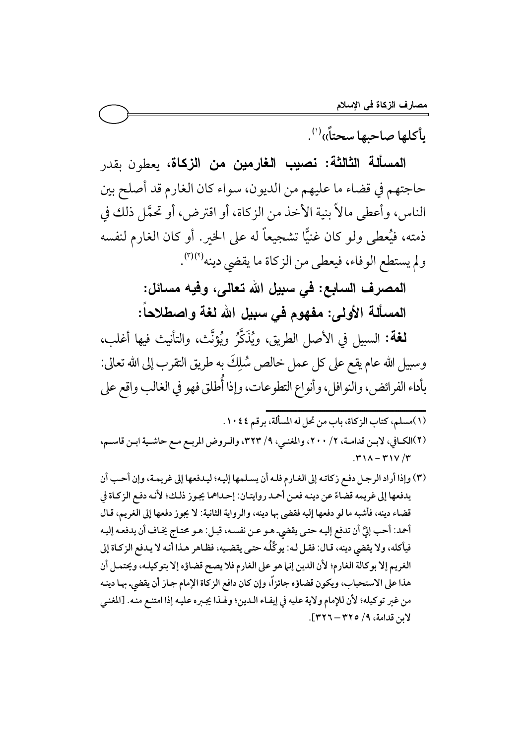يأكلها صاحبها سحتاً»[1].

**المسألة الثالثة: نصيب الغارمين من الزكاة،** يعطون بقدر حاجتهم في قضاء ما عليهم من الديون، سواء كان الغارم قد أصلح بين الناس، وأعطى مالاً بنية الأخذ من الزكاة، أو اقترض، أو تحمَّل ذلك في ذمته، فيُعطى ولو كان غنيًّا تشجيعاً له على الخير. أو كان الغارم لنفسه ولم يستطع الوفاء، فيعطى من الزكاة ما يقضي دينه[2][3].

## المصرف السابع: في سبيل الله تعالى، وفيه مسائل:

### المسألة الأولى: مفهوم في سبيل الله لغة واصطلاحاً:

**لغة:** السبيل في الأصل الطريق، ويُذَكَّرُ ويُؤنَّث، والتأنيث فيها أغلب، وسبيل الله عام يقع على كل عمل خالص سُلِكَ به طريق التقرب إلى الله تعالى: بأداء الفرائض، والنوافل، وأنواع التطوعات، وإذا أُطلق فهو في الغالب واقع على

---

(١) مسلم، كتاب الزكاة، باب من تحل له المسألة، برقم ١٠٤٤.

(٢) الكافي، لابن قدامة، ٢/ ٢٠٠، والمغني، ٩/ ٣٢٣، والروض المربع مع حاشية ابن قاسم، ٣/ ٣١٧ – ٣١٨.

(٣) وإذا أراد الرجل دفع زكاته إلى الغارم فله أن يسلمها إليه؛ ليدفعها إلى غريمه، وإن أحب أن يدفعها إلى غريمه قضاءً عن دينه فعن أحمد روايتان: إحداهما يجوز ذلك؛ لأنه دفع الزكاة في قضاء دينه، فأشبه ما لو دفعها إليه فقضى بها دينه، والرواية الثانية: لا يجوز دفعها إلى الغريم، قال أحمد: أحب إليَّ أن تدفع إليه حتى يقضي. هو عن نفسه، قيل: هو محتاج يخاف أن يدفعه إليه فيأكله، ولا يقضي دينه، قال: فقل له: يوكِّلُه حتى يقضيه، فظاهر هذا أنه لا يدفع الزكاة إلى الغريم إلا بوكالة الغارم؛ لأن الدين إنما هو على الغارم فلا يصح قضاؤه إلا بتوكيله، ويحتمل أن هذا على الاستحباب، ويكون قضاؤه جائزاً، وإن كان دافع الزكاة الإمام جاز أن يقضي. بها دينه من غير توكيله؛ لأن للإمام ولاية عليه في إيفاء الدين؛ ولهذا يجبره عليه إذا امتنع منه. [المغني لابن قدامة، ٩/ ٣٢٥ – ٣٢٦].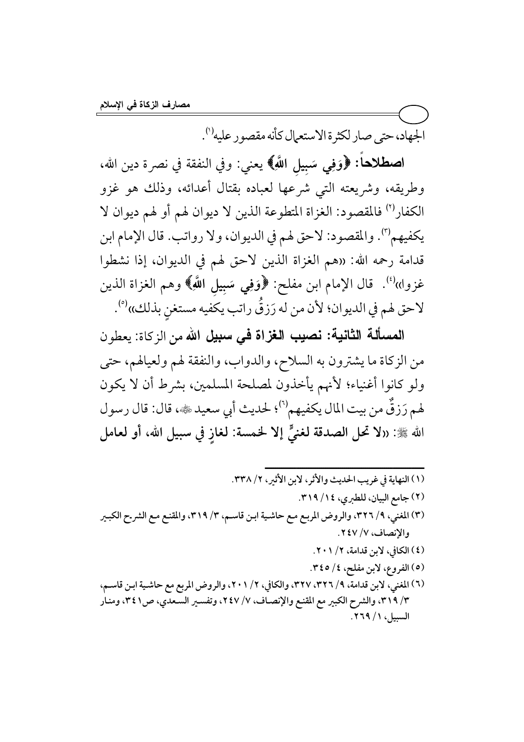الجهاد، حتى صار لكثرة الاستعمال كأنه مقصور عليه[1].

**اصطلاحاً:** ﴿**وَفِي سَبِيلِ اللَّهِ**﴾ يعني: وفي النفقة في نصرة دين الله، وطريقه، وشريعته التي شرعها لعباده بقتال أعدائه، وذلك هو غزو الكفار[2] فالمقصود: الغزاة المتطوعة الذين لا ديوان لهم أو لهم ديوان لا يكفيهم[3]. والمقصود: لاحق لهم في الديوان، ولا رواتب. قال الإمام ابن قدامة رحمه الله: «هم الغزاة الذين لاحق لهم في الديوان، إذا نشطوا غزوا»[4]. قال الإمام ابن مفلح: ﴿**وَفِي سَبِيلِ اللَّهِ**﴾ وهم الغزاة الذين لاحق لهم في الديوان؛ لأن من له رَزقٌ راتب يكفيه مستغنٍ بذلك»[5].

**المسألة الثانية: نصيب الغزاة في سبيل الله من الزكاة:** يعطون من الزكاة ما يشترون به السلاح، والدواب، والنفقة لهم ولعيالهم، حتى ولو كانوا أغنياء؛ لأنهم يأخذون لمصلحة المسلمين، بشرط أن لا يكون لهم رَزقٌ من بيت المال يكفيهم[6]؛ لحديث أبي سعيد ﷺ، قال: قال رسول الله ﷺ: «**لا تحل الصدقة لغنيٍّ إلا لخمسة: لغازٍ في سبيل الله، أو لعامل**

---

(١) النهاية في غريب الحديث والأثر، لابن الأثير، ٢/ ٣٣٨.

(٢) جامع البيان، للطبري، ١٤/ ٣١٩.

(٣) المغني، ٩/ ٣٢٦، والروض المربع مع حاشية ابن قاسم، ٣/ ٣١٩، والمقنع مع الشرح الكبير والإنصاف، ٧/ ٢٤٧.

(٤) الكافي، لابن قدامة، ٢/ ٢٠١.

(٥) الفروع، لابن مفلح، ٤/ ٣٤٥.

(٦) المغني، لابن قدامة، ٩/ ٣٢٦، ٣٢٧، والكافي، ٢/ ٢٠١، والروض المربع مع حاشية ابن قاسم، ٣/ ٣١٩، والشرح الكبير مع المقنع والإنصاف، ٧/ ٢٤٧، وتفسير السعدي، ص٣٤١، ومنار السبيل، ١/ ٢٦٩.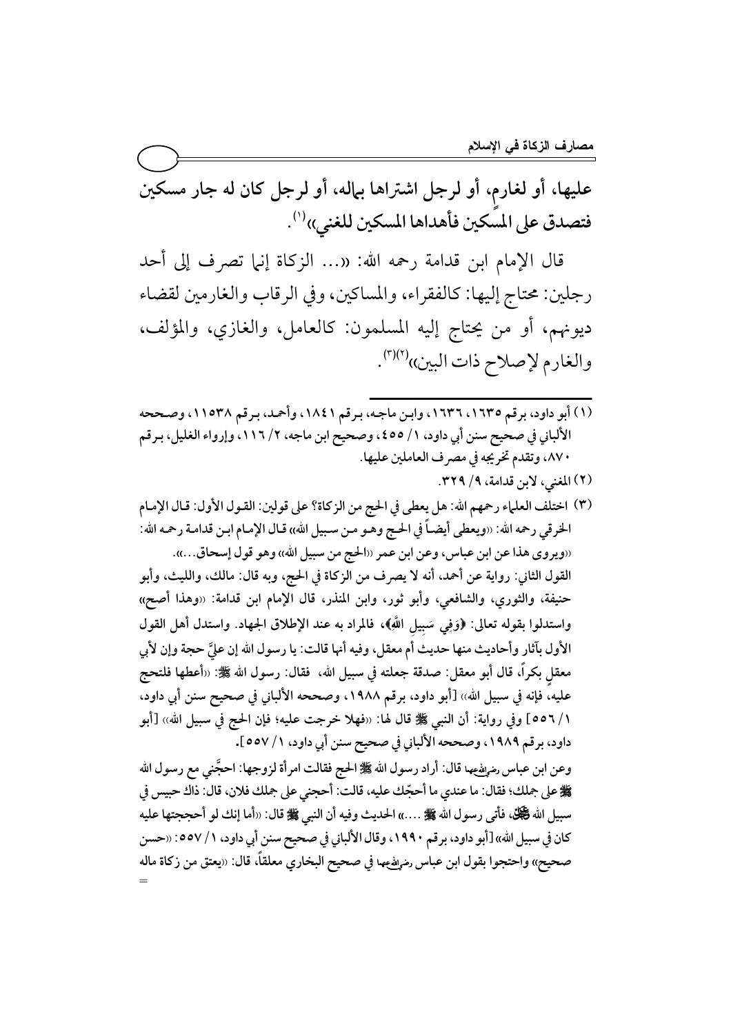عليها، أو لغارم، أو لرجل اشتراها بماله، أو لرجل كان له جار مسكين فتصدق على المسكين فأهداها المسكين للغني»[1].

قال الإمام ابن قدامة رحمه الله: «... الزكاة إنما تصرف إلى أحد رجلين: محتاج إليها: كالفقراء، والمساكين، وفي الرقاب والغارمين لقضاء ديونهم، أو من يحتاج إليه المسلمون: كالعامل، والغازي، والمؤلف، والغارم لإصلاح ذات البين»[2][3].

---

(١) أبو داود، برقم ١٦٣٥، ١٦٣٦، وابن ماجه، برقم ١٨٤١، وأحمد، برقم ١١٥٣٨، وصححه الألباني في صحيح سنن أبي داود، ١/ ٤٥٥، وصحيح ابن ماجه، ٢/ ١١٦، وإرواء الغليل، برقم ٨٧٠، وتقدم تخريجه في مصرف العاملين عليها.

(٢) المغني، لابن قدامة، ٩/ ٣٢٩.

(٣) اختلف العلماء رحمهم الله: هل يعطى في الحج من الزكاة؟ على قولين: القول الأول: قال الإمام الخرقي رحمه الله: «ويعطى أيضاً في الحج وهو من سبيل الله» قال الإمام ابن قدامة رحمه الله: «ويروى هذا عن ابن عباس، وعن ابن عمر «الحج من سبيل الله» وهو قول إسحاق...».

القول الثاني: رواية عن أحمد، أنه لا يصرف من الزكاة في الحج، وبه قال: مالك، والليث، وأبو حنيفة، والثوري، والشافعي، وأبو ثور، وابن المنذر، قال الإمام ابن قدامة: «وهذا أصح» واستدلوا بقوله تعالى: ﴿وَفِي سَبِيلِ اللَّهِ﴾، فالمراد به عند الإطلاق الجهاد. واستدل أهل القول الأول بآثار وأحاديث منها حديث أم معقل، وفيه أنها قالت: يا رسول الله إن عليَّ حجة وإن لأبي معقل بكراً، قال أبو معقل: صدقة جعلته في سبيل الله، فقال: رسول الله ﷺ: «أعطها فلتحج عليه، فإنه في سبيل الله» [أبو داود، برقم ١٩٨٨، وصححه الألباني في صحيح سنن أبي داود، ١/ ٥٥٦] وفي رواية: أن النبي ﷺ قال لها: «فهلا خرجت عليه؛ فإن الحج في سبيل الله» [أبو داود، برقم ١٩٨٩، وصححه الألباني في صحيح سنن أبي داود، ١/ ٥٥٧].

وعن ابن عباس رضي الله عنهما قال: أراد رسول الله ﷺ الحج فقالت امرأة لزوجها: احجَّني مع رسول الله ﷺ على جملك؛ فقال: ما عندي ما أحجّك عليه، قالت: أحجني على جملك فلان، قال: ذاك حبيس في سبيل الله ﷻ، فأتى رسول الله ﷺ ....» الحديث وفيه أن النبي ﷺ قال: «أما إنك لو أحججتها عليه كان في سبيل الله» [أبو داود، برقم ١٩٩٠، وقال الألباني في صحيح سنن أبي داود، ١/ ٥٥٧: «حسن صحيح» واحتجوا بقول ابن عباس رضي الله عنهما في صحيح البخاري معلقاً، قال: «يعتق من زكاة ماله =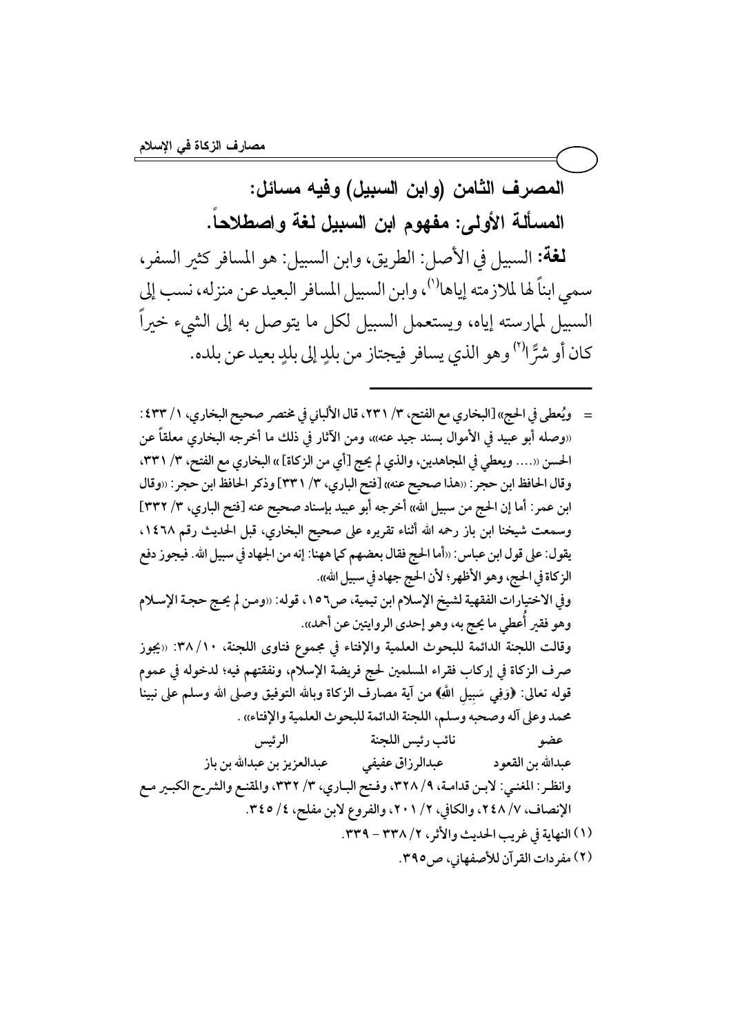## المصرف الثامن (وابن السبيل) وفيه مسائل:

### المسألة الأولى: مفهوم ابن السبيل لغة واصطلاحاً.

**لغة:** السبيل في الأصل: الطريق، وابن السبيل: هو المسافر كثير السفر، سمي ابناً لها لملازمته إياها[1]، وابن السبيل المسافر البعيد عن منزله، نسب إلى السبيل لممارسته إياه، ويستعمل السبيل لكل ما يتوصل به إلى الشيء خيراً كان أو شرًّا[2] وهو الذي يسافر فيجتاز من بلدٍ إلى بلدٍ بعيد عن بلده.

---

= ويُعطى في الحج» [البخاري مع الفتح، ٣/ ٢٣١، قال الألباني في مختصر صحيح البخاري، ١/ ٤٣٣: «وصله أبو عبيد في الأموال بسند جيد عنه»، ومن الآثار في ذلك ما أخرجه البخاري معلقاً عن الحسن «.... ويعطي في المجاهدين، والذي لم يحج [أي من الزكاة]» البخاري مع الفتح، ٣/ ٣٣١، وقال الحافظ ابن حجر: «هذا صحيح عنه» [فتح الباري، ٣/ ٣٣١] وذكر الحافظ ابن حجر: «وقال ابن عمر: أما إن الحج من سبيل الله» أخرجه أبو عبيد بإسناد صحيح عنه [فتح الباري، ٣/ ٣٣٢] وسمعت شيخنا ابن باز رحمه الله أثناء تقريره على صحيح البخاري، قبل الحديث رقم ١٤٦٨، يقول: على قول ابن عباس: «أما الحج فقال بعضهم كما ههنا: إنه من الجهاد في سبيل الله. فيجوز دفع الزكاة في الحج، وهو الأظهر؛ لأن الحج جهاد في سبيل الله».

وفي الاختيارات الفقهية لشيخ الإسلام ابن تيمية، ص١٥٦، قوله: «ومن لم يحج حجة الإسلام وهو فقير أُعطي ما يحج به، وهو إحدى الروايتين عن أحمد».

وقالت اللجنة الدائمة للبحوث العلمية والإفتاء في مجموع فتاوى اللجنة، ١٠/ ٣٨: «يجوز صرف الزكاة في إركاب فقراء المسلمين لحج فريضة الإسلام، ونفقتهم فيه؛ لدخوله في عموم قوله تعالى: ﴿وَفِي سَبِيلِ اللَّهِ﴾ من آية مصارف الزكاة وبالله التوفيق وصلى الله وسلم على نبينا محمد وعلى آله وصحبه وسلم، اللجنة الدائمة للبحوث العلمية والإفتاء».

| عضو | نائب رئيس اللجنة | الرئيس |
|---|---|---|
| عبدالله بن القعود | عبدالرزاق عفيفي | عبدالعزيز بن عبدالله بن باز |

وانظر: المغني: لابن قدامة، ٩/ ٣٢٨، وفتح الباري، ٣/ ٣٣٢، والمقنع والشرح الكبير مع الإنصاف، ٧/ ٢٤٨، والكافي، ٢/ ٢٠١، والفروع لابن مفلح، ٤/ ٣٤٥.

(١) النهاية في غريب الحديث والأثر، ٢/ ٣٣٨ – ٣٣٩.

(٢) مفردات القرآن للأصفهاني، ص٣٩٥.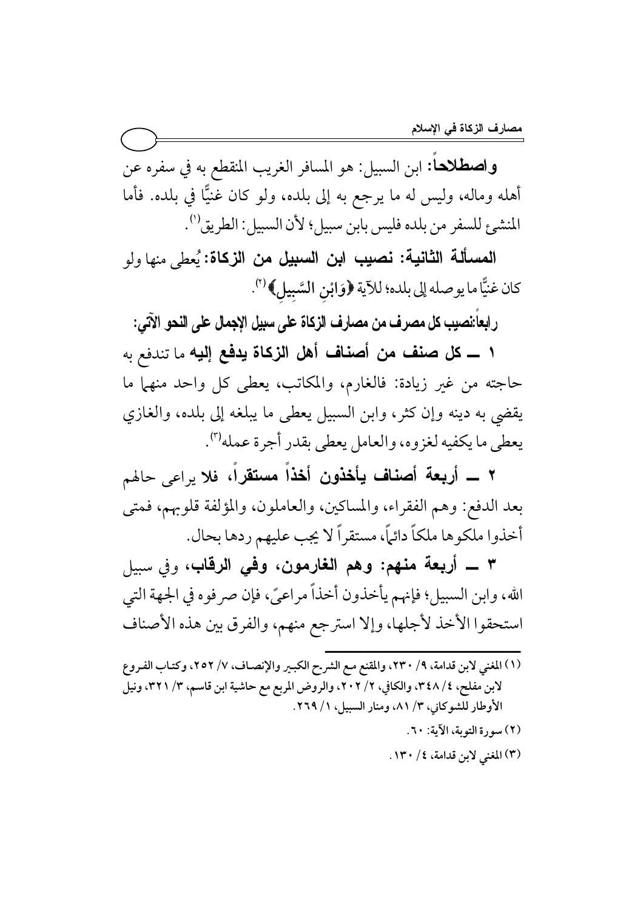**واصطلاحاً:** ابن السبيل: هو المسافر الغريب المنقطع به في سفره عن أهله وماله، وليس له ما يرجع به إلى بلده، ولو كان غنيًّا في بلده. فأما المنشئ للسفر من بلده فليس بابن سبيل؛ لأن السبيل: الطريق[1].

**المسألة الثانية: نصيب ابن السبيل من الزكاة:** يُعطى منها ولو كان غنيًّا ما يوصله إلى بلده؛ للآية ﴿وَابْنِ السَّبِيلِ﴾[2].

**رابعاً: نصيب كل مصرف من مصارف الزكاة على سبيل الإجمال على النحو الآتي:**

١ ــ **كل صنف من أصناف أهل الزكاة يدفع إليه** ما تندفع به حاجته من غير زيادة: فالغارم، والمكاتب، يعطى كل واحد منهما ما يقضي به دينه وإن كثر، وابن السبيل يعطى ما يبلغه إلى بلده، والغازي يعطى ما يكفيه لغزوه، والعامل يعطى بقدر أجرة عمله[3].

٢ ــ **أربعة أصناف يأخذون أخذاً مستقراً، فلا** يراعى حالهم بعد الدفع: وهم الفقراء، والمساكين، والعاملون، والمؤلفة قلوبهم، فمتى أخذوا ملكوها ملكاً دائماً، مستقراً لا يجب عليهم ردها بحال.

٣ ــ **أربعة منهم: وهم الغارمون، وفي الرقاب،** وفي سبيل الله، وابن السبيل؛ فإنهم يأخذون أخذاً مراعىً، فإن صرفوه في الجهة التي استحقوا الأخذ لأجلها، وإلا استرجع منهم، والفرق بين هذه الأصناف

---

(١) المغني لابن قدامة، ٩/ ٢٣٠، والمقنع مع الشرح الكبير والإنصاف، ٧/ ٢٥٢، وكتاب الفروع لابن مفلح، ٤/ ٣٤٨، والكافي، ٢/ ٢٠٢، والروض المربع مع حاشية ابن قاسم، ٣/ ٣٢١، ونيل الأوطار للشوكاني، ٣/ ٨١، ومنار السبيل، ١/ ٢٦٩.

(٢) سورة التوبة، الآية: ٦٠.

(٣) المغني لابن قدامة، ٤/ ١٣٠.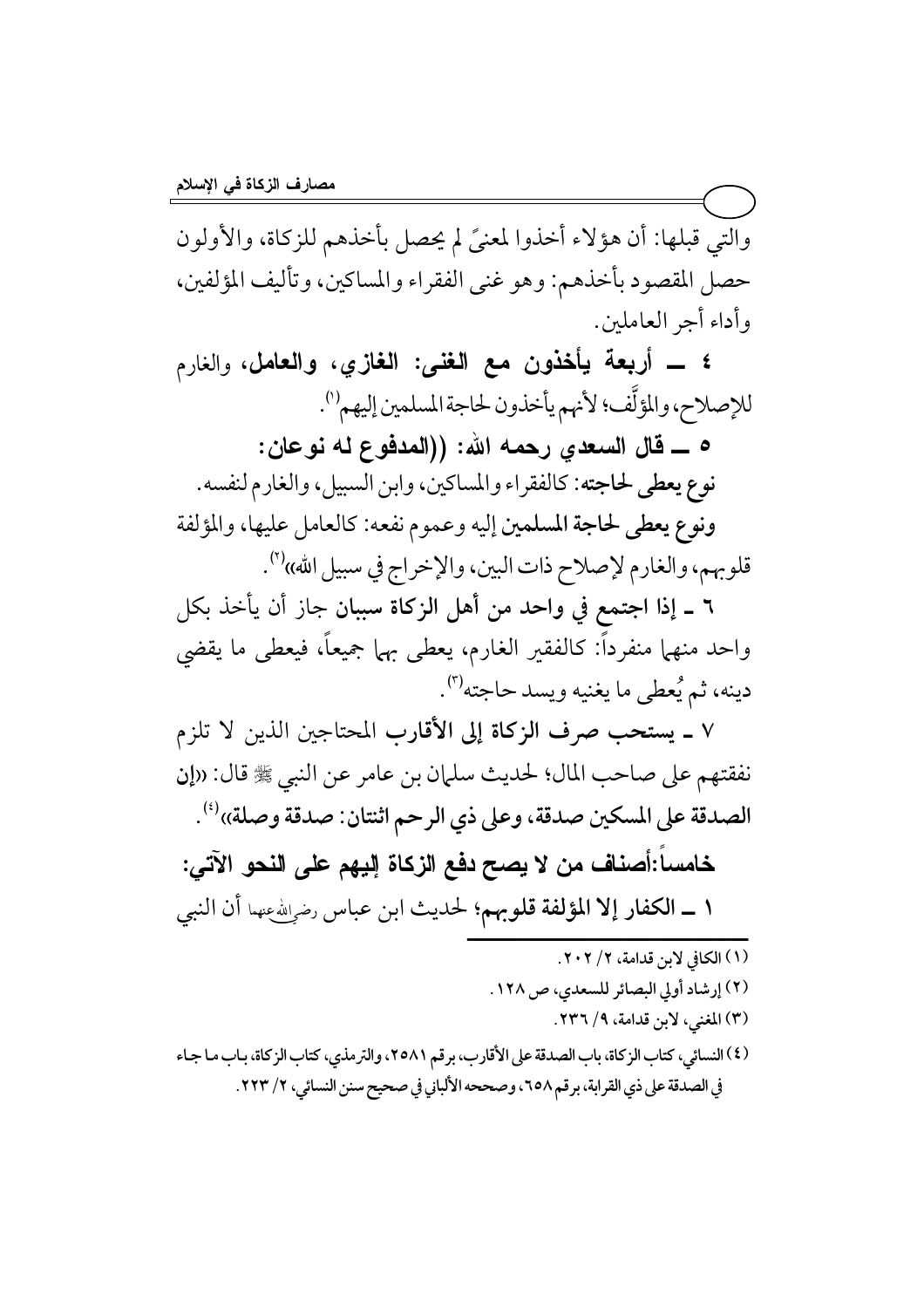والتي قبلها: أن هؤلاء أخذوا لمعنىً لم يحصل بأخذهم للزكاة، والأولون حصل المقصود بأخذهم: وهو غنى الفقراء والمساكين، وتأليف المؤلفين، وأداء أجر العاملين.

٤ ــ **أربعة يأخذون مع الغنى: الغازي، والعامل،** والغارم للإصلاح، والمؤلَّف؛ لأنهم يأخذون لحاجة المسلمين إليهم[(١)].

٥ ــ **قال السعدي رحمه الله: ((المدفوع له نوعان:**

**نوع يعطى لحاجته**: كالفقراء والمساكين، وابن السبيل، والغارم لنفسه.

**ونوع يعطى لحاجة المسلمين** إليه وعموم نفعه: كالعامل عليها، والمؤلفة قلوبهم، والغارم لإصلاح ذات البين، والإخراج في سبيل الله))[(٢)].

٦ ـ **إذا اجتمع في واحد من أهل الزكاة سببان** جاز أن يأخذ بكل واحد منهما منفرداً: كالفقير الغارم، يعطى بهما جميعاً، فيعطى ما يقضي دينه، ثم يُعطى ما يغنيه ويسد حاجته[(٣)].

٧ ـ **يستحب صرف الزكاة إلى الأقارب** المحتاجين الذين لا تلزم نفقتهم على صاحب المال؛ لحديث سلمان بن عامر عن النبي ﷺ قال: «**إن الصدقة على المسكين صدقة، وعلى ذي الرحم اثنتان: صدقة وصلة**»[(٤)].

## خامساً:أصناف من لا يصح دفع الزكاة إليهم على النحو الآتي:

١ ــ **الكفار إلا المؤلفة قلوبهم؛** لحديث ابن عباس رضي الله عنهما أن النبي

---

(١) الكافي لابن قدامة، ٢/ ٢٠٢.

(٢) إرشاد أولي البصائر للسعدي، ص ١٢٨.

(٣) المغني، لابن قدامة، ٩/ ٢٣٦.

(٤) النسائي، كتاب الزكاة، باب الصدقة على الأقارب، برقم ٢٥٨١، والترمذي، كتاب الزكاة، باب ما جاء في الصدقة على ذي القرابة، برقم ٦٥٨، وصححه الألباني في صحيح سنن النسائي، ٢/ ٢٢٣.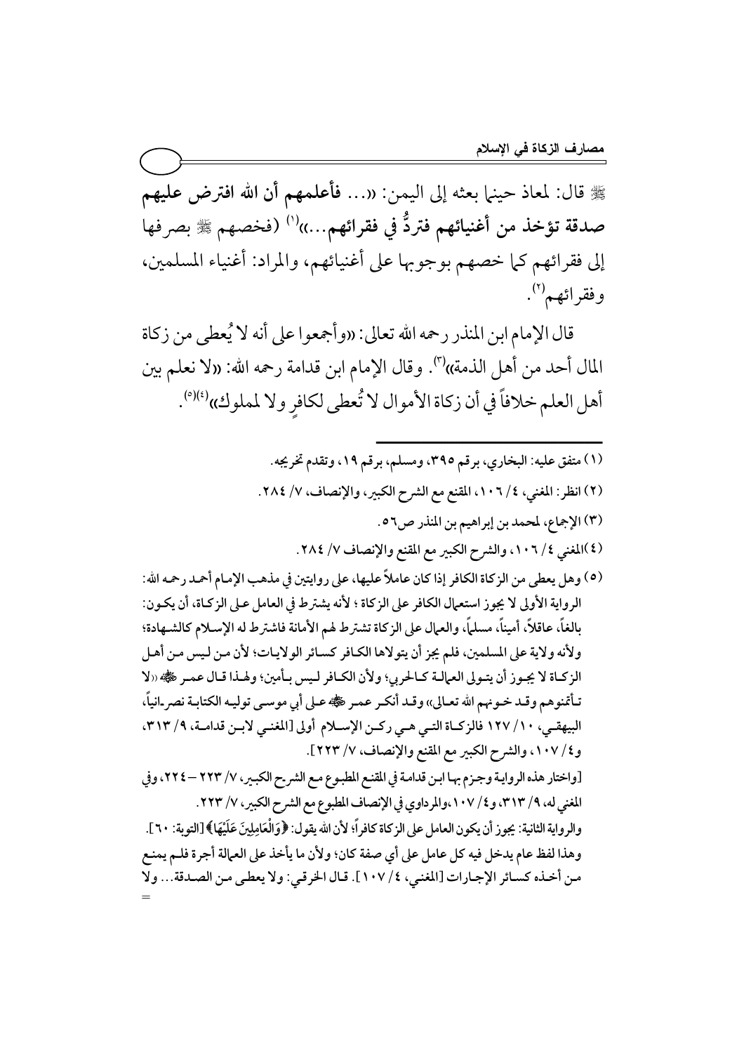ﷺ قال: لمعاذ حينما بعثه إلى اليمن: «... **فأعلمهم أن الله افترض عليهم صدقة تؤخذ من أغنيائهم فتردُّ في فقرائهم...**»[1] (فخصهم ﷺ بصرفها إلى فقرائهم كما خصهم بوجوبها على أغنيائهم، والمراد: أغنياء المسلمين، وفقرائهم[2].

قال الإمام ابن المنذر رحمه الله تعالى: «وأجمعوا على أنه لا يُعطى من زكاة المال أحد من أهل الذمة»[3]. وقال الإمام ابن قدامة رحمه الله: «لا نعلم بين أهل العلم خلافاً في أن زكاة الأموال لا تُعطى لكافرٍ ولا لمملوك»[4][5].

---

(١) متفق عليه: البخاري، برقم ٣٩٥، ومسلم، برقم ١٩، وتقدم تخريجه.

(٢) انظر: المغني، ٤/ ١٠٦، المقنع مع الشرح الكبير، والإنصاف، ٧/ ٢٨٤.

(٣) الإجماع، لمحمد بن إبراهيم بن المنذر ص٥٦.

(٤) المغني ٤/ ١٠٦، والشرح الكبير مع المقنع والإنصاف ٧/ ٢٨٤.

(٥) وهل يعطى من الزكاة الكافر إذا كان عاملاً عليها، على روايتين في مذهب الإمام أحمد رحمه الله: الرواية الأولى لا يجوز استعمال الكافر على الزكاة ؛ لأنه يشترط في العامل على الزكاة، أن يكون: بالغاً، عاقلاً، أميناً، مسلماً، والعمال على الزكاة تشترط لهم الأمانة فاشترط له الإسلام كالشهادة؛ ولأنه ولاية على المسلمين، فلم يجز أن يتولاها الكافر كسائر الولايات؛ لأن من ليس من أهل الزكاة لا يجوز أن يتولى العمالة كالحربي؛ ولأن الكافر ليس بأمين؛ ولهذا قال عمر ﷺ «لا تأتمنوهم وقد خونهم الله تعالى» وقد أنكر عمر ﷺ على أبي موسى توليه الكتابة نصرانياً، البيهقي، ١٠/ ١٢٧ فالزكاة التي هي ركن الإسلام أولى [المغني لابن قدامة، ٩/ ٣١٣، و٤/ ١٠٧، والشرح الكبير مع المقنع والإنصاف، ٧/ ٢٢٣].

[واختار هذه الرواية وجزم بها ابن قدامة في المقنع المطبوع مع الشرح الكبير، ٧/ ٢٢٣ – ٢٢٤، وفي المغني له، ٩/ ٣١٣، و٤/ ١٠٧، والمرداوي في الإنصاف المطبوع مع الشرح الكبير، ٧/ ٢٢٣.

والرواية الثانية: يجوز أن يكون العامل على الزكاة كافراً؛ لأن الله يقول: ﴿وَالْعَامِلِينَ عَلَيْهَا﴾ [التوبة: ٦٠]. وهذا لفظ عام يدخل فيه كل عامل على أي صفة كان؛ ولأن ما يأخذ على العمالة أجرة فلم يمنع من أخذه كسائر الإجارات [المغني، ٤/ ١٠٧]. قال الخرقي: ولا يعطى من الصدقة... ولا

=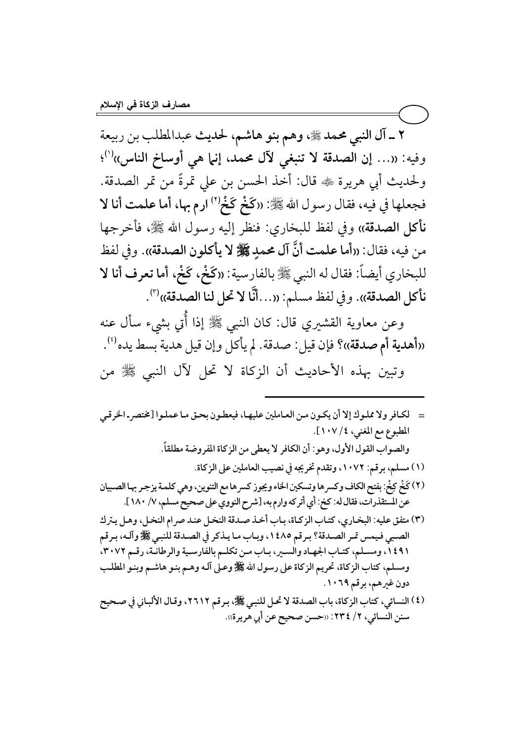**٢ ـ آل النبي محمد ﷺ، وهم بنو هاشم**، لحديث عبدالمطلب بن ربيعة وفيه: «... **إن الصدقة لا تنبغي لآل محمد، إنما هي أوساخ الناس**»[1]؛ ولحديث أبي هريرة ﷺ قال: أخذ الحسن بن علي تمرةً من تمر الصدقة. فجعلها في فيه، فقال رسول الله ﷺ: «**كَخْ كَخْ**[2] **ارم بها، أما علمت أنا لا نأكل الصدقة**» وفي لفظ للبخاري: فنظر إليه رسول الله ﷺ، فأخرجها من فيه، فقال: «**أما علمت أنَّ آل محمدٍ ﷺ لا يأكلون الصدقة**». وفي لفظ للبخاري أيضاً: فقال له النبي ﷺ بالفارسية: «**كَخْ، كَخْ، أما تعرف أنا لا نأكل الصدقة**». وفي لفظ مسلم: «...**أنَّا لا تحل لنا الصدقة**»[3].

وعن معاوية القشيري قال: كان النبي ﷺ إذا أُتي بشيء سأل عنه «**أهدية أم صدقة**»؟ فإن قيل: صدقة. لم يأكل وإن قيل هدية بسط يده[4].

وتبين بهذه الأحاديث أن الزكاة لا تحل لآل النبي ﷺ من

---

= لكافر ولا مملوك إلا أن يكون من العاملين عليها، فيعطون بحق ما عملوا [مختصر الخرقي المطبوع مع المغني، ٤/ ١٠٧].

والصواب القول الأول، وهو: أن الكافر لا يعطى من الزكاة المفروضة مطلقاً.

(١) مسلم، برقم: ١٠٧٢، وتقدم تخريجه في نصيب العاملين على الزكاة.

(٢) كَخْ كِخْ: بفتح الكاف وكسرها وتسكين الخاء ويجوز كسرها مع التنوين، وهي كلمة يزجر بها الصبيان عن المستقذرات، فقال له: كخ: أي أتركه وارم به، [شرح النووي على صحيح مسلم، ٧/ ١٨٠].

(٣) متفق عليه: البخاري، كتاب الزكاة، باب أخذ صدقة النخل عند صرام النخل، وهل يترك الصبي فيمس تمر الصدقة؟ برقم ١٤٨٥، وباب ما يذكر في الصدقة للنبي ﷺ وآله، برقم ١٤٩١، ومسلم، كتاب الجهاد والسير، باب من تكلم بالفارسية والرطانة، رقم ٣٠٧٢، ومسلم، كتاب الزكاة، تحريم الزكاة على رسول الله ﷺ وعلى آله وهم بنو هاشم وبنو المطلب دون غيرهم، برقم ١٠٦٩.

(٤) النسائي، كتاب الزكاة، باب الصدقة لا تحل للنبي ﷺ، برقم ٢٦١٢، وقال الألباني في صحيح سنن النسائي، ٢/ ٢٣٤: «حسن صحيح عن أبي هريرة».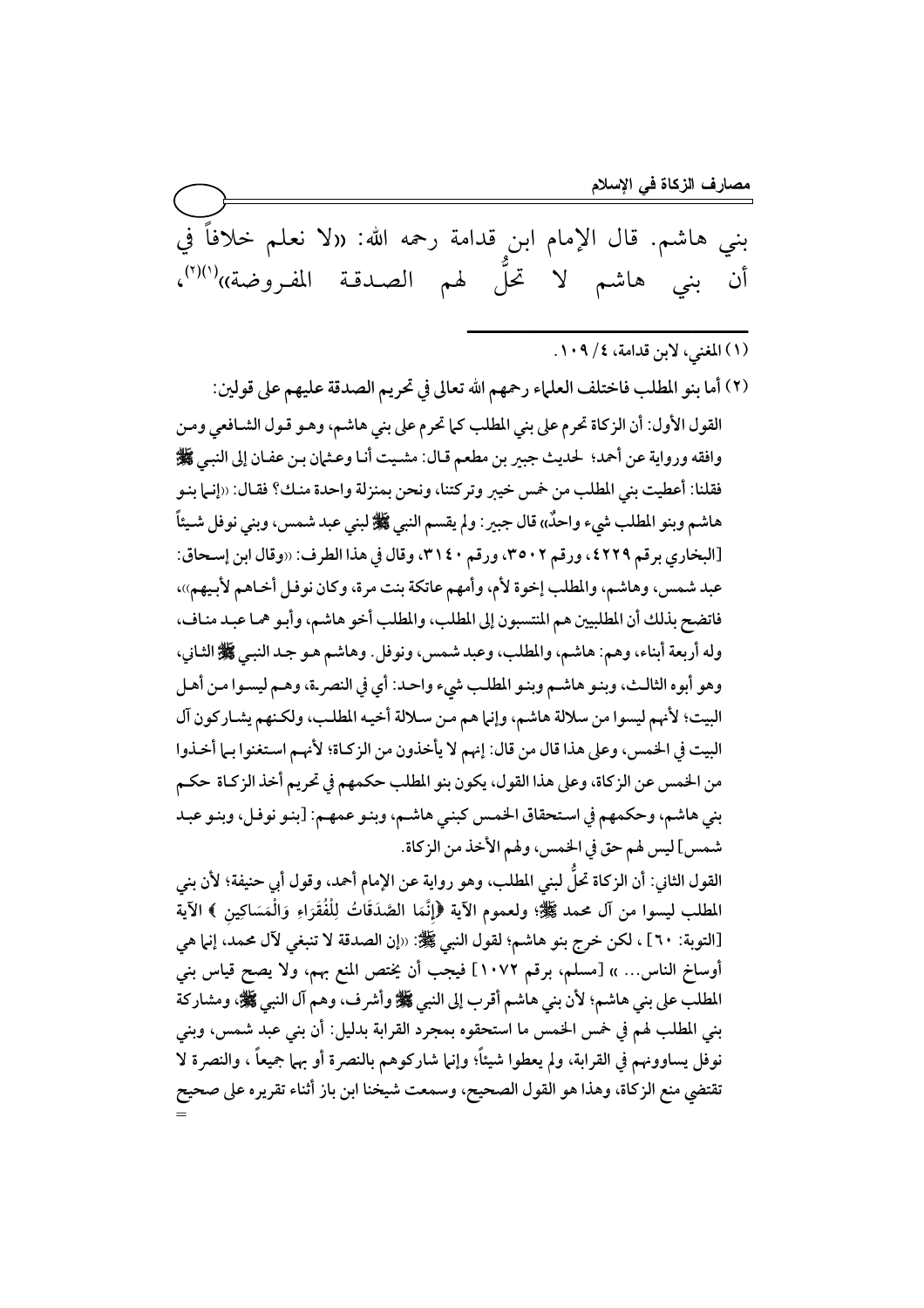بني هاشم. قال الإمام ابن قدامة رحمه الله: «لا نعلم خلافاً في أن بني هاشم لا تحلُّ لهم الصدقة المفروضة»[1][2]،

---

(١) المغني، لابن قدامة، ٤/ ١٠٩.

(٢) أما بنو المطلب فاختلف العلماء رحمهم الله تعالى في تحريم الصدقة عليهم على قولين:

القول الأول: أن الزكاة تحرم على بني المطلب كما تحرم على بني هاشم، وهو قول الشافعي ومن وافقه ورواية عن أحمد؛ لحديث جبير بن مطعم قال: مشيت أنا وعثمان بن عفان إلى النبي ﷺ فقلنا: أعطيت بني المطلب من خمس خيبر وتركتنا، ونحن بمنزلة واحدة منك؟ فقال: «إنما بنو هاشم وبنو المطلب شيء واحدٌ» قال جبير: ولم يقسم النبي ﷺ لبني عبد شمس، وبني نوفل شيئاً [البخاري برقم ٤٢٢٩، ورقم ٣٥٠٢، ورقم ٣١٤٠، وقال في هذا الطرف: «وقال ابن إسحاق: عبد شمس، وهاشم، والمطلب إخوة لأم، وأمهم عاتكة بنت مرة، وكان نوفل أخاهم لأبيهم»]، فاتضح بذلك أن المطلبيين هم المنتسبون إلى المطلب، والمطلب أخو هاشم، وأبو هما عبد مناف، وله أربعة أبناء، وهم: هاشم، والمطلب، وعبد شمس، ونوفل. وهاشم هو جد النبي ﷺ الثاني، وهو أبوه الثالث، وبنو هاشم وبنو المطلب شيء واحد: أي في النصرة، وهم ليسوا من أهل البيت؛ لأنهم ليسوا من سلالة هاشم، وإنما هم من سلالة أخيه المطلب، ولكنهم يشاركون آل البيت في الخمس، وعلى هذا قال من قال: إنهم لا يأخذون من الزكاة؛ لأنهم استغنوا بما أخذوا من الخمس عن الزكاة، وعلى هذا القول، يكون بنو المطلب حكمهم في تحريم أخذ الزكاة حكم بني هاشم، وحكمهم في استحقاق الخمس كبني هاشم، وبنو عمهم: [بنو نوفل، وبنو عبد شمس] ليس لهم حق في الخمس، ولهم الأخذ من الزكاة.

القول الثاني: أن الزكاة تحلُّ لبني المطلب، وهو رواية عن الإمام أحمد، وقول أبي حنيفة؛ لأن بني المطلب ليسوا من آل محمد ﷺ؛ ولعموم الآية ﴿إِنَّمَا الصَّدَقَاتُ لِلْفُقَرَاءِ وَالْمَسَاكِينِ ﴾ الآية [التوبة: ٦٠]، لكن خرج بنو هاشم؛ لقول النبي ﷺ: «إن الصدقة لا تنبغي لآل محمد، إنما هي أوساخ الناس...» [مسلم، برقم ١٠٧٢] فيجب أن يختص المنع بهم، ولا يصح قياس بني المطلب على بني هاشم؛ لأن بني هاشم أقرب إلى النبي ﷺ وأشرف، وهم آل النبي ﷺ، ومشاركة بني المطلب لهم في خمس الخمس ما استحقوه بمجرد القرابة بدليل: أن بني عبد شمس، وبني نوفل يساوونهم في القرابة، ولم يعطوا شيئاً؛ وإنما شاركوهم بالنصرة أو بهما جميعاً، والنصرة لا تقتضي منع الزكاة، وهذا هو القول الصحيح، وسمعت شيخنا ابن باز أثناء تقريره على صحيح
=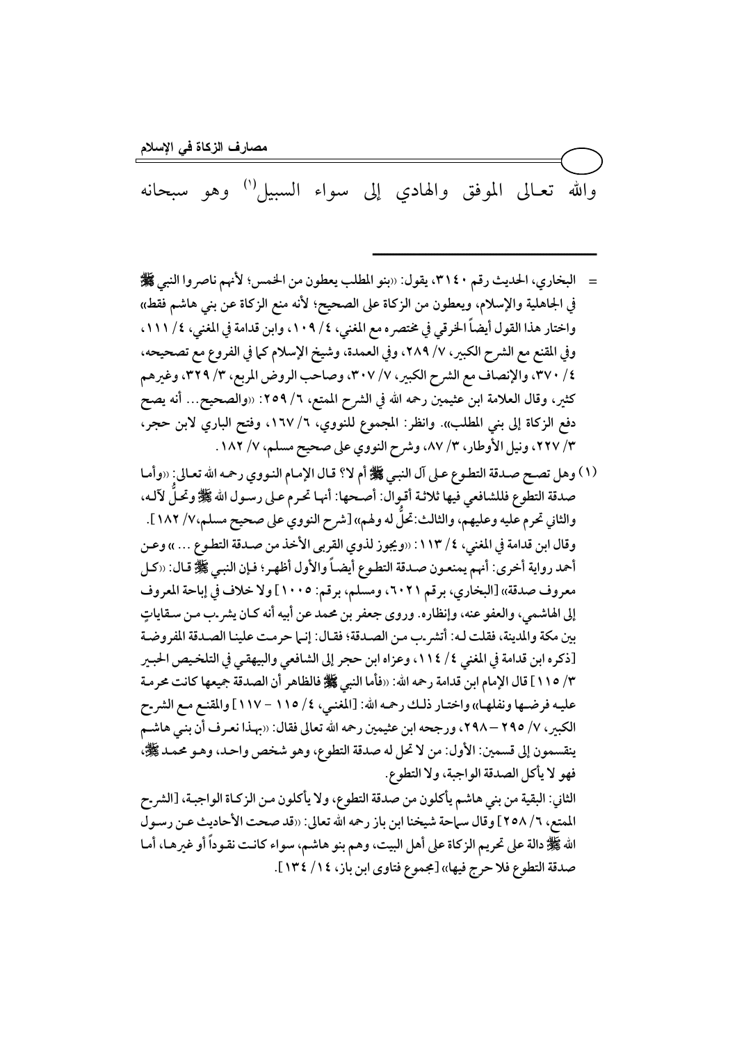والله تعالى الموفق والهادي إلى سواء السبيل[1] وهو سبحانه

---

= البخاري، الحديث رقم ٣١٤٠، يقول: «بنو المطلب يعطون من الخمس؛ لأنهم ناصروا النبي ﷺ في الجاهلية والإسلام، ويعطون من الزكاة على الصحيح؛ لأنه منع الزكاة عن بني هاشم فقط» واختار هذا القول أيضاً الخرقي في مختصره مع المغني، ٤/ ١٠٩، وابن قدامة في المغني، ٤/ ١١١، وفي المقنع مع الشرح الكبير، ٧/ ٢٨٩، وفي العمدة، وشيخ الإسلام كما في الفروع مع تصحيحه، ٤/ ٣٧٠، والإنصاف مع الشرح الكبير، ٧/ ٣٠٧، وصاحب الروض المربع، ٣/ ٣٢٩، وغيرهم كثير، وقال العلامة ابن عثيمين رحمه الله في الشرح الممتع، ٦/ ٢٥٩: «والصحيح... أنه يصح دفع الزكاة إلى بني المطلب». وانظر: المجموع للنووي، ٦/ ١٦٧، وفتح الباري لابن حجر، ٣/ ٢٢٧، ونيل الأوطار، ٣/ ٨٧، وشرح النووي على صحيح مسلم، ٧/ ١٨٢.

(١) وهل تصح صدقة التطوع على آل النبي ﷺ أم لا؟ قال الإمام النووي رحمه الله تعالى: «وأما صدقة التطوع فللشافعي فيها ثلاثة أقوال: أصحها: أنها تحرم على رسول الله ﷺ وتحلُّ لآله، والثاني تحرم عليه وعليهم، والثالث: تحلُّ له ولهم» [شرح النووي على صحيح مسلم، ٧/ ١٨٢].

وقال ابن قدامة في المغني، ٤/ ١١٣: «ويجوز لذوي القربى الأخذ من صدقة التطوع ...» وعن أحمد رواية أخرى: أنهم يمنعون صدقة التطوع أيضاً والأول أظهر؛ فإن النبي ﷺ قال: «كل معروف صدقة» [البخاري، برقم ٦٠٢١، ومسلم، برقم: ١٠٠٥] ولا خلاف في إباحة المعروف إلى الهاشمي، والعفو عنه، وإنظاره. وروى جعفر بن محمد عن أبيه أنه كان يشرب من سقاياتٍ بين مكة والمدينة، فقلت له: أتشرب من الصدقة؟ فقال: إنما حرمت علينا الصدقة المفروضة [ذكره ابن قدامة في المغني ٤/ ١١٤، وعزاه ابن حجر إلى الشافعي والبيهقي في التلخيص الحبير ٣/ ١١٥] قال الإمام ابن قدامة رحمه الله: «فأما النبي ﷺ فالظاهر أن الصدقة جميعها كانت محرمة عليه فرضها ونفلها» واختار ذلك رحمه الله: [المغني، ٤/ ١١٥ - ١١٧] والمقنع مع الشرح الكبير، ٧/ ٢٩٥ – ٢٩٨، ورجحه ابن عثيمين رحمه الله تعالى فقال: «بهذا نعرف أن بني هاشم ينقسمون إلى قسمين: الأول: من لا تحل له صدقة التطوع، وهو شخص واحد، وهو محمد ﷺ، فهو لا يأكل الصدقة الواجبة، ولا التطوع.

الثاني: البقية من بني هاشم يأكلون من صدقة التطوع، ولا يأكلون من الزكاة الواجبة، [الشرح الممتع، ٦/ ٢٥٨] وقال سماحة شيخنا ابن باز رحمه الله تعالى: «قد صحت الأحاديث عن رسول الله ﷺ دالة على تحريم الزكاة على أهل البيت، وهم بنو هاشم، سواء كانت نقوداً أو غيرها، أما صدقة التطوع فلا حرج فيها» [مجموع فتاوى ابن باز، ١٤/ ١٣٤].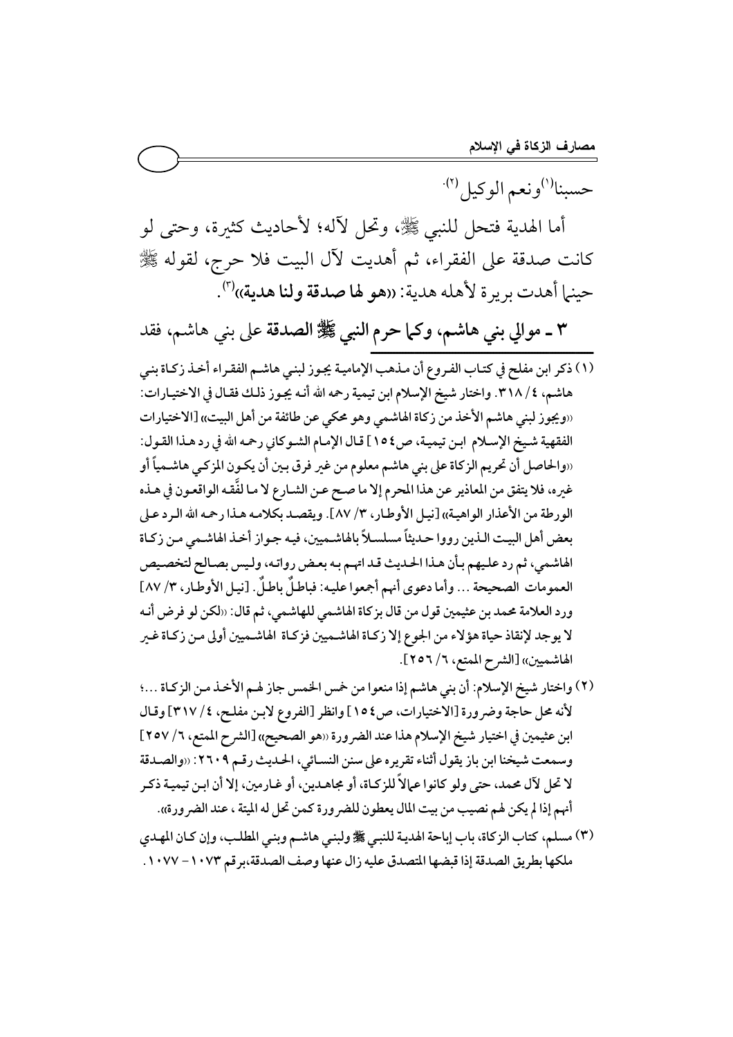حسبنا[1]ونعم الوكيل[2].

أما الهدية فتحل للنبي ﷺ، وتحل لآله؛ لأحاديث كثيرة، وحتى لو كانت صدقة على الفقراء، ثم أهديت لآل البيت فلا حرج، لقوله ﷺ حينما أهدت بريرة لأهله هدية: **((هو لها صدقة ولنا هدية))**[3].

**٣ ـ موالي بني هاشم، وكما حرم النبي ﷺ الصدقة على بني هاشم، فقد**

---

(١) ذكر ابن مفلح في كتاب الفروع أن مذهب الإمامية يجوز لبني هاشم الفقراء أخذ زكاة بني هاشم، ٤/ ٣١٨. واختار شيخ الإسلام ابن تيمية رحمه الله أنه يجوز ذلك فقال في الاختيارات: ((ويجوز لبني هاشم الأخذ من زكاة الهاشمي وهو محكي عن طائفة من أهل البيت)) [الاختيارات الفقهية شيخ الإسلام ابن تيمية، ص١٥٤] قال الإمام الشوكاني رحمه الله في رد هذا القول: ((والحاصل أن تحريم الزكاة على بني هاشم معلوم من غير فرق بين أن يكون المزكي هاشمياً أو غيره، فلا يتفق من المعاذير عن هذا المحرم إلا ما صح عن الشارع لا ما لفَّقه الواقعون في هذه الورطة من الأعذار الواهية)) [نيل الأوطار، ٣/ ٨٧]. ويقصد بكلامه هذا رحمه الله الرد على بعض أهل البيت الذين رووا حديثاً مسلسلاً بالهاشميين، فيه جواز أخذ الهاشمي من زكاة الهاشمي، ثم رد عليهم بأن هذا الحديث قد اتهم به بعض رواته، وليس بصالح لتخصيص العمومات الصحيحة ... وأما دعوى أنهم أجمعوا عليه: فباطلٌ باطلٌ. [نيل الأوطار، ٣/ ٨٧] ورد العلامة محمد بن عثيمين قول من قال بزكاة الهاشمي للهاشمي، ثم قال: ((لكن لو فرض أنه لا يوجد لإنقاذ حياة هؤلاء من الجوع إلا زكاة الهاشميين فزكاة الهاشميين أولى من زكاة غير الهاشميين)) [الشرح الممتع، ٦/ ٢٥٦].

(٢) واختار شيخ الإسلام: أن بني هاشم إذا منعوا من خمس الخمس جاز لهم الأخذ من الزكاة ...؛ لأنه محل حاجة وضرورة [الاختيارات، ص١٥٤] وانظر [الفروع لابن مفلح، ٤/ ٣١٧] وقال ابن عثيمين في اختيار شيخ الإسلام هذا عند الضرورة ((هو الصحيح)) [الشرح الممتع، ٦/ ٢٥٧] وسمعت شيخنا ابن باز يقول أثناء تقريره على سنن النسائي، الحديث رقم ٢٦٠٩: ((والصدقة لا تحل لآل محمد، حتى ولو كانوا عمالاً للزكاة، أو مجاهدين، أو غارمين، إلا أن ابن تيمية ذكر أنهم إذا لم يكن لهم نصيب من بيت المال يعطون للضرورة كمن تحل له الميتة، عند الضرورة)).

(٣) مسلم، كتاب الزكاة، باب إباحة الهدية للنبي ﷺ ولبني هاشم وبني المطلب، وإن كان المهدي ملكها بطريق الصدقة إذا قبضها المتصدق عليه زال عنها وصف الصدقة، برقم ١٠٧٣ – ١٠٧٧.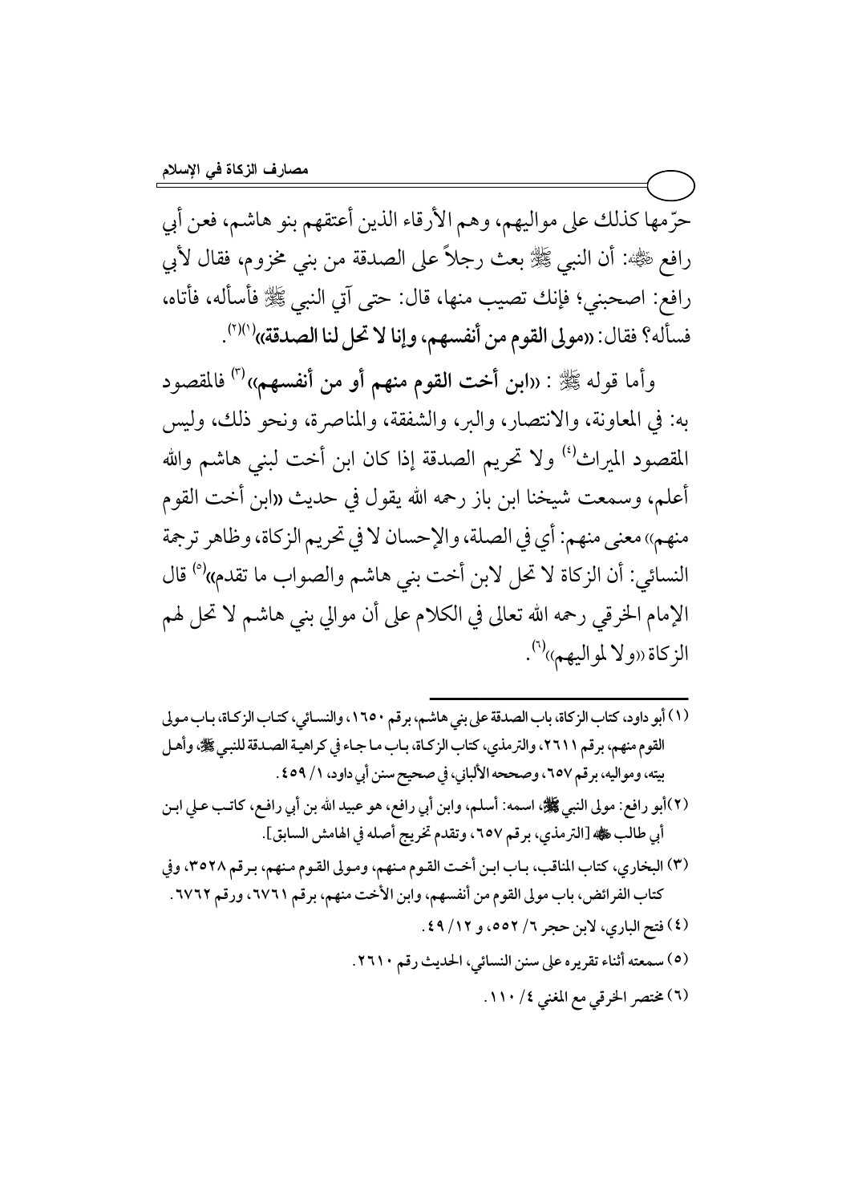حرّمها كذلك على مواليهم، وهم الأرقاء الذين أعتقهم بنو هاشم، فعن أبي رافع ﷺ: أن النبي ﷺ بعث رجلاً على الصدقة من بني مخزوم، فقال لأبي رافع: اصحبني؛ فإنك تصيب منها، قال: حتى آتي النبي ﷺ فأسأله، فأتاه، فسأله؟ فقال: «**مولى القوم من أنفسهم، وإنا لا تحل لنا الصدقة**»[1][2].

وأما قوله ﷺ: «**ابن أخت القوم منهم أو من أنفسهم**»[3] فالمقصود به: في المعاونة، والانتصار، والبر، والشفقة، والمناصرة، ونحو ذلك، وليس المقصود الميراث[4] ولا تحريم الصدقة إذا كان ابن أخت لبني هاشم والله أعلم، وسمعت شيخنا ابن باز رحمه الله يقول في حديث «ابن أخت القوم منهم» معنى منهم: أي في الصلة، والإحسان لا في تحريم الزكاة، وظاهر ترجمة النسائي: أن الزكاة لا تحل لابن أخت بني هاشم والصواب ما تقدم»[5] قال الإمام الخرقي رحمه الله تعالى في الكلام على أن موالي بني هاشم لا تحل لهم الزكاة «ولا لمواليهم»[6].

---

(١) أبو داود، كتاب الزكاة، باب الصدقة على بني هاشم، برقم ١٦٥٠، والنسائي، كتاب الزكاة، باب مولى القوم منهم، برقم ٢٦١١، والترمذي، كتاب الزكاة، باب ما جاء في كراهية الصدقة للنبي ﷺ، وأهل بيته، ومواليه، برقم ٦٥٧، وصححه الألباني، في صحيح سنن أبي داود، ١/ ٤٥٩.

(٢) أبو رافع: مولى النبي ﷺ، اسمه: أسلم، وابن أبي رافع، هو عبيد الله بن أبي رافع، كاتب علي ابن أبي طالب ﷺ [الترمذي، برقم ٦٥٧، وتقدم تخريج أصله في الهامش السابق].

(٣) البخاري، كتاب المناقب، باب ابن أخت القوم منهم، ومولى القوم منهم، برقم ٣٥٢٨، وفي كتاب الفرائض، باب مولى القوم من أنفسهم، وابن الأخت منهم، برقم ٦٧٦١، ورقم ٦٧٦٢.

(٤) فتح الباري، لابن حجر ٦/ ٥٥٢، و ١٢/ ٤٩.

(٥) سمعته أثناء تقريره على سنن النسائي، الحديث رقم ٢٦١٠.

(٦) مختصر الخرقي مع المغني ٤/ ١١٠.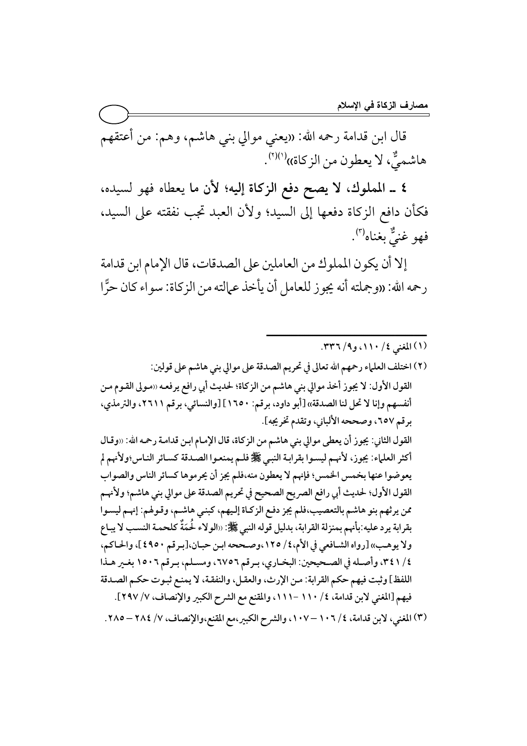قال ابن قدامة رحمه الله: «يعني موالي بني هاشم، وهم: من أعتقهم هاشميٌّ، لا يعطون من الزكاة»[1][2].

**٤ ـ المملوك، لا يصح دفع الزكاة إليه؛ لأن ما يعطاه فهو لسيده، فكأن دافع الزكاة دفعها إلى السيد؛ ولأن العبد تجب نفقته على السيد، فهو غنيٌّ بغناه[3].**

إلا أن يكون المملوك من العاملين على الصدقات، قال الإمام ابن قدامة رحمه الله: «وجملته أنه يجوز للعامل أن يأخذ عمالته من الزكاة: سواء كان حرًّا

---

(١) المغني ٤/ ١١٠، و٩/ ٣٣٦.

(٢) اختلف العلماء رحمهم الله تعالى في تحريم الصدقة على موالي بني هاشم على قولين:

القول الأول: لا يجوز أخذ موالي بني هاشم من الزكاة؛ لحديث أبي رافع يرفعه «مولى القوم من أنفسهم وإنا لا تحل لنا الصدقة» [أبو داود، برقم: ١٦٥٠] [والنسائي، برقم ٢٦١١، والترمذي، برقم ٦٥٧، وصححه الألباني، وتقدم تخريجه].

القول الثاني: يجوز أن يعطى موالي بني هاشم من الزكاة، قال الإمام ابن قدامة رحمه الله: «وقال أكثر العلماء: يجوز، لأنهم ليسوا بقرابة النبي ﷺ فلم يمنعوا الصدقة كسائر الناس؛ولأنهم لم يعوضوا عنها بخمس الخمس؛ فإنهم لا يعطون منه،فلم يجز أن يحرموها كسائر الناس والصواب القول الأول؛ لحديث أبي رافع الصريح الصحيح في تحريم الصدقة على موالي بني هاشم؛ ولأنهم ممن يرثهم بنو هاشم بالتعصيب،فلم يجز دفع الزكاة إليهم، كبني هاشم، وقولهم: إنهم ليسوا بقرابة يرد عليه:بأنهم بمنزلة القرابة، بدليل قوله النبي ﷺ: «الولاء لُحَمَةٌ كلحمة النسب لا يباع ولا يوهب» [رواه الشافعي في الأم،٤/ ١٢٥،وصححه ابن حبان،[برقم ٤٩٥٠]، والحاكم، ٤/ ٣٤١، وأصله في الصحيحين: البخاري، برقم ٦٧٥٦، ومسلم، برقم ١٥٠٦ بغير هذا اللفظ] وثبت فيهم حكم القرابة: من الإرث، والعقل، والنفقة، لا يمنع ثبوت حكم الصدقة فيهم [المغني لابن قدامة، ٤/ ١١٠ -١١١، والمقنع مع الشرح الكبير والإنصاف، ٧/ ٢٩٧].

(٣) المغني، لابن قدامة، ٤/ ١٠٦ – ١٠٧، والشرح الكبير،مع المقنع،والإنصاف، ٧/ ٢٨٤ – ٢٨٥.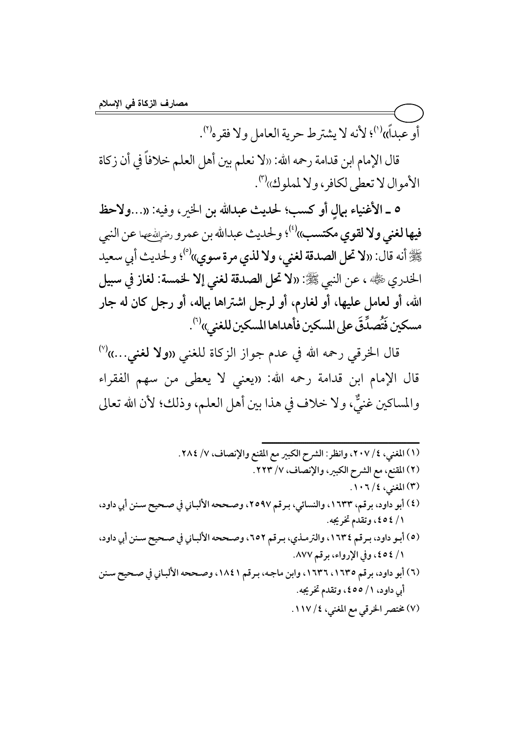أو عبداً»[1]؛ لأنه لا يشترط حرية العامل ولا فقره[2].

قال الإمام ابن قدامة رحمه الله: «لا نعلم بين أهل العلم خلافاً في أن زكاة الأموال لا تعطى لكافر، ولا لمملوك»[3].

**٥ ـ الأغنياء بمالٍ أو كسب؛ لحديث عبدالله بن الخير، وفيه: «...ولاحظ فيها لغني ولا لقوي مكتسب»**[4]؛ ولحديث عبدالله بن عمرو رضي الله عنهما عن النبي ﷺ أنه قال: «**لا تحل الصدقة لغني، ولا لذي مرة سوي**»[5]؛ ولحديث أبي سعيد الخدري ﷺ، عن النبي ﷺ: «**لا تحل الصدقة لغني إلا لخمسة: لغازٍ في سبيل الله، أو لعامل عليها، أو لغارم، أو لرجل اشتراها بماله، أو رجل كان له جار مسكين فَتُصُدِّقَ على المسكين فأهداها المسكين للغني**»[6].

قال الخرقي رحمه الله في عدم جواز الزكاة للغني «**ولا لغني...**»[7] قال الإمام ابن قدامة رحمه الله: «يعني لا يعطى من سهم الفقراء والمساكين غنيٌّ، ولا خلاف في هذا بين أهل العلم، وذلك؛ لأن الله تعالى

---

(١) المغني، ٤/ ٢٠٧، وانظر: الشرح الكبير مع المقنع والإنصاف، ٧/ ٢٨٤.

(٢) المقنع، مع الشرح الكبير، والإنصاف، ٧/ ٢٢٣.

(٣) المغني، ٤/ ١٠٦.

(٤) أبو داود، برقم، ١٦٣٣، والنسائي، برقم ٢٥٩٧، وصححه الألباني في صحيح سنن أبي داود، ١/ ٤٥٤، وتقدم تخريجه.

(٥) أبو داود، برقم ١٦٣٤، والترمذي، برقم ٦٥٢، وصححه الألباني في صحيح سنن أبي داود، ١/ ٤٥٤، وفي الإرواء، برقم ٨٧٧.

(٦) أبو داود، برقم ١٦٣٥، ١٦٣٦، وابن ماجه، برقم ١٨٤١، وصححه الألباني في صحيح سنن أبي داود، ١/ ٤٥٥، وتقدم تخريجه.

(٧) مختصر الخرقي مع المغني، ٤/ ١١٧.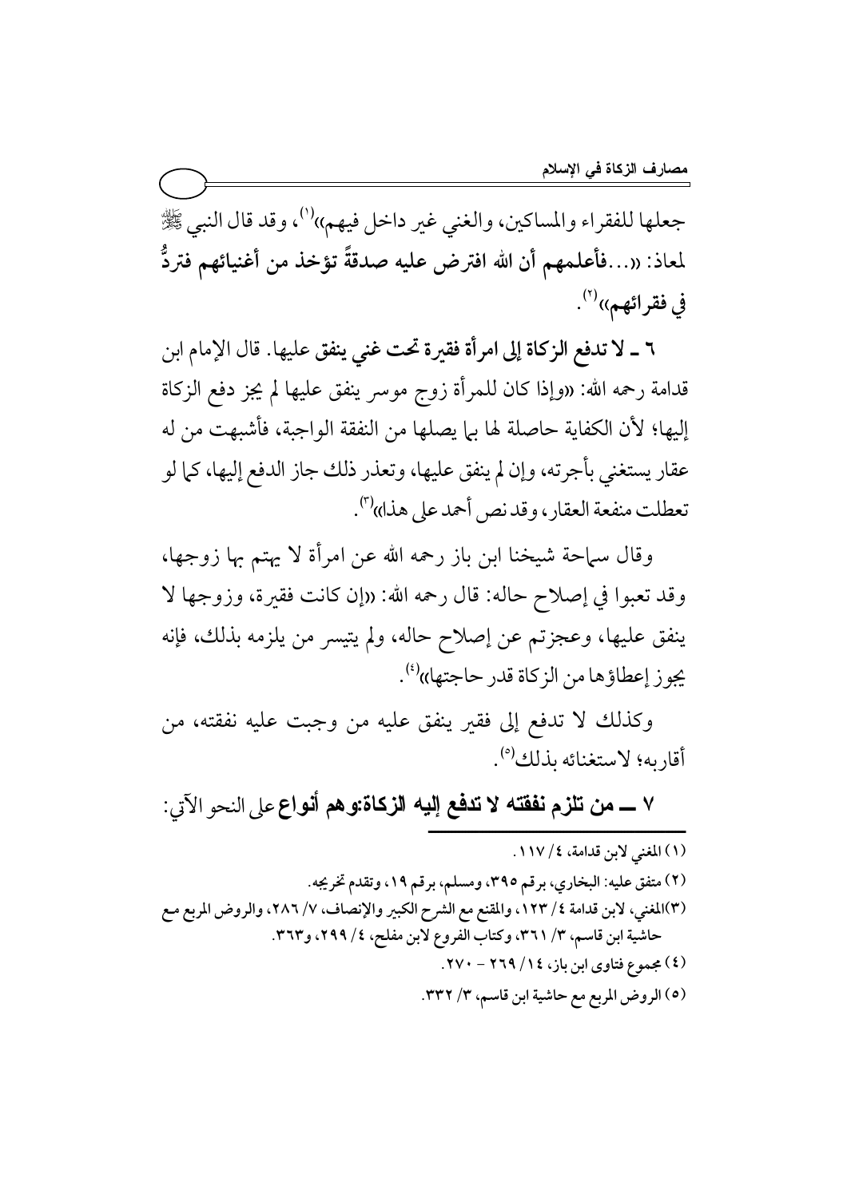جعلها للفقراء والمساكين، والغني غير داخل فيهم»[1]، وقد قال النبي ﷺ لمعاذ: «...**فأعلمهم أن الله افترض عليه صدقةً تؤخذ من أغنيائهم فتردُّ في فقرائهم**»[2].

**٦ ـ لا تدفع الزكاة إلى امرأة فقيرة تحت غني ينفق عليها.** قال الإمام ابن قدامة رحمه الله: «وإذا كان للمرأة زوج موسر ينفق عليها لم يجز دفع الزكاة إليها؛ لأن الكفاية حاصلة لها بما يصلها من النفقة الواجبة، فأشبهت من له عقار يستغني بأجرته، وإن لم ينفق عليها، وتعذر ذلك جاز الدفع إليها، كما لو تعطلت منفعة العقار، وقد نص أحمد على هذا»[3].

وقال سماحة شيخنا ابن باز رحمه الله عن امرأة لا يهتم بها زوجها، وقد تعبوا في إصلاح حاله: قال رحمه الله: «إن كانت فقيرة، وزوجها لا ينفق عليها، وعجزتم عن إصلاح حاله، ولم يتيسر من يلزمه بذلك، فإنه يجوز إعطاؤها من الزكاة قدر حاجتها»[4].

وكذلك لا تدفع إلى فقير ينفق عليه من وجبت عليه نفقته، من أقاربه؛ لاستغنائه بذلك[5].

**٧ ـ من تلزم نفقته لا تدفع إليه الزكاة:وهم أنواع** على النحو الآتي:

---

(١) المغني لابن قدامة، ٤/ ١١٧.

(٢) متفق عليه: البخاري، برقم ٣٩٥، ومسلم، برقم ١٩، وتقدم تخريجه.

(٣)المغني، لابن قدامة ٤/ ١٢٣، والمقنع مع الشرح الكبير والإنصاف، ٧/ ٢٨٦، والروض المربع مع حاشية ابن قاسم، ٣/ ٣٦١، وكتاب الفروع لابن مفلح، ٤/ ٢٩٩، و٣٦٣.

(٤) مجموع فتاوى ابن باز، ١٤/ ٢٦٩ - ٢٧٠.

(٥) الروض المربع مع حاشية ابن قاسم، ٣/ ٣٣٢.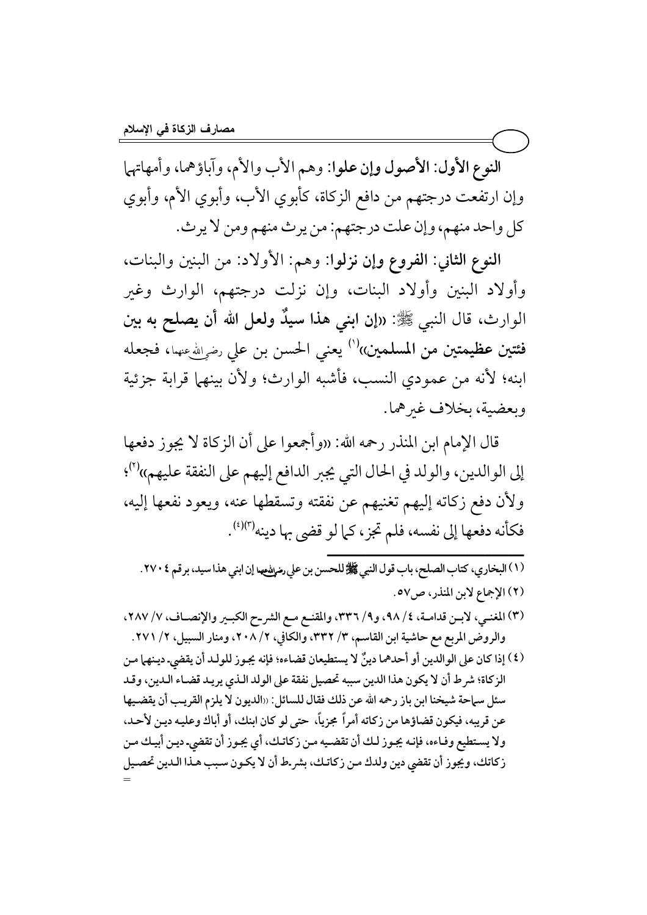**النوع الأول: الأصول وإن علوا**: وهم الأب والأم، وآباؤهما، وأمهاتهما وإن ارتفعت درجتهم من دافع الزكاة، كأبوي الأب، وأبوي الأم، وأبوي كل واحد منهم، وإن علت درجتهم: من يرث منهم ومن لا يرث.

**النوع الثاني: الفروع وإن نزلوا**: وهم: الأولاد: من البنين والبنات، وأولاد البنين وأولاد البنات، وإن نزلت درجتهم، الوارث وغير الوارث، قال النبي ﷺ: «**إن ابني هذا سيدٌ ولعل الله أن يصلح به بين فئتين عظيمتين من المسلمين**»[1] يعني الحسن بن علي رضي الله عنهما، فجعله ابنه؛ لأنه من عمودي النسب، فأشبه الوارث؛ ولأن بينهما قرابة جزئية وبعضية، بخلاف غيرهما.

قال الإمام ابن المنذر رحمه الله: «وأجمعوا على أن الزكاة لا يجوز دفعها إلى الوالدين، والولد في الحال التي يجبر الدافع إليهم على النفقة عليهم»[2]؛ ولأن دفع زكاته إليهم تغنيهم عن نفقته وتسقطها عنه، ويعود نفعها إليه، فكأنه دفعها إلى نفسه، فلم تجز، كما لو قضى بها دينه[3][4].

---

(١) البخاري، كتاب الصلح، باب قول النبي ﷺ للحسن بن علي رضي الله عنهما إن ابني هذا سيد، برقم ٢٧٠٤.

(٢) الإجماع لابن المنذر، ص٥٧.

(٣) المغني، لابن قدامة، ٤/ ٩٨، و٩/ ٣٣٦، والمقنع مع الشرح الكبير والإنصاف، ٧/ ٢٨٧، والروض المربع مع حاشية ابن القاسم، ٣/ ٣٣٢، والكافي، ٢/ ٢٠٨، ومنار السبيل، ٢/ ٢٧١.

(٤) إذا كان على الوالدين أو أحدهما دينٌ لا يستطيعان قضاءه؛ فإنه يجوز للولد أن يقضي دينهما من الزكاة؛ شرط أن لا يكون هذا الدين سببه تحصيل نفقة على الولد الذي يريد قضاء الدين، وقد سئل سماحة شيخنا ابن باز رحمه الله عن ذلك فقال للسائل: «الديون لا يلزم القريب أن يقضيها عن قريبه، فيكون قضاؤها من زكاته أمراً مجزياً، حتى لو كان ابنك، أو أباك وعليه دين لأحد، ولا يستطيع وفاءه، فإنه يجوز لك أن تقضيه من زكاتك، أي يجوز أن تقضي دين أبيك من زكاتك، ويجوز أن تقضي دين ولدك من زكاتك، بشرط أن لا يكون سبب هذا الدين تحصيل =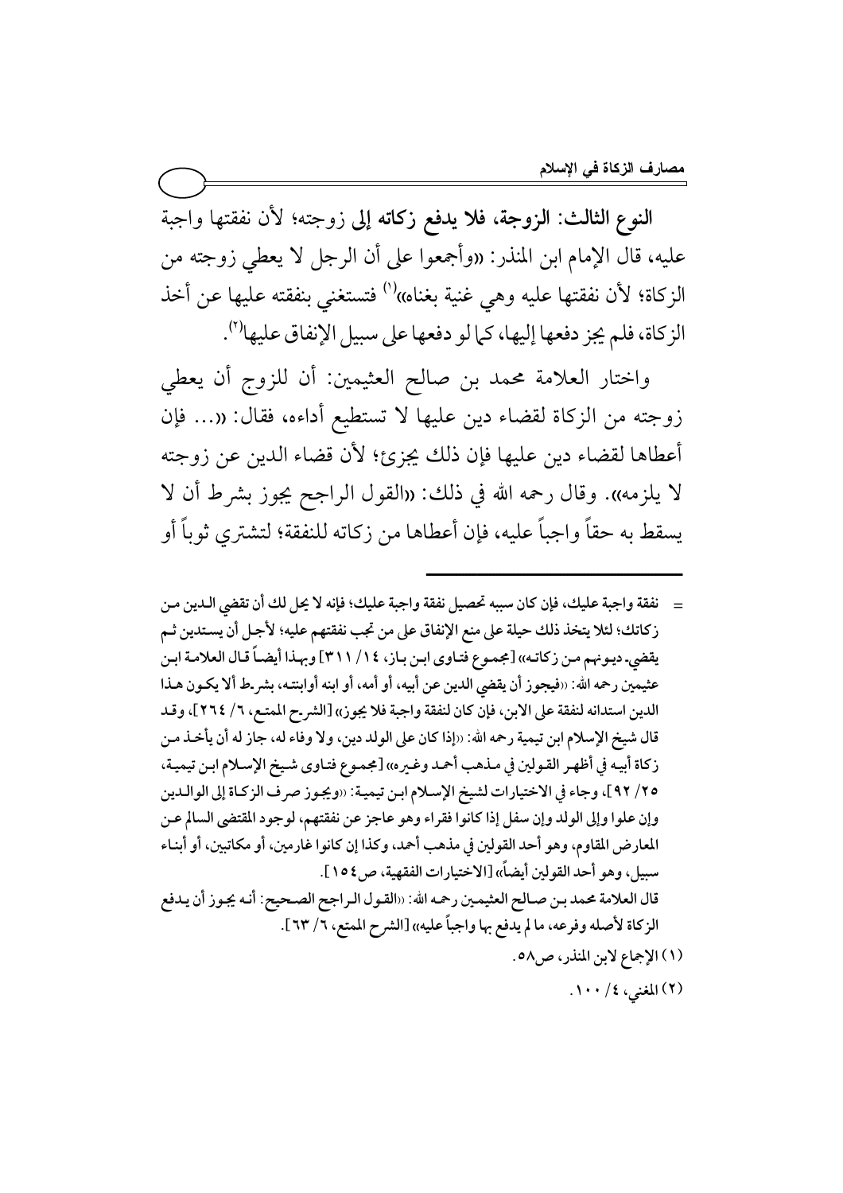**النوع الثالث: الزوجة، فلا يدفع زكاته إلى زوجته**؛ لأن نفقتها واجبة عليه، قال الإمام ابن المنذر: «وأجمعوا على أن الرجل لا يعطي زوجته من الزكاة؛ لأن نفقتها عليه وهي غنية بغناه»[1] فتستغني بنفقته عليها عن أخذ الزكاة، فلم يجز دفعها إليها، كما لو دفعها على سبيل الإنفاق عليها[2].

واختار العلامة محمد بن صالح العثيمين: أن للزوج أن يعطي زوجته من الزكاة لقضاء دين عليها لا تستطيع أداءه، فقال: «... فإن أعطاها لقضاء دين عليها فإن ذلك يجزئ؛ لأن قضاء الدين عن زوجته لا يلزمه». وقال رحمه الله في ذلك: «القول الراجح يجوز بشرط أن لا يسقط به حقاً واجباً عليه، فإن أعطاها من زكاته للنفقة؛ لتشتري ثوباً أو

---

= نفقة واجبة عليك، فإن كان سببه تحصيل نفقة واجبة عليك؛ فإنه لا يحل لك أن تقضي الدين من زكاتك؛ لئلا يتخذ ذلك حيلة على منع الإنفاق على من تجب نفقتهم عليه؛ لأجل أن يستدين ثم يقضي ديونهم من زكاته» [مجموع فتاوى ابن باز، ١٤/ ٣١١] وبهذا أيضاً قال العلامة ابن عثيمين رحمه الله: «فيجوز أن يقضي الدين عن أبيه، أو أمه، أو ابنه أو ابنته، بشرط ألا يكون هذا الدين استدانه لنفقة واجبة على الابن، فإن كان لنفقة واجبة فلا يجوز» [الشرح الممتع، ٦/ ٢٦٤]، وقد قال شيخ الإسلام ابن تيمية رحمه الله: «إذا كان على الولد دين، ولا وفاء له، جاز له أن يأخذ من زكاة أبيه في أظهر القولين في مذهب أحمد وغيره» [مجموع فتاوى شيخ الإسلام ابن تيمية، ٢٥/ ٩٢]، وجاء في الاختيارات لشيخ الإسلام ابن تيمية: «ويجوز صرف الزكاة إلى الوالدين وإن علوا وإلى الولد وإن سفل إذا كانوا فقراء وهو عاجز عن نفقتهم، لوجود المقتضى السالم عن المعارض المقاوم، وهو أحد القولين في مذهب أحمد، وكذا إن كانوا غارمين، أو مكاتبين، أو أبناء سبيل، وهو أحد القولين أيضاً» [الاختيارات الفقهية، ص١٥٤].

قال العلامة محمد بن صالح العثيمين رحمه الله: «القول الراجح الصحيح: أنه يجوز أن يدفع الزكاة لأصله وفرعه، ما لم يدفع بها واجباً عليه» [الشرح الممتع، ٦/ ٦٣].

(١) الإجماع لابن المنذر، ص٥٨.

(٢) المغني، ٤/ ١٠٠.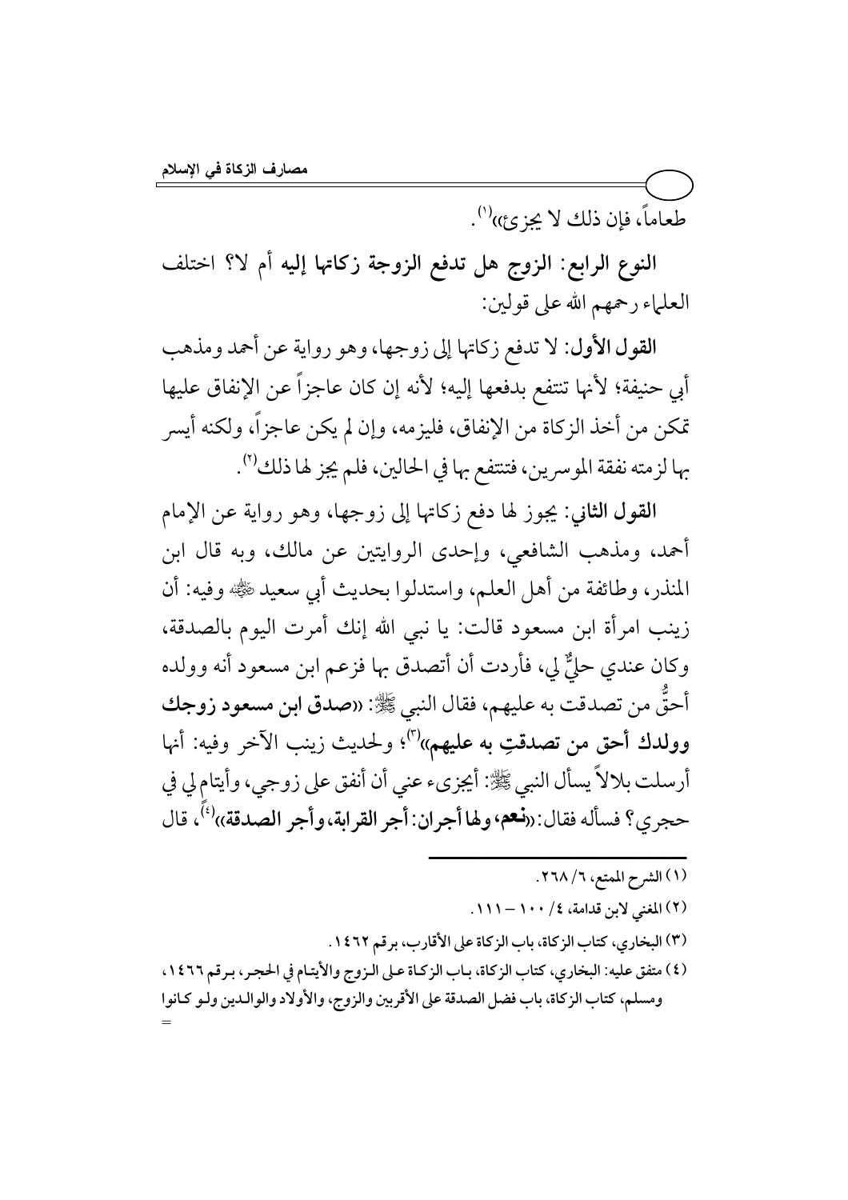طعاماً، فإن ذلك لا يجزئ»[1].

**النوع الرابع: الزوج هل تدفع الزوجة زكاتها إليه أم لا؟** اختلف العلماء رحمهم الله على قولين:

**القول الأول:** لا تدفع زكاتها إلى زوجها، وهو رواية عن أحمد ومذهب أبي حنيفة؛ لأنها تنتفع بدفعها إليه؛ لأنه إن كان عاجزاً عن الإنفاق عليها تمكن من أخذ الزكاة من الإنفاق، فليزمه، وإن لم يكن عاجزاً، ولكنه أيسر بها لزمته نفقة الموسرين، فتنتفع بها في الحالين، فلم يجز لها ذلك[2].

**القول الثاني:** يجوز لها دفع زكاتها إلى زوجها، وهو رواية عن الإمام أحمد، ومذهب الشافعي، وإحدى الروايتين عن مالك، وبه قال ابن المنذر، وطائفة من أهل العلم، واستدلوا بحديث أبي سعيد ﷺ وفيه: أن زينب امرأة ابن مسعود قالت: يا نبي الله إنك أمرت اليوم بالصدقة، وكان عندي حليٌّ لي، فأردت أن أتصدق بها فزعم ابن مسعود أنه وولده أحقُّ من تصدقت به عليهم، فقال النبي ﷺ: «**صدق ابن مسعود زوجك وولدك أحق من تصدقتِ به عليهم**»[3]؛ ولحديث زينب الآخر وفيه: أنها أرسلت بلالاً يسأل النبي ﷺ: أيجزيء عني أن أنفق على زوجي، وأيتام لي في حجري؟ فسأله فقال: «**نعم، ولها أجران: أجر القرابة، وأجر الصدقة**»[4]، قال

---

(١) الشرح الممتع، ٦/ ٢٦٨.

(٢) المغني لابن قدامة، ٤/ ١٠٠ – ١١١.

(٣) البخاري، كتاب الزكاة، باب الزكاة على الأقارب، برقم ١٤٦٢.

(٤) متفق عليه: البخاري، كتاب الزكاة، باب الزكاة على الزوج والأيتام في الحجر، برقم ١٤٦٦، ومسلم، كتاب الزكاة، باب فضل الصدقة على الأقربين والزوج، والأولاد والوالدين ولو كانوا =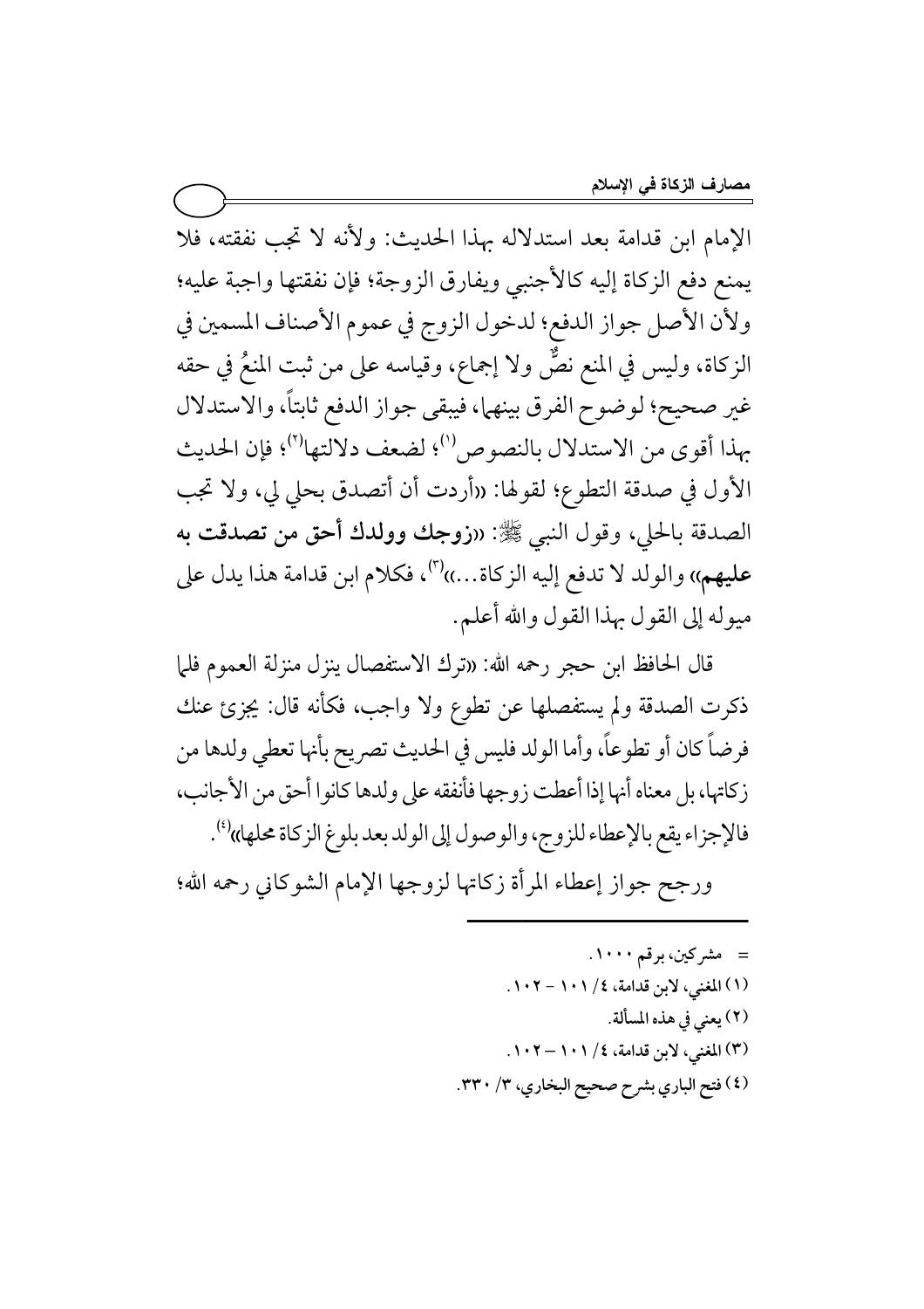الإمام ابن قدامة بعد استدلاله بهذا الحديث: ولأنه لا تجب نفقته، فلا يمنع دفع الزكاة إليه كالأجنبي ويفارق الزوجة؛ فإن نفقتها واجبة عليه؛ ولأن الأصل جواز الدفع؛ لدخول الزوج في عموم الأصناف المسمين في الزكاة، وليس في المنع نصٌّ ولا إجماع، وقياسه على من ثبت المنعُ في حقه غير صحيح؛ لوضوح الفرق بينهما، فيبقى جواز الدفع ثابتاً، والاستدلال بهذا أقوى من الاستدلال بالنصوص[1]؛ لضعف دلالتها[2]؛ فإن الحديث الأول في صدقة التطوع؛ لقولها: «أردت أن أتصدق بحلي لي، ولا تجب الصدقة بالحلي، وقول النبي ﷺ: «**زوجك وولدك أحق من تصدقت به عليهم**» والولد لا تدفع إليه الزكاة...»[3]، فكلام ابن قدامة هذا يدل على ميوله إلى القول بهذا القول والله أعلم.

قال الحافظ ابن حجر رحمه الله: «ترك الاستفصال ينزل منزلة العموم فلما ذكرت الصدقة ولم يستفصلها عن تطوع ولا واجب، فكأنه قال: يجزئ عنك فرضاً كان أو تطوعاً، وأما الولد فليس في الحديث تصريح بأنها تعطي ولدها من زكاتها، بل معناه أنها إذا أعطت زوجها فأنفقه على ولدها كانوا أحق من الأجانب، فالإجزاء يقع بالإعطاء للزوج، والوصول إلى الولد بعد بلوغ الزكاة محلها»[4].

ورجح جواز إعطاء المرأة زكاتها لزوجها الإمام الشوكاني رحمه الله؛

---

= مشركين، برقم ١٠٠٠.

(١) المغني، لابن قدامة، ٤/ ١٠١ – ١٠٢.

(٢) يعني في هذه المسألة.

(٣) المغني، لابن قدامة، ٤/ ١٠١ – ١٠٢.

(٤) فتح الباري بشرح صحيح البخاري، ٣/ ٣٣٠.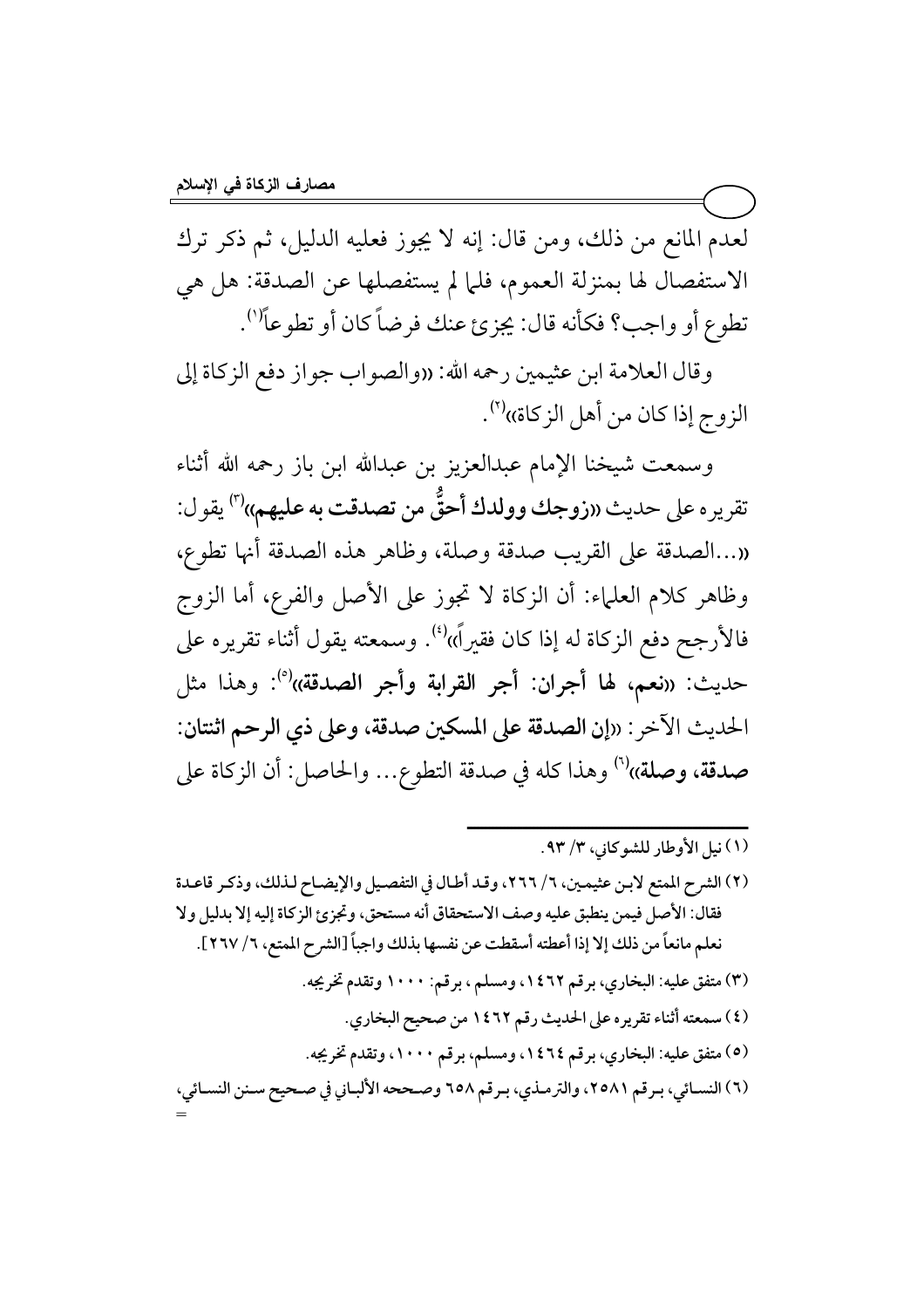لعدم المانع من ذلك، ومن قال: إنه لا يجوز فعليه الدليل، ثم ذكر ترك الاستفصال لها بمنزلة العموم، فلما لم يستفصلها عن الصدقة: هل هي تطوع أو واجب؟ فكأنه قال: يجزئ عنك فرضاً كان أو تطوعاً[1].

وقال العلامة ابن عثيمين رحمه الله: «والصواب جواز دفع الزكاة إلى الزوج إذا كان من أهل الزكاة»[2].

وسمعت شيخنا الإمام عبدالعزيز بن عبدالله ابن باز رحمه الله أثناء تقريره على حديث «**زوجك وولدك أحقُّ من تصدقت به عليهم**»[3] يقول: «...الصدقة على القريب صدقة وصلة، وظاهر هذه الصدقة أنها تطوع، وظاهر كلام العلماء: أن الزكاة لا تجوز على الأصل والفرع، أما الزوج فالأرجح دفع الزكاة له إذا كان فقيراً»[4]. وسمعته يقول أثناء تقريره على حديث: «**نعم، لها أجران: أجر القرابة وأجر الصدقة**»[5]: وهذا مثل الحديث الآخر: «**إن الصدقة على المسكين صدقة، وعلى ذي الرحم اثنتان: صدقة، وصلة**»[6] وهذا كله في صدقة التطوع... والحاصل: أن الزكاة على

---

(١) نيل الأوطار للشوكاني، ٣/ ٩٣.

(٢) الشرح الممتع لابن عثيمين، ٦/ ٢٦٦، وقد أطال في التفصيل والإيضاح لذلك، وذكر قاعدة فقال: الأصل فيمن ينطبق عليه وصف الاستحقاق أنه مستحق، وتجزئ الزكاة إليه إلا بدليل ولا نعلم مانعاً من ذلك إلا إذا أعطته أسقطت عن نفسها بذلك واجباً [الشرح الممتع، ٦/ ٢٦٧].

(٣) متفق عليه: البخاري، برقم ١٤٦٢، ومسلم، برقم: ١٠٠٠ وتقدم تخريجه.

(٤) سمعته أثناء تقريره على الحديث رقم ١٤٦٢ من صحيح البخاري.

(٥) متفق عليه: البخاري، برقم ١٤٦٤، ومسلم، برقم ١٠٠٠، وتقدم تخريجه.

(٦) النسائي، برقم ٢٥٨١، والترمذي، برقم ٦٥٨ وصححه الألباني في صحيح سنن النسائي، =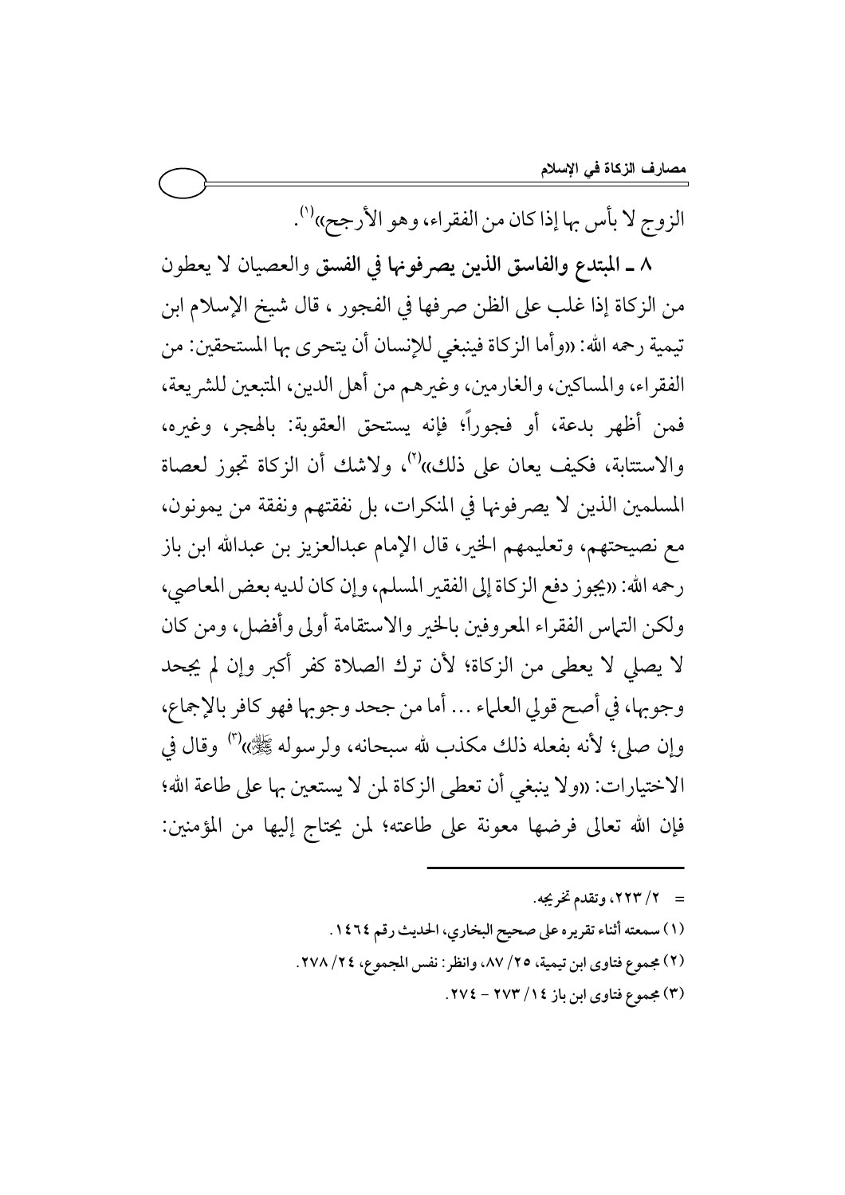الزوج لا بأس بها إذا كان من الفقراء، وهو الأرجح»[1].

**٨ ـ المبتدع والفاسق الذين يصرفونها في الفسق** والعصيان لا يعطون من الزكاة إذا غلب على الظن صرفها في الفجور ، قال شيخ الإسلام ابن تيمية رحمه الله: «وأما الزكاة فينبغي للإنسان أن يتحرى بها المستحقين: من الفقراء، والمساكين، والغارمين، وغيرهم من أهل الدين، المتبعين للشريعة، فمن أظهر بدعة، أو فجوراً؛ فإنه يستحق العقوبة: بالهجر، وغيره، والاستتابة، فكيف يعان على ذلك»[2]، ولاشك أن الزكاة تجوز لعصاة المسلمين الذين لا يصرفونها في المنكرات، بل نفقتهم ونفقة من يمونون، مع نصيحتهم، وتعليمهم الخير، قال الإمام عبدالعزيز بن عبدالله ابن باز رحمه الله: «يجوز دفع الزكاة إلى الفقير المسلم، وإن كان لديه بعض المعاصي، ولكن التماس الفقراء المعروفين بالخير والاستقامة أولى وأفضل، ومن كان لا يصلي لا يعطى من الزكاة؛ لأن ترك الصلاة كفر أكبر وإن لم يجحد وجوبها، في أصح قولي العلماء ... أما من جحد وجوبها فهو كافر بالإجماع، وإن صلى؛ لأنه بفعله ذلك مكذب لله سبحانه، ولرسوله ﷺ»[3] وقال في الاختيارات: «ولا ينبغي أن تعطى الزكاة لمن لا يستعين بها على طاعة الله؛ فإن الله تعالى فرضها معونة على طاعته؛ لمن يحتاج إليها من المؤمنين:

---

= ٢/ ٢٢٣، وتقدم تخريجه.

(١) سمعته أثناء تقريره على صحيح البخاري، الحديث رقم ١٤٦٤.

(٢) مجموع فتاوى ابن تيمية، ٢٥/ ٨٧، وانظر: نفس المجموع، ٢٤/ ٢٧٨.

(٣) مجموع فتاوى ابن باز ١٤/ ٢٧٣ – ٢٧٤.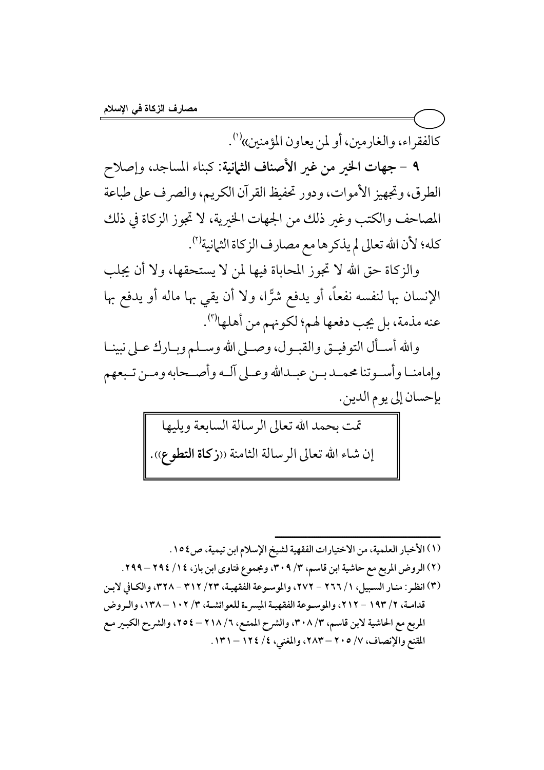كالفقراء، والغارمين، أو لمن يعاون المؤمنين»[1].

٩ - **جهات الخير من غير الأصناف الثمانية**: كبناء المساجد، وإصلاح الطرق، وتجهيز الأموات، ودور تحفيظ القرآن الكريم، والصرف على طباعة المصاحف والكتب وغير ذلك من الجهات الخيرية، لا تجوز الزكاة في ذلك كله؛ لأن الله تعالى لم يذكرها مع مصارف الزكاة الثمانية[2].

والزكاة حق الله لا تجوز المحاباة فيها لمن لا يستحقها، ولا أن يجلب الإنسان بها لنفسه نفعاً، أو يدفع شرًّا، ولا أن يقي بها ماله أو يدفع بها عنه مذمة، بل يجب دفعها لهم؛ لكونهم من أهلها[3].

والله أسأل التوفيق والقبول، وصلى الله وسلم وبارك على نبينا وإمامنا وأسوتنا محمد بن عبدالله وعلى آله وأصحابه ومن تبعهم بإحسان إلى يوم الدين.

| تمت بحمد الله تعالى الرسالة السابعة ويليها إن شاء الله تعالى الرسالة الثامنة «**زكاة التطوع**». |
|---|

---

(١) الأخبار العلمية، من الاختيارات الفقهية لشيخ الإسلام ابن تيمية، ص١٥٤.

(٢) الروض المربع مع حاشية ابن قاسم، ٣/ ٣٠٩، ومجموع فتاوى ابن باز، ١٤/ ٢٩٤ – ٢٩٩.

(٣) انظر: منار السبيل، ١/ ٢٦٦ – ٢٧٢، والموسوعة الفقهية، ٢٣/ ٣١٢ – ٣٢٨، والكافي لابن قدامة، ٢/ ١٩٣ – ٢١٢، والموسوعة الفقهية الميسرة للعوائشة، ٣/ ١٠٢ – ١٣٨، والروض المربع مع الحاشية لابن قاسم، ٣/ ٣٠٨، والشرح الممتع، ٦/ ٢١٨ – ٢٥٤، والشرح الكبير مع المقنع والإنصاف، ٧/ ٢٠٥ – ٢٨٣، والمغني، ٤/ ١٢٤ – ١٣١.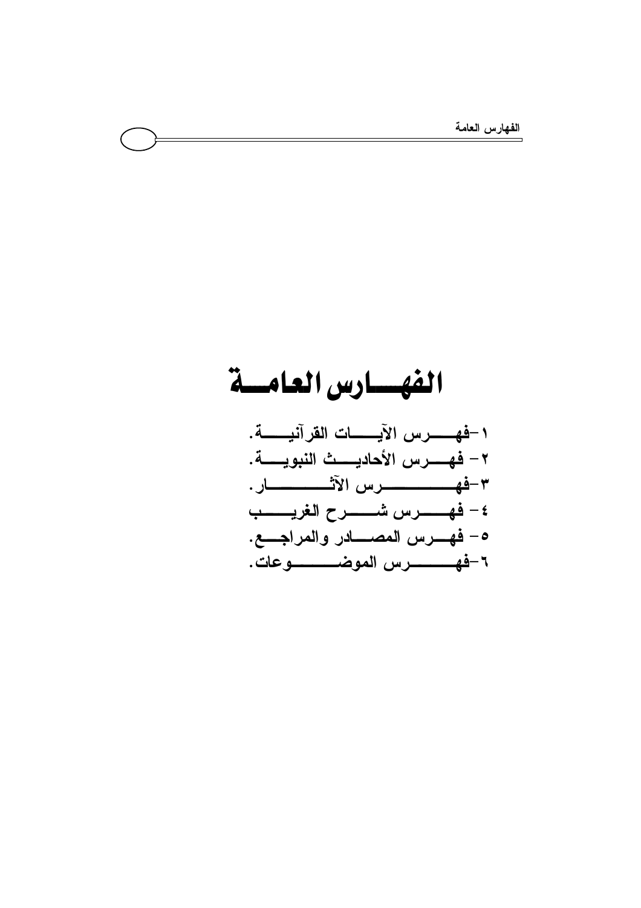# الفهارس العامة

١-فهرس الآيات القرآنية.
٢- فهرس الأحاديث النبوية.
٣-فهرس الآثار.
٤- فهرس شرح الغريب
٥- فهرس المصادر والمراجع.
٦-فهرس الموضوعات.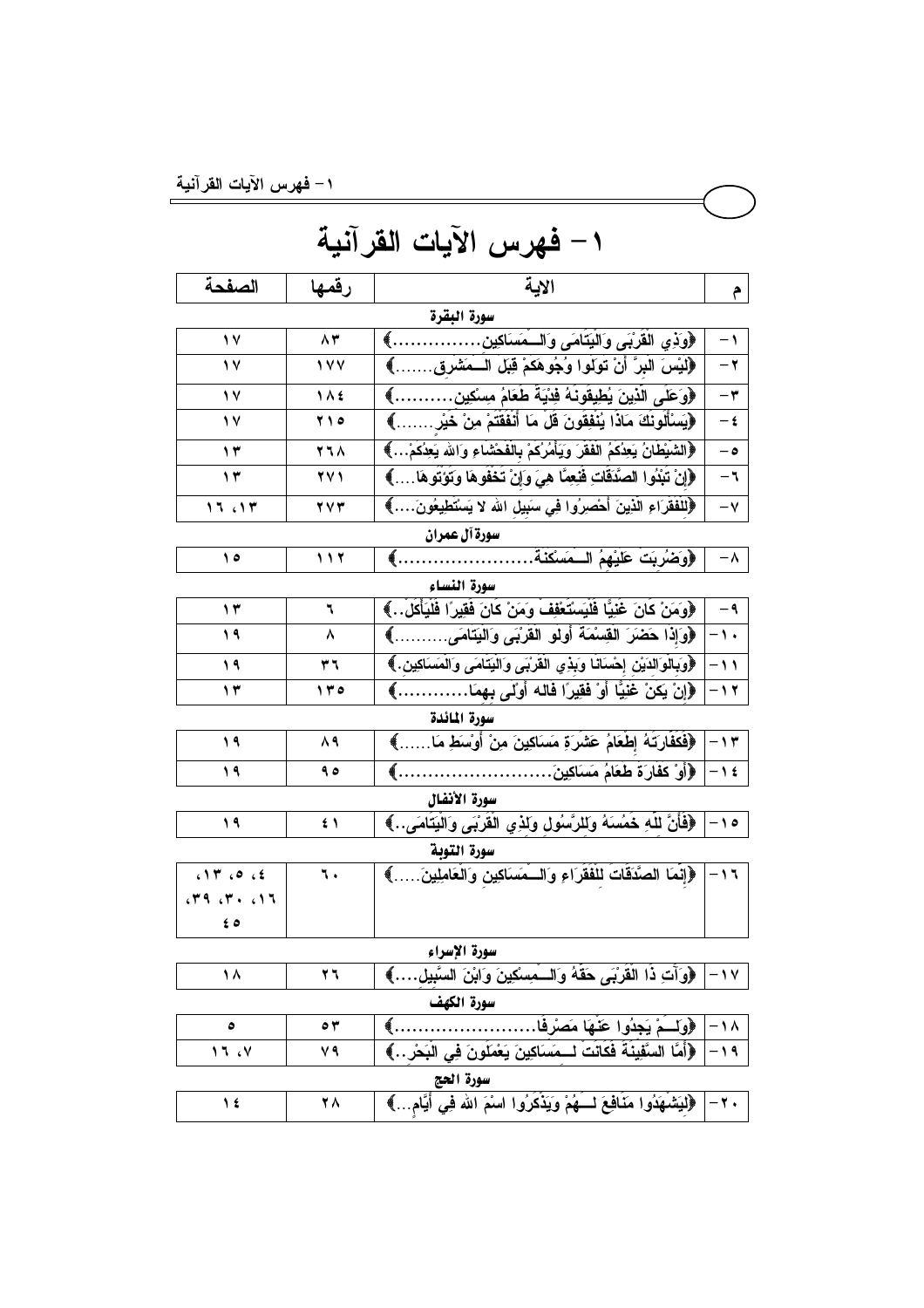# ١- فهرس الآيات القرآنية

| م | الاية | رقمها | الصفحة |
| --- | --- | --- | --- |
| | **سورة البقرة** | | |
| ١- | ﴿وَذِي الْقُرْبَى وَالْيَتَامَى وَالْـمَسَاكِين...............﴾ | ٨٣ | ١٧ |
| ٢- | ﴿لَيْسَ البِرَّ أَنْ تَوَلُّوا وُجُوهَكُمْ قِبَلَ الْـمَشْرِق.......﴾ | ١٧٧ | ١٧ |
| ٣- | ﴿وَعَلَى الَّذِينَ يُطِيقُونَهُ فِدْيَةٌ طَعَامُ مِسْكِين..........﴾ | ١٨٤ | ١٧ |
| ٤- | ﴿يَسْأَلُونَكَ مَاذَا يُنْفِقُونَ قُلْ مَا أَنْفَقْتُمْ مِنْ خَيْر.......﴾ | ٢١٥ | ١٧ |
| ٥- | ﴿الشَّيْطَانُ يَعِدُكُمُ الفَقْرَ وَيَأْمُرُكُمْ بِالفَحْشَاءِ وَاللهُ يَعِدُكُمْ...﴾ | ٢٦٨ | ١٣ |
| ٦- | ﴿إِنْ تُبْدُوا الصَّدَقَاتِ فَنِعِمَّا هِيَ وَإِنْ تُخْفُوهَا وَتُؤْتُوهَا....﴾ | ٢٧١ | ١٣ |
| ٧- | ﴿لِلْفُقَرَاءِ الَّذِينَ أُحْصِرُوا فِي سَبِيلِ اللهِ لا يَسْتَطِيعُونَ....﴾ | ٢٧٣ | ١٣، ١٦ |
| | **سورة آل عمران** | | |
| ٨- | ﴿وَضُرِبَتْ عَلَيْهِمُ الْـمَسْكَنَة.....................﴾ | ١١٢ | ١٥ |
| | **سورة النساء** | | |
| ٩- | ﴿وَمَنْ كَانَ غَنِيًّا فَلْيَسْتَعْفِفْ وَمَنْ كَانَ فَقِيرًا فَلْيَأْكُلْ..﴾ | ٦ | ١٣ |
| ١٠- | ﴿وَإِذَا حَضَرَ الْقِسْمَةَ أُولُو الْقُرْبَى وَالْيَتَامَى..........﴾ | ٨ | ١٩ |
| ١١- | ﴿وَبِالْوَالِدَيْنِ إِحْسَانًا وَبِذِي الْقُرْبَى وَالْيَتَامَى وَالْمَسَاكِين.﴾ | ٣٦ | ١٩ |
| ١٢- | ﴿إِنْ يَكُنْ غَنِيًّا أَوْ فَقِيرًا فَاللهُ أَوْلَى بِهِمَا............﴾ | ١٣٥ | ١٣ |
| | **سورة المائدة** | | |
| ١٣- | ﴿فَكَفَّارَتُهُ إِطْعَامُ عَشَرَةِ مَسَاكِينَ مِنْ أَوْسَطِ مَا......﴾ | ٨٩ | ١٩ |
| ١٤- | ﴿أَوْ كَفَّارَةٌ طَعَامُ مَسَاكِينَ.........................﴾ | ٩٥ | ١٩ |
| | **سورة الأنفال** | | |
| ١٥- | ﴿فَأَنَّ لِلَّهِ خُمُسَهُ وَلِلرَّسُولِ وَلِذِي الْقُرْبَى وَالْيَتَامَى..﴾ | ٤١ | ١٩ |
| | **سورة التوبة** | | |
| ١٦- | ﴿إِنَّمَا الصَّدَقَاتُ لِلْفُقَرَاءِ وَالْـمَسَاكِينِ وَالْعَامِلِينَ.....﴾ | ٦٠ | ٤، ٥، ١٣، ١٦، ٣٠، ٣٩، ٤٥ |
| | **سورة الإسراء** | | |
| ١٧- | ﴿وَآتِ ذَا الْقُرْبَى حَقَّهُ وَالْـمِسْكِينَ وَابْنَ السَّبِيل....﴾ | ٢٦ | ١٨ |
| | **سورة الكهف** | | |
| ١٨- | ﴿وَلَـمْ يَجِدُوا عَنْهَا مَصْرِفًا.......................﴾ | ٥٣ | ٥ |
| ١٩- | ﴿أَمَّا السَّفِينَةُ فَكَانَتْ لِـمَسَاكِينَ يَعْمَلُونَ فِي الْبَحْر..﴾ | ٧٩ | ٧، ١٦ |
| | **سورة الحج** | | |
| ٢٠- | ﴿لِيَشْهَدُوا مَنَافِعَ لَـهُمْ وَيَذْكُرُوا اسْمَ اللهِ فِي أَيَّام...﴾ | ٢٨ | ١٤ |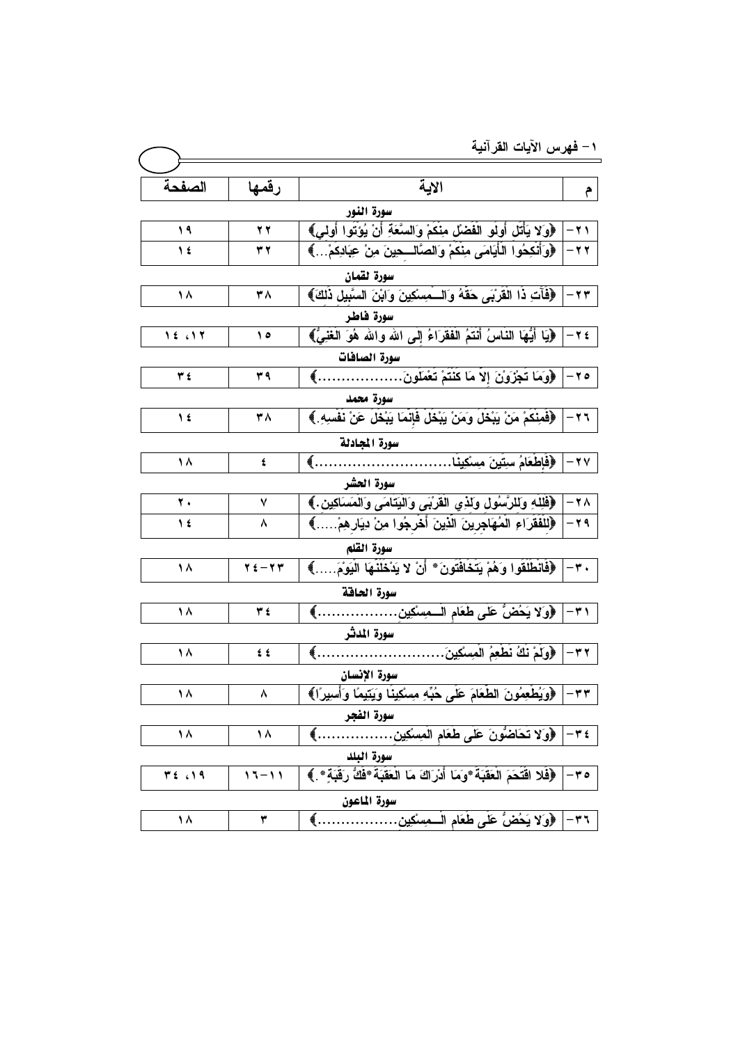## ١- فهرس الآيات القرآنية

| م | الاية | رقمها | الصفحة |
|---|---|---|---|
| | **سورة النور** | | |
| ٢١- | ﴿وَلا يَأْتَلِ أُولُو الْفَضْلِ مِنْكُمْ وَالسَّعَةِ أَنْ يُؤْتُوا أُولِي﴾ | ٢٢ | ١٩ |
| ٢٢- | ﴿وَأَنْكِحُوا الْأَيَامَى مِنْكُمْ وَالصَّالِحِينَ مِنْ عِبَادِكُمْ...﴾ | ٣٢ | ١٤ |
| | **سورة لقمان** | | |
| ٢٣- | ﴿فَآتِ ذَا الْقُرْبَى حَقَّهُ وَالْمِسْكِينَ وَابْنَ السَّبِيلِ ذَلِكَ﴾ | ٣٨ | ١٨ |
| | **سورة فاطر** | | |
| ٢٤- | ﴿يَا أَيُّهَا النَّاسُ أَنْتُمُ الْفُقَرَاءُ إِلَى اللهِ واللهُ هُوَ الْغَنِيُّ﴾ | ١٥ | ١٢، ١٤ |
| | **سورة الصافات** | | |
| ٢٥- | ﴿وَمَا تُجْزَوْنَ إِلاَّ مَا كُنْتُمْ تَعْمَلُونَ..................﴾ | ٣٩ | ٣٤ |
| | **سورة محمد** | | |
| ٢٦- | ﴿فَمِنْكُمْ مَنْ يَبْخَلُ وَمَنْ يَبْخَلْ فَإِنَّمَا يَبْخَلُ عَنْ نَفْسِهِ.﴾ | ٣٨ | ١٤ |
| | **سورة المجادلة** | | |
| ٢٧- | ﴿فَإِطْعَامُ سِتِّينَ مِسْكِينًا............................﴾ | ٤ | ١٨ |
| | **سورة الحشر** | | |
| ٢٨- | ﴿فَلِلَّهِ وَلِلرَّسُولِ وَلِذِي الْقُرْبَى وَالْيَتَامَى وَالْمَسَاكِينِ.﴾ | ٧ | ٢٠ |
| ٢٩- | ﴿لِلْفُقَرَاءِ الْمُهَاجِرِينَ الَّذِينَ أُخْرِجُوا مِنْ دِيَارِهِمْ.....﴾ | ٨ | ١٤ |
| | **سورة القلم** | | |
| ٣٠- | ﴿فَانْطَلَقُوا وَهُمْ يَتَخَافَتُونَ* أَنْ لا يَدْخُلَنَّهَا الْيَوْمَ.....﴾ | ٢٣-٢٤ | ١٨ |
| | **سورة الحاقة** | | |
| ٣١- | ﴿وَلا يَحُضُّ عَلَى طَعَامِ الْمِسْكِينِ.................﴾ | ٣٤ | ١٨ |
| | **سورة المدثر** | | |
| ٣٢- | ﴿وَلَمْ نَكُ نُطْعِمُ الْمِسْكِينَ..........................﴾ | ٤٤ | ١٨ |
| | **سورة الإنسان** | | |
| ٣٣- | ﴿وَيُطْعِمُونَ الطَّعَامَ عَلَى حُبِّهِ مِسْكِينًا وَيَتِيمًا وَأَسِيرًا﴾ | ٨ | ١٨ |
| | **سورة الفجر** | | |
| ٣٤- | ﴿وَلا تَحَاضُّونَ عَلَى طَعَامِ الْمِسْكِينِ................﴾ | ١٨ | ١٨ |
| | **سورة البلد** | | |
| ٣٥- | ﴿فَلا اقْتَحَمَ الْعَقَبَةَ*وَمَا أَدْرَاكَ مَا الْعَقَبَةُ*فَكُّ رَقَبَةٍ*.﴾ | ١١-١٦ | ١٩، ٣٤ |
| | **سورة الماعون** | | |
| ٣٦- | ﴿وَلا يَحُضُّ عَلَى طَعَامِ الْمِسْكِينِ.................﴾ | ٣ | ١٨ |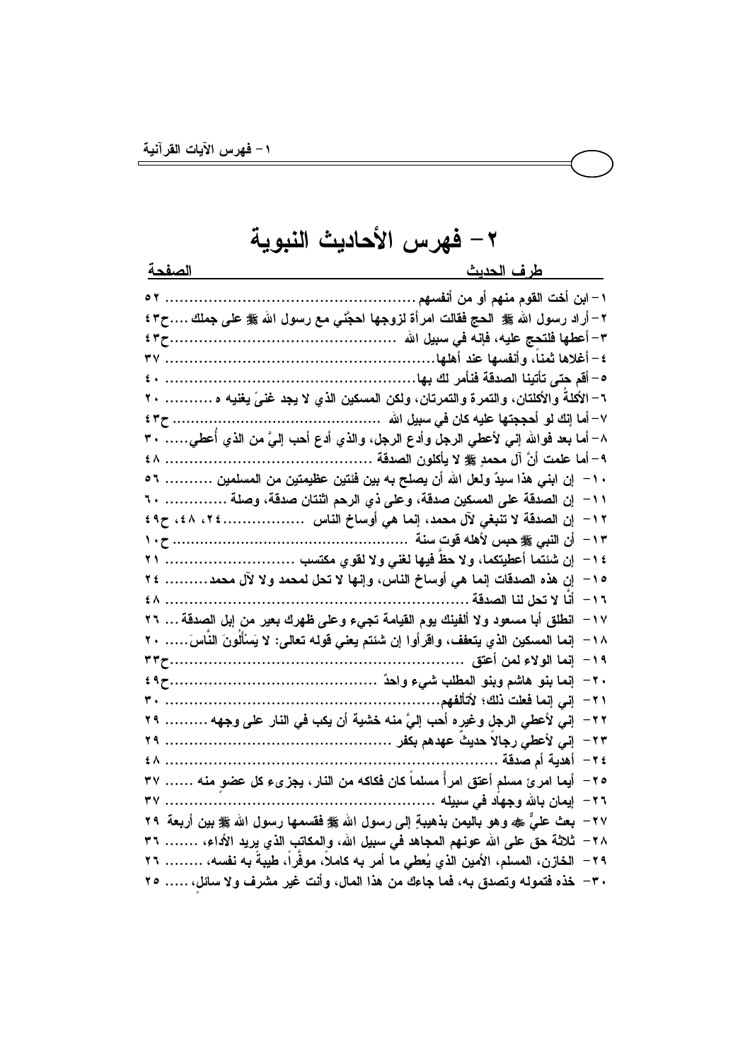# ٢- فهرس الأحاديث النبوية

| طرف الحديث | الصفحة |
| --- | --- |
| ١- ابن أخت القوم منهم أو من أنفسهم | ٥٢ |
| ٢- أراد رسول الله ﷺ الحج فقالت امرأة لزوجها احجّني مع رسول الله ﷺ على جملك | ح٤٣ |
| ٣- أعطها فلتحج عليه، فإنه في سبيل الله | ح٤٣ |
| ٤- أغلاها ثمناً، وأنفسها عند أهلها | ٣٧ |
| ٥- أقم حتى تأتينا الصدقة فنأمر لك بها | ٤٠ |
| ٦- الأكلةُ والأكلتان، والتمرة والتمرتان، ولكن المسكين الذي لا يجد غنىً يغنيه ه | ٢٠ |
| ٧- أما إنك لو أحججتها عليه كان في سبيل الله | ح٤٣ |
| ٨- أما بعد فوالله إني لأعطي الرجل وأدع الرجل، والذي أدع أحب إليَّ من الذي أُعطي | ٣٠ |
| ٩- أما علمت أنَّ آل محمدٍ ﷺ لا يأكلون الصدقة | ٤٨ |
| ١٠- إن ابني هذا سيدٌ ولعل الله أن يصلح به بين فئتين عظيمتين من المسلمين | ٥٦ |
| ١١- إن الصدقة على المسكين صدقة، وعلى ذي الرحم اثنتان صدقة، وصلة | ٦٠ |
| ١٢- إن الصدقة لا تنبغي لآل محمد، إنما هي أوساخ الناس | ٢٤، ٤٨، ح٤٩ |
| ١٣- أن النبي ﷺ حبس لأهله قوت سنةً | ح١٠ |
| ١٤- إن شئتما أعطيتكما، ولا حظَّ فيها لغني ولا لقوي مكتسب | ٢١ |
| ١٥- إن هذه الصدقات إنما هي أوساخ الناس، وإنها لا تحل لمحمد ولا لآل محمد | ٢٤ |
| ١٦- أنَّا لا تحل لنا الصدقة | ٤٨ |
| ١٧- انطلق أبا مسعود ولا ألفينك يوم القيامة تجيء وعلى ظهرك بعير من إبل الصدقة | ٢٦ |
| ١٨- إنما المسكين الذي يتعفف، واقرأوا إن شئتم يعني قوله تعالى: لا يَسْأَلُونَ النَّاسَ | ٢٠ |
| ١٩- إنما الولاء لمن أعتق | ح٣٣ |
| ٢٠- إنما بنو هاشم وبنو المطلب شيء واحدٌ | ح٤٩ |
| ٢١- إني إنما فعلت ذلك؛ لأتألفهم | ٣٠ |
| ٢٢- إني لأعطي الرجل وغيره أحب إليَّ منه خشية أن يكب في النار على وجهه | ٢٩ |
| ٢٣- إني لأعطي رجالاً حديثٌ عهدهم بكفر | ٢٩ |
| ٢٤- أهدية أم صدقة | ٤٨ |
| ٢٥- أيما امرئ مسلم أعتق امرأً مسلماً كان فكاكه من النار، يجزيء كل عضو منه | ٣٧ |
| ٢٦- إيمان بالله وجهاد في سبيله | ٣٧ |
| ٢٧- بعث عليٌّ ﷺ وهو باليمن بذهيبةٍ إلى رسول الله ﷺ فقسمها رسول الله ﷺ بين أربعة | ٢٩ |
| ٢٨- ثلاثة حق على الله عونهم المجاهد في سبيل الله، والمكاتب الذي يريد الأداء، | ٣٦ |
| ٢٩- الخازن، المسلم، الأمين الذي يُعطي ما أمر به كاملاً، موفَّراً، طيبةً به نفسه، | ٢٦ |
| ٣٠- خذه فتموله وتصدق به، فما جاءك من هذا المال، وأنت غير مشرف ولا سائلٍ، | ٢٥ |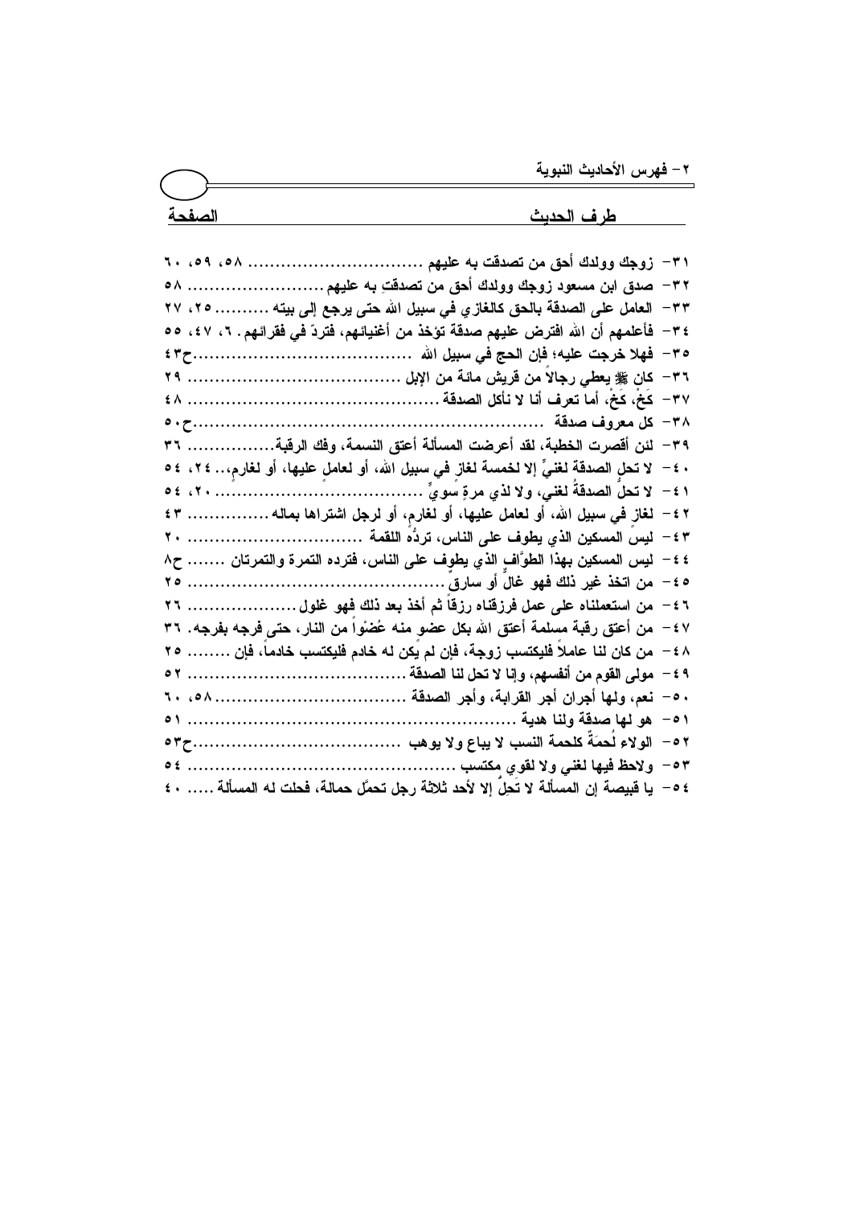## ٢- فهرس الأحاديث النبوية

| طرف الحديث | الصفحة |
| --- | --- |
| ٣١- زوجك وولدك أحق من تصدقت به عليهم | ٥٨، ٥٩، ٦٠ |
| ٣٢- صدق ابن مسعود زوجك وولدك أحق من تصدقت به عليهم | ٥٨ |
| ٣٣- العامل على الصدقة بالحق كالغازي في سبيل الله حتى يرجع إلى بيته | ٢٥، ٢٧ |
| ٣٤- فأعلمهم أن الله افترض عليهم صدقة تؤخذ من أغنيائهم، فتردّ في فقرائهم | ٦، ٤٧، ٥٥ |
| ٣٥- فهلا خرجت عليه؛ فإن الحج في سبيل الله | ح٤٣ |
| ٣٦- كان ﷺ يعطي رجالاً من قريش مائة من الإبل | ٢٩ |
| ٣٧- كَخْ، كَخْ، أما تعرف أنا لا نأكل الصدقة | ٤٨ |
| ٣٨- كل معروف صدقة | ح٥٠ |
| ٣٩- لئن أقصرت الخطبة، لقد أعرضت المسألة أعتق النسمة، وفك الرقبة | ٣٦ |
| ٤٠- لا تحل الصدقة لغنيٍّ إلا لخمسة لغازٍ في سبيل الله، أو لعامل عليها، أو لغارم،.. | ٢٤، ٥٤ |
| ٤١- لا تحلُّ الصدقةُ لغني، ولا لذي مرةٍ سويٍّ | ٢٠، ٥٤ |
| ٤٢- لغازٍ في سبيل الله، أو لعامل عليها، أو لغارم، أو لرجل اشتراها بماله | ٤٣ |
| ٤٣- ليسَ المسكين الذي يطوف على الناس، تردُّه اللقمة | ٢٠ |
| ٤٤- ليس المسكين بهذا الطوَّافِ الذي يطوف على الناس، فترده التمرة والتمرتان | ح٨ |
| ٤٥- من اتخذ غير ذلك فهو غالٌ أو سارقٌ | ٢٥ |
| ٤٦- من استعملناه على عمل فرزقناه رزقاً ثم أخذ بعد ذلك فهو غلول | ٢٦ |
| ٤٧- من أعتق رقبةً مسلمة أعتق الله بكل عضوٍ منه عُضْواً من النار، حتى فرجه بفرجه. | ٣٦ |
| ٤٨- من كان لنا عاملاً فليكتسب زوجة، فإن لم يكن له خادم فليكتسب خادماً، فإن | ٢٥ |
| ٤٩- مولى القوم من أنفسهم، وإنا لا تحل لنا الصدقة | ٥٢ |
| ٥٠- نعم، ولها أجران أجر القرابة، وأجر الصدقة | ٥٨، ٦٠ |
| ٥١- هو لها صدقة ولنا هدية | ٥١ |
| ٥٢- الولاء لُحمَةٌ كلحمة النسب لا يباع ولا يوهب | ح٥٣ |
| ٥٣- ولاحظ فيها لغني ولا لقوي مكتسب | ٥٤ |
| ٥٤- يا قبيصة إن المسألة لا تَحِلُّ إلا لأحد ثلاثة رجل تحمَّل حمالة، فحلت له المسألة | ٤٠ |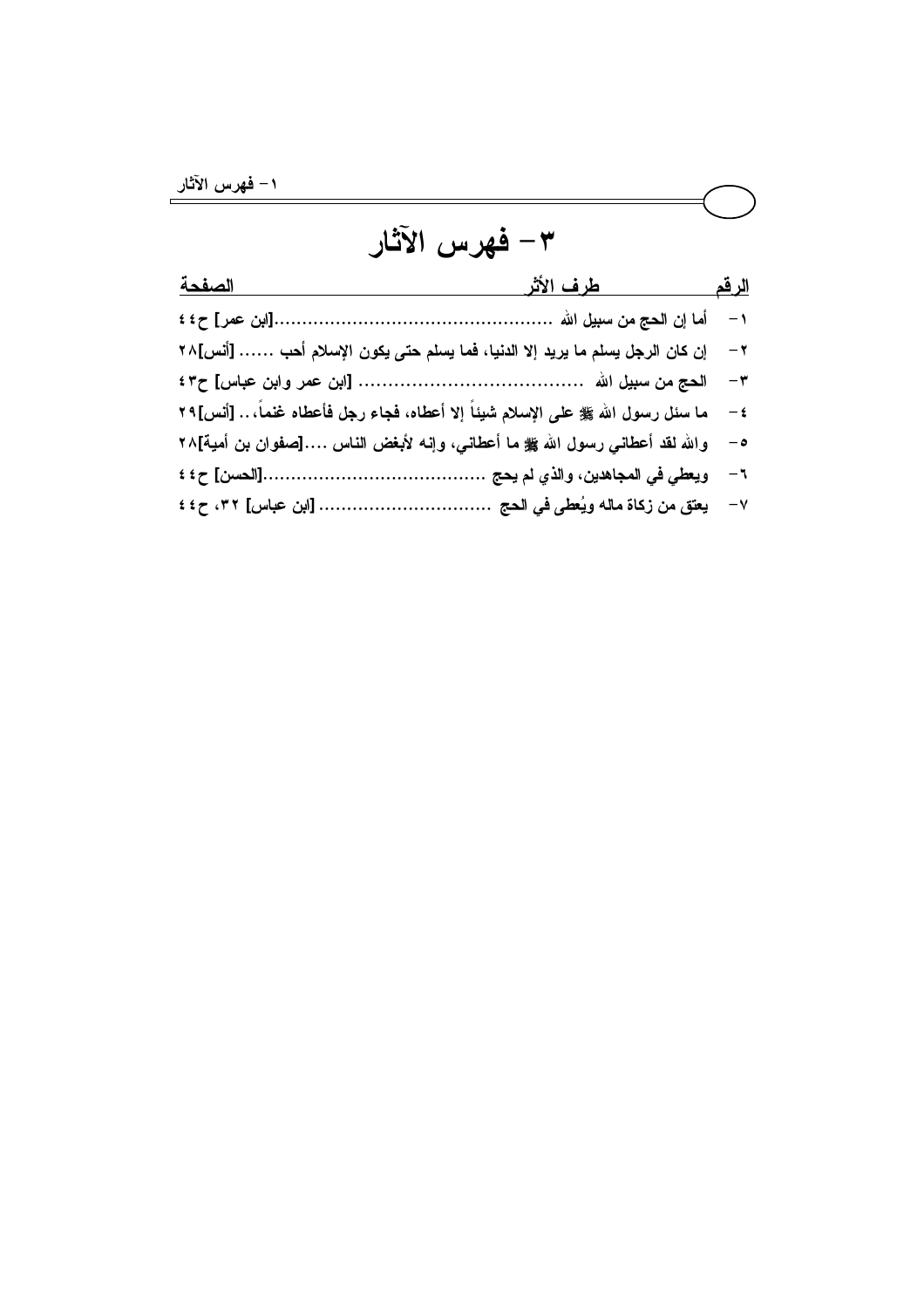# ٣- فهرس الآثار

| الرقم | طرف الأثر | الصفحة |
| --- | --- | --- |
| ١- | أما إن الحج من سبيل الله ................................................[ابن عمر] | ح٤٤ |
| ٢- | إن كان الرجل يسلم ما يريد إلا الدنيا، فما يسلم حتى يكون الإسلام أحب ...... [أنس] | ٢٨ |
| ٣- | الحج من سبيل الله ..................................... [ابن عمر وابن عباس] | ح٤٣ |
| ٤- | ما سئل رسول الله ﷺ على الإسلام شيئاً إلا أعطاه، فجاء رجل فأعطاه غنماً.. [أنس] | ٢٩ |
| ٥- | والله لقد أعطاني رسول الله ﷺ ما أعطاني، وإنه لأبغض الناس ....[صفوان بن أمية] | ٢٨ |
| ٦- | ويعطي في المجاهدين، والذي لم يحج .......................................[الحسن] | ح٤٤ |
| ٧- | يعتق من زكاة ماله ويُعطى في الحج ............................... [ابن عباس] | ٣٢، ح٤٤ |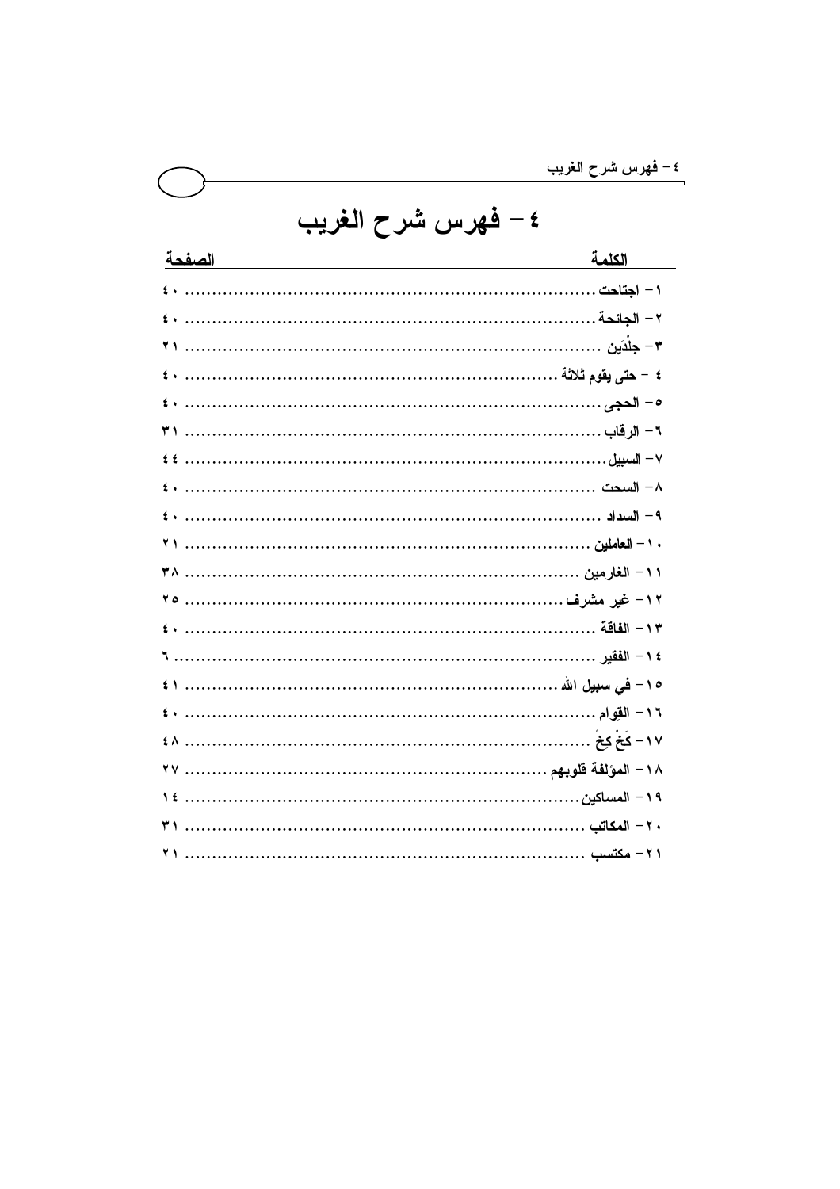# ٤ – فهرس شرح الغريب

| الكلمة | الصفحة |
| --- | --- |
| ١ – اجتاحت | ٤٠ |
| ٢ – الجائحة | ٤٠ |
| ٣ – جلْدَين | ٢١ |
| ٤ – حتى يقوم ثلاثة | ٤٠ |
| ٥ – الحجى | ٤٠ |
| ٦ – الرقاب | ٣١ |
| ٧ – السبيل | ٤٤ |
| ٨ – السحت | ٤٠ |
| ٩ – السداد | ٤٠ |
| ١٠ – العاملين | ٢١ |
| ١١ – الغارمين | ٣٨ |
| ١٢ – غير مشرف | ٢٥ |
| ١٣ – الفاقة | ٤٠ |
| ١٤ – الفقير | ٦ |
| ١٥ – في سبيل الله | ٤١ |
| ١٦ – القوام | ٤٠ |
| ١٧ – كَخْ كخْ | ٤٨ |
| ١٨ – المؤلفة قلوبهم | ٢٧ |
| ١٩ – المساكين | ١٤ |
| ٢٠ – المكاتب | ٣١ |
| ٢١ – مكتسب | ٢١ |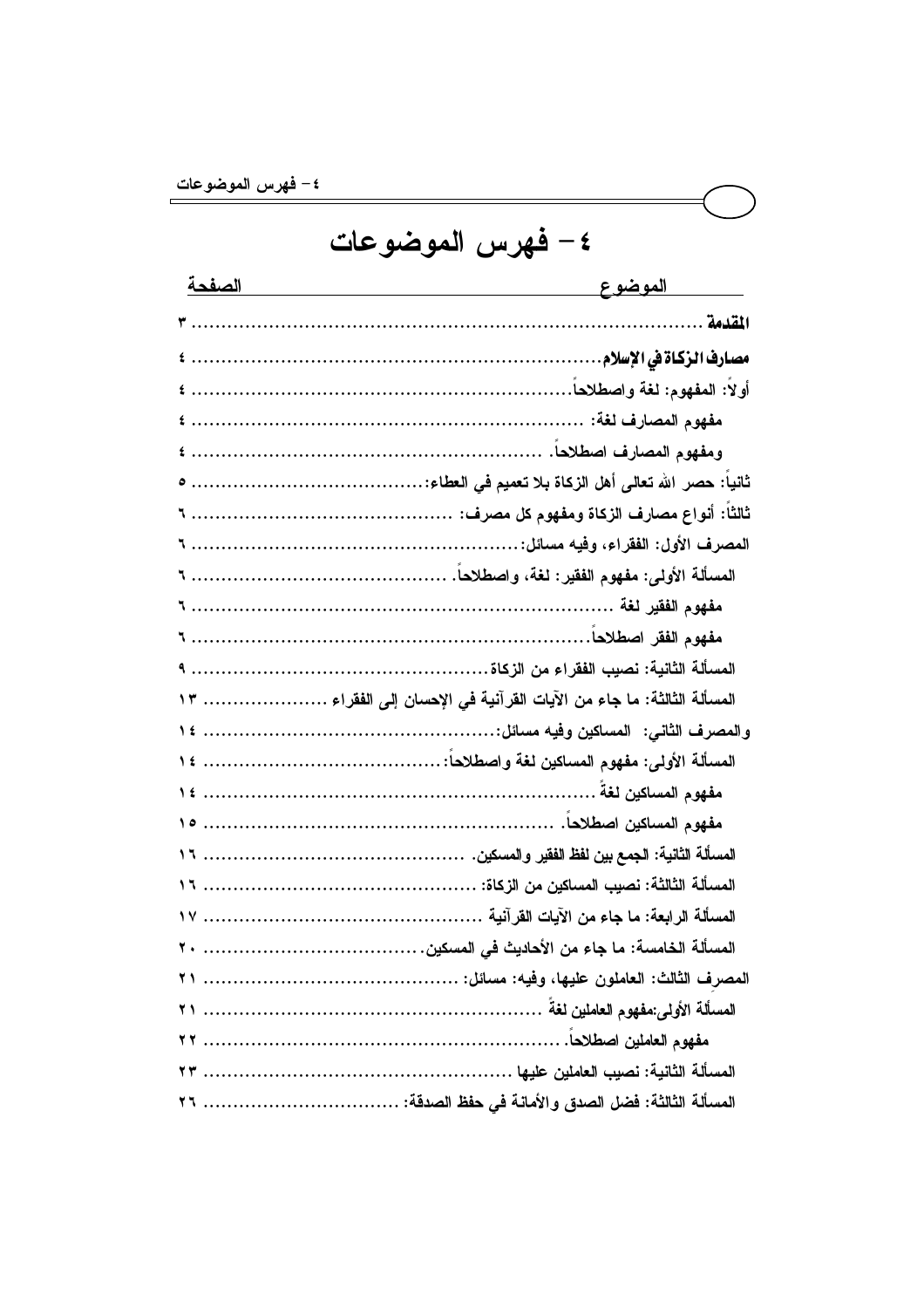# ٤- فهرس الموضوعات

| الموضوع | الصفحة |
|---|---|
| **المقدمة** | ٣ |
| **مصارف الزكاة في الإسلام** | ٤ |
| أولاً: المفهوم: لغة واصطلاحاً | ٤ |
| مفهوم المصارف لغة: | ٤ |
| ومفهوم المصارف اصطلاحاً. | ٤ |
| ثانياً: حصر الله تعالى أهل الزكاة بلا تعميم في العطاء: | ٥ |
| ثالثاً: أنواع مصارف الزكاة ومفهوم كل مصرف: | ٦ |
| المصرف الأول: الفقراء، وفيه مسائل: | ٦ |
| المسألة الأولى: مفهوم الفقير: لغة، واصطلاحاً. | ٦ |
| مفهوم الفقير لغة | ٦ |
| مفهوم الفقر اصطلاحاً. | ٦ |
| المسألة الثانية: نصيب الفقراء من الزكاة | ٩ |
| المسألة الثالثة: ما جاء من الآيات القرآنية في الإحسان إلى الفقراء | ١٣ |
| والمصرف الثاني: المساكين وفيه مسائل: | ١٤ |
| المسألة الأولى: مفهوم المساكين لغة واصطلاحاً: | ١٤ |
| مفهوم المساكين لغةً | ١٤ |
| مفهوم المساكين اصطلاحاً. | ١٥ |
| المسألة الثانية: الجمع بين لفظ الفقير والمسكين. | ١٦ |
| المسألة الثالثة: نصيب المساكين من الزكاة: | ١٦ |
| المسألة الرابعة: ما جاء من الآيات القرآنية | ١٧ |
| المسألة الخامسة: ما جاء من الأحاديث في المسكين. | ٢٠ |
| المصرف الثالث: العاملون عليها، وفيه: مسائل: | ٢١ |
| المسألة الأولى:مفهوم العاملين لغةً | ٢١ |
| مفهوم العاملين اصطلاحاً. | ٢٢ |
| المسألة الثانية: نصيب العاملين عليها | ٢٣ |
| المسألة الثالثة: فضل الصدق والأمانة في حفظ الصدقة: | ٢٦ |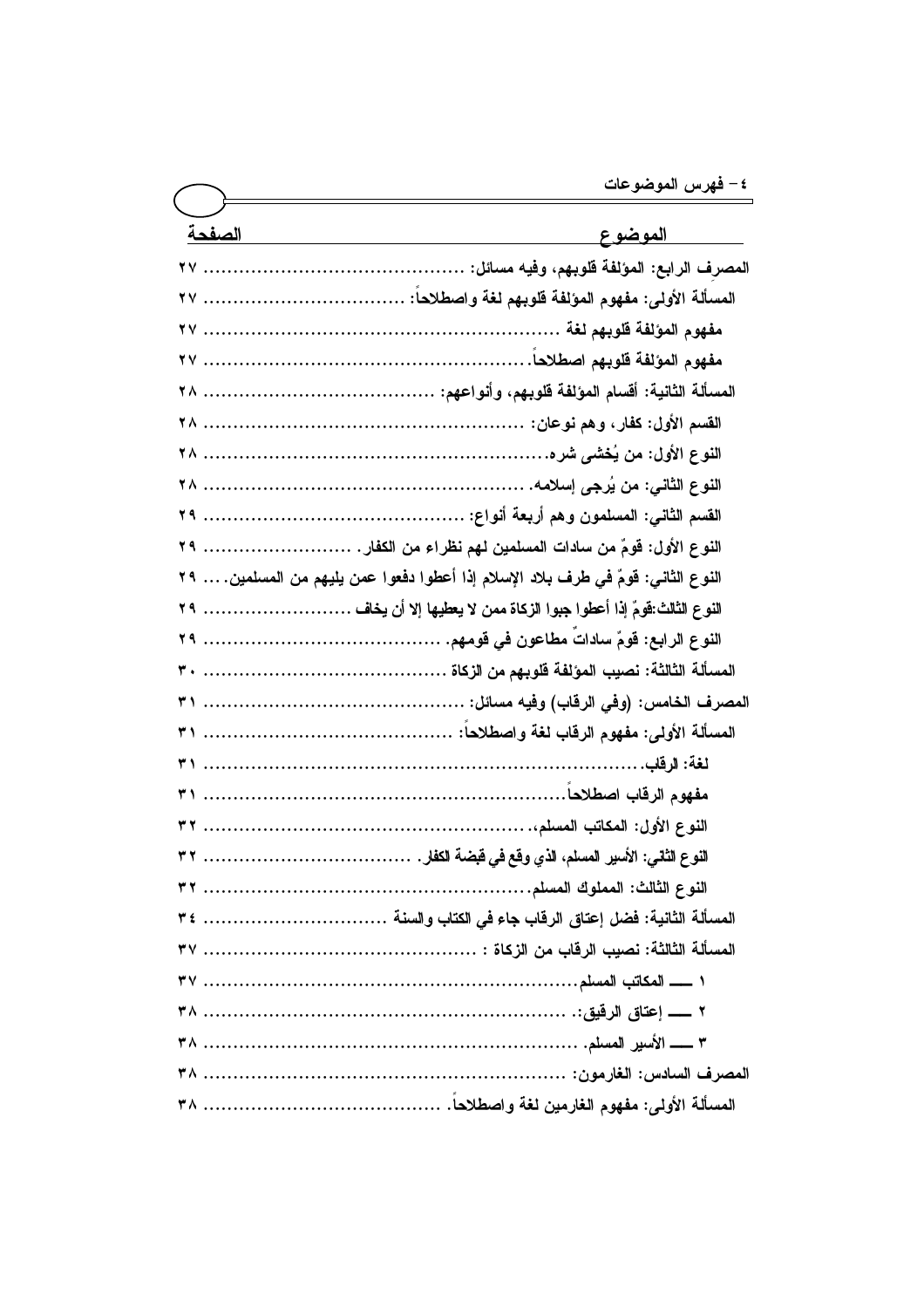| الموضوع | الصفحة |
|---|---|
| المصرف الرابع: المؤلفة قلوبهم، وفيه مسائل: | ٢٧ |
| المسألة الأولى: مفهوم المؤلفة قلوبهم لغة واصطلاحاً: | ٢٧ |
| مفهوم المؤلفة قلوبهم لغة | ٢٧ |
| مفهوم المؤلفة قلوبهم اصطلاحاً. | ٢٧ |
| المسألة الثانية: أقسام المؤلفة قلوبهم، وأنواعهم: | ٢٨ |
| القسم الأول: كفار، وهم نوعان: | ٢٨ |
| النوع الأول: من يُخشى شره. | ٢٨ |
| النوع الثاني: من يُرجى إسلامه. | ٢٨ |
| القسم الثاني: المسلمون وهم أربعة أنواع: | ٢٩ |
| النوع الأول: قومٌ من سادات المسلمين لهم نظراء من الكفار. | ٢٩ |
| النوع الثاني: قومٌ في طرف بلاد الإسلام إذا أعطوا دفعوا عمن يليهم من المسلمين. | ٢٩ |
| النوع الثالث:قومٌ إذا أعطوا جبوا الزكاة ممن لا يعطيها إلا أن يخاف | ٢٩ |
| النوع الرابع: قومٌ ساداتٌ مطاعون في قومهم. | ٢٩ |
| المسألة الثالثة: نصيب المؤلفة قلوبهم من الزكاة | ٣٠ |
| المصرف الخامس: (وفي الرقاب) وفيه مسائل: | ٣١ |
| المسألة الأولى: مفهوم الرقاب لغة واصطلاحاً: | ٣١ |
| لغة: الرقاب. | ٣١ |
| مفهوم الرقاب اصطلاحاً. | ٣١ |
| النوع الأول: المكاتب المسلم، | ٣٢ |
| النوع الثاني: الأسير المسلم، الذي وقع في قبضة الكفار. | ٣٢ |
| النوع الثالث: المملوك المسلم. | ٣٢ |
| المسألة الثانية: فضل إعتاق الرقاب جاء في الكتاب والسنة | ٣٤ |
| المسألة الثالثة: نصيب الرقاب من الزكاة : | ٣٧ |
| ١ ـــ المكاتب المسلم. | ٣٧ |
| ٢ ـــ إعتاق الرقيق:. | ٣٨ |
| ٣ ـــ الأسير المسلم. | ٣٨ |
| المصرف السادس: الغارمون: | ٣٨ |
| المسألة الأولى: مفهوم الغارمين لغة واصطلاحاً. | ٣٨ |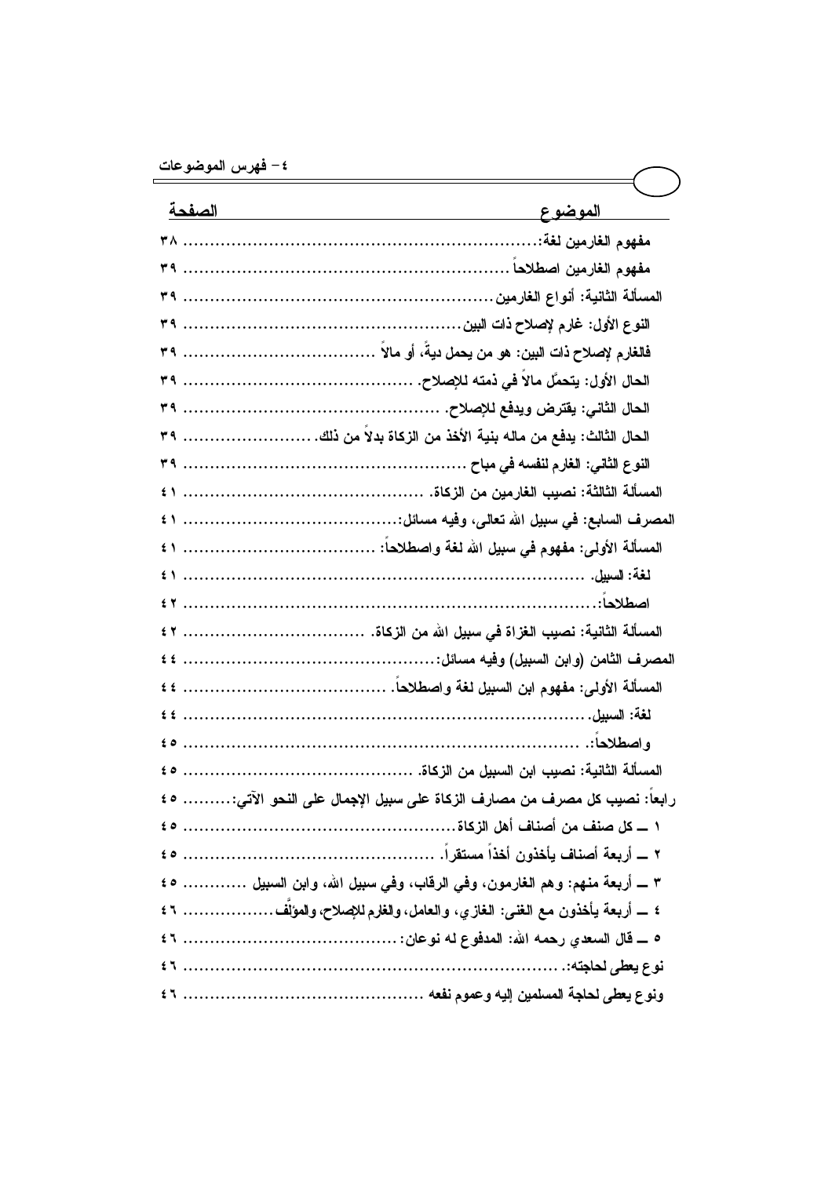| الموضوع | الصفحة |
|---|---|
| مفهوم الغارمين لغة: | ٣٨ |
| مفهوم الغارمين اصطلاحاً | ٣٩ |
| المسألة الثانية: أنواع الغارمين | ٣٩ |
| النوع الأول: غارم لإصلاح ذات البين | ٣٩ |
| فالغارم لإصلاح ذات البين: هو من يحمل ديةً، أو مالاً | ٣٩ |
| الحال الأول: يتحمَّل مالاً في ذمته للإصلاح. | ٣٩ |
| الحال الثاني: يقترض ويدفع للإصلاح. | ٣٩ |
| الحال الثالث: يدفع من ماله بنية الأخذ من الزكاة بدلاً من ذلك. | ٣٩ |
| النوع الثاني: الغارم لنفسه في مباح | ٣٩ |
| المسألة الثالثة: نصيب الغارمين من الزكاة. | ٤١ |
| المصرف السابع: في سبيل الله تعالى، وفيه مسائل: | ٤١ |
| المسألة الأولى: مفهوم في سبيل الله لغة واصطلاحاً: | ٤١ |
| لغة: السبيل. | ٤١ |
| اصطلاحاً: | ٤٢ |
| المسألة الثانية: نصيب الغزاة في سبيل الله من الزكاة. | ٤٢ |
| المصرف الثامن (وابن السبيل) وفيه مسائل: | ٤٤ |
| المسألة الأولى: مفهوم ابن السبيل لغة واصطلاحاً. | ٤٤ |
| لغة: السبيل. | ٤٤ |
| واصطلاحاً: | ٤٥ |
| المسألة الثانية: نصيب ابن السبيل من الزكاة. | ٤٥ |
| رابعاً: نصيب كل مصرف من مصارف الزكاة على سبيل الإجمال على النحو الآتي: | ٤٥ |
| ١ ـ كل صنف من أصناف أهل الزكاة | ٤٥ |
| ٢ ـ أربعة أصناف يأخذون أخذاً مستقراً. | ٤٥ |
| ٣ ـ أربعة منهم: وهم الغارمون، وفي الرقاب، وفي سبيل الله، وابن السبيل | ٤٥ |
| ٤ ـ أربعة يأخذون مع الغنى: الغازي، والعامل، والغارم للإصلاح، والمؤلَّف | ٤٦ |
| ٥ ـ قال السعدي رحمه الله: المدفوع له نوعان: | ٤٦ |
| نوع يعطى لحاجته: | ٤٦ |
| ونوع يعطى لحاجة المسلمين إليه وعموم نفعه | ٤٦ |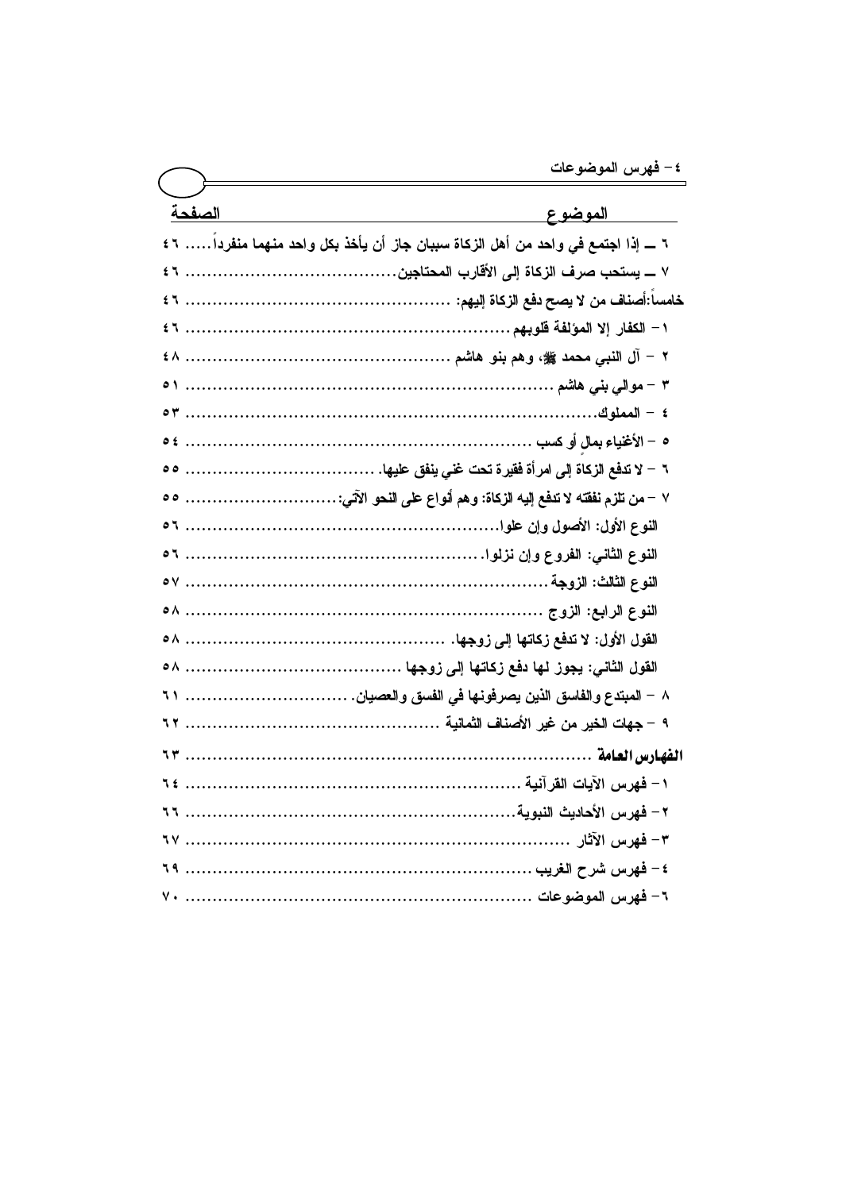## ٤ – فهرس الموضوعات

| الموضوع | الصفحة |
|---|---|
| ٦ ــ إذا اجتمع في واحد من أهل الزكاة سببان جاز أن يأخذ بكل واحد منهما منفرداً | ٤٦ |
| ٧ ــ يستحب صرف الزكاة إلى الأقارب المحتاجين | ٤٦ |
| خامساً:أصناف من لا يصح دفع الزكاة إليهم: | ٤٦ |
| ١ – الكفار إلا المؤلفة قلوبهم | ٤٦ |
| ٢ – آل النبي محمد ﷺ، وهم بنو هاشم | ٤٨ |
| ٣ – موالي بني هاشم | ٥١ |
| ٤ – المملوك | ٥٣ |
| ٥ – الأغنياء بمالٍ أو كسب | ٥٤ |
| ٦ – لا تدفع الزكاة إلى امرأة فقيرة تحت غني ينفق عليها. | ٥٥ |
| ٧ – من تلزم نفقته لا تدفع إليه الزكاة: وهم أنواع على النحو الآتي: | ٥٥ |
| النوع الأول: الأصول وإن علوا | ٥٦ |
| النوع الثاني: الفروع وإن نزلوا | ٥٦ |
| النوع الثالث: الزوجة | ٥٧ |
| النوع الرابع: الزوج | ٥٨ |
| القول الأول: لا تدفع زكاتها إلى زوجها. | ٥٨ |
| القول الثاني: يجوز لها دفع زكاتها إلى زوجها | ٥٨ |
| ٨ – المبتدع والفاسق الذين يصرفونها في الفسق والعصيان. | ٦١ |
| ٩ – جهات الخير من غير الأصناف الثمانية | ٦٢ |
| **الفهارس العامة** | ٦٣ |
| ١– فهرس الآيات القرآنية | ٦٤ |
| ٢– فهرس الأحاديث النبوية | ٦٦ |
| ٣– فهرس الآثار | ٦٧ |
| ٤– فهرس شرح الغريب | ٦٩ |
| ٦– فهرس الموضوعات | ٧٠ |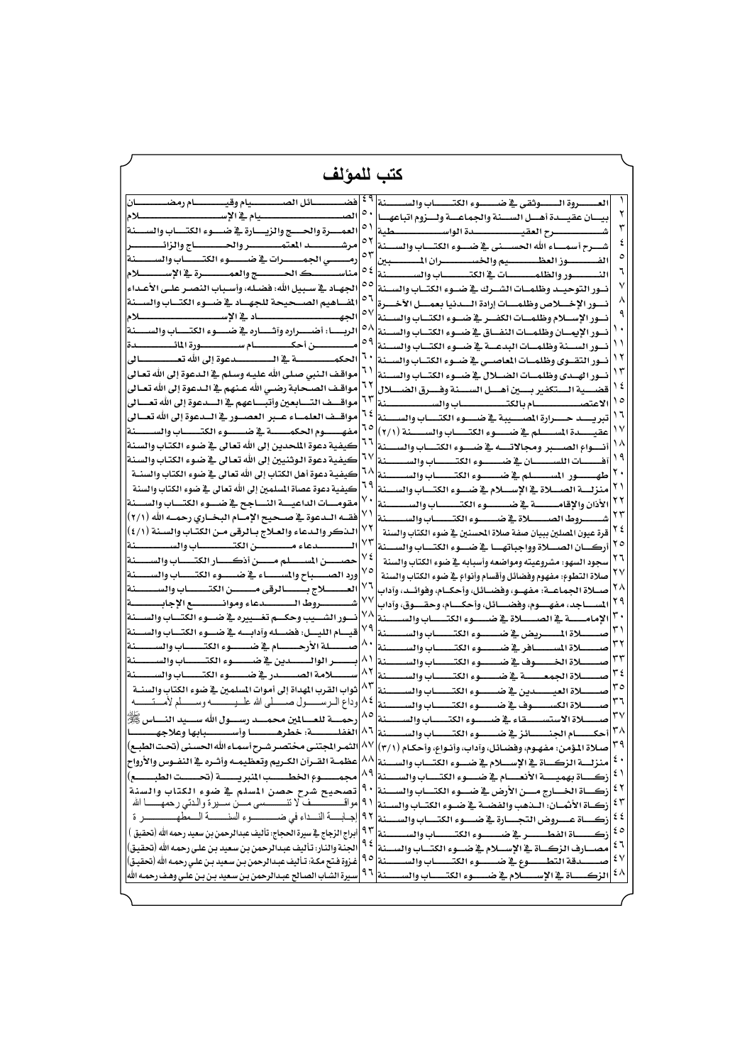# كتب للمؤلف

| | | | |
|---|---|---|---|
| ١ | العروة الوثقى في ضوء الكتاب والسنة | ٤٩ | فضائل الصيام وقيام رمضان |
| ٢ | بيان عقيدة أهل السنة والجماعة ولزوم اتباعها | ٥٠ | الصيام في الإسلام |
| ٣ | شرح العقيدة الواسطية | ٥١ | العمرة والحج والزيارة في ضوء الكتاب والسنة |
| ٤ | شرح أسماء الله الحسنى في ضوء الكتاب والسنة | ٥٢ | مرشد المعتمر والحاج والزائر |
| ٥ | الفوز العظيم والخسران المبين | ٥٣ | رمي الجمرات في ضوء الكتاب والسنة |
| ٦ | النور والظلمات في الكتاب والسنة | ٥٤ | مناسك الحج والعمرة في الإسلام |
| ٧ | نور التوحيد وظلمات الشرك في ضوء الكتاب والسنة | ٥٥ | الجهاد في سبيل الله: فضله، وأسباب النصر على الأعداء |
| ٨ | نور الإخلاص وظلمات إرادة الدنيا بعمل الآخرة | ٥٦ | المفاهيم الصحيحة للجهاد في ضوء الكتاب والسنة |
| ٩ | نور الإسلام وظلمات الكفر في ضوء الكتاب والسنة | ٥٧ | الجهاد في الإسلام |
| ١٠ | نور الإيمان وظلمات النفاق في ضوء الكتاب والسنة | ٥٨ | الربا: أضراره وآثاره في ضوء الكتاب والسنة |
| ١١ | نور السنة وظلمات البدعة في ضوء الكتاب والسنة | ٥٩ | من أحكام سورة المائدة |
| ١٢ | نور التقوى وظلمات المعاصي في ضوء الكتاب والسنة | ٦٠ | الحكمة في الدعوة إلى الله تعالى |
| ١٣ | نور الهدى وظلمات الضلال في ضوء الكتاب والسنة | ٦١ | مواقف النبي صلى الله عليه وسلم في الدعوة إلى الله تعالى |
| ١٤ | قضية التكفير بين أهل السنة وفرق الضلال | ٦٢ | مواقف الصحابة رضي الله عنهم في الدعوة إلى الله تعالى |
| ١٥ | الاعتصام بالكتاب والسنة | ٦٣ | مواقف التابعين وأتباعهم في الدعوة إلى الله تعالى |
| ١٦ | تبريد حرارة المصيبة في ضوء الكتاب والسنة | ٦٤ | مواقف العلماء عبر العصور في الدعوة إلى الله تعالى |
| ١٧ | عقيدة المسلم في ضوء الكتاب والسنة (٢/١) | ٦٥ | مفهوم الحكمة في ضوء الكتاب والسنة |
| ١٨ | أنواع الصبر ومجالاته في ضوء الكتاب والسنة | ٦٦ | كيفية دعوة الملحدين إلى الله تعالى في ضوء الكتاب والسنة |
| ١٩ | آفات اللسان في ضوء الكتاب والسنة | ٦٧ | كيفية دعوة الوثنيين إلى الله تعالى في ضوء الكتاب والسنة |
| ٢٠ | طهور المسلم في ضوء الكتاب والسنة | ٦٨ | كيفية دعوة أهل الكتاب إلى الله تعالى في ضوء الكتاب والسنة |
| ٢١ | منزلة الصلاة في الإسلام في ضوء الكتاب والسنة | ٦٩ | كيفية دعوة عصاة المسلمين إلى الله تعالى في ضوء الكتاب والسنة |
| ٢٢ | الأذان والإقامة في ضوء الكتاب والسنة | ٧٠ | مقومات الداعية الناجح في ضوء الكتاب والسنة |
| ٢٣ | شروط الصلاة في ضوء الكتاب والسنة | ٧١ | فقه الدعوة في صحيح الإمام البخاري رحمه الله (٢/١) |
| ٢٤ | قرة عيون المصلين ببيان صفة صلاة المحسنين في ضوء الكتاب والسنة | ٧٢ | الذكر والدعاء والعلاج بالرقى من الكتاب والسنة (٤/١) |
| ٢٥ | أركان الصلاة وواجباتها في ضوء الكتاب والسنة | ٧٣ | الدعاء من الكتاب والسنة |
| ٢٦ | سجود السهو: مشروعيته ومواضعه وأسبابه في ضوء الكتاب والسنة | ٧٤ | حصن المسلم من أذكار الكتاب والسنة |
| ٢٧ | صلاة التطوع: مفهوم وفضائل وأقسام وأنواع في ضوء الكتاب والسنة | ٧٥ | ورد الصباح والمساء في ضوء الكتاب والسنة |
| ٢٨ | صلاة الجماعة: مفهوم، وفضائل، وأحكام، وفوائد، وآداب | ٧٦ | العلاج بالرقى من الكتاب والسنة |
| ٢٩ | المساجد، مفهوم، وفضائل، وأحكام، وحقوق، وآداب | ٧٧ | شروط الدعاء وموانع الإجابة |
| ٣٠ | الإمامة في الصلاة في ضوء الكتاب والسنة | ٧٨ | نور الشيب وحكم تغييره في ضوء الكتاب والسنة |
| ٣١ | صلاة المريض في ضوء الكتاب والسنة | ٧٩ | قيام الليل: فضله وآدابه في ضوء الكتاب والسنة |
| ٣٢ | صلاة المسافر في ضوء الكتاب والسنة | ٨٠ | صلة الأرحام في ضوء الكتاب والسنة |
| ٣٣ | صلاة الخوف في ضوء الكتاب والسنة | ٨١ | بر الوالدين في ضوء الكتاب والسنة |
| ٣٤ | صلاة الجمعة في ضوء الكتاب والسنة | ٨٢ | سلامة الصدر في ضوء الكتاب والسنة |
| ٣٥ | صلاة العيدين في ضوء الكتاب والسنة | ٨٣ | ثواب القرب المهداة إلى أموات المسلمين في ضوء الكتاب والسنة |
| ٣٦ | صلاة الكسوف في ضوء الكتاب والسنة | ٨٤ | وداع الرسول صلى الله عليه وسلم لأمته |
| ٣٧ | صلاة الاستسقاء في ضوء الكتاب والسنة | ٨٥ | رحمة للعالمين محمد رسول الله سيد الناس ﷺ |
| ٣٨ | أحكام الجنائز في ضوء الكتاب والسنة | ٨٦ | الغفلة: خطرها وأسبابها وعلاجها |
| ٣٩ | صلاة المؤمن: مفهوم، وفضائل، وآداب، وأنواع، وأحكام (٣/١) | ٨٧ | الثمر المجتنى مختصر شرح أسماء الله الحسنى (تحت الطبع) |
| ٤٠ | منزلة الزكاة في الإسلام في ضوء الكتاب والسنة | ٨٨ | عظمة القرآن الكريم وتعظيمه وأثره في النفوس والأرواح |
| ٤١ | زكاة بهيمة الأنعام في ضوء الكتاب والسنة | ٨٩ | مجموع الخطب المنبرية (تحت الطبع) |
| ٤٢ | زكاة الخارج من الأرض في ضوء الكتاب والسنة | ٩٠ | تصحيح شرح حصن المسلم في ضوء الكتاب والسنة |
| ٤٣ | زكاة الأثمان: الذهب والفضة في ضوء الكتاب والسنة | ٩١ | مواقف لا تنسى من سيرة والدتي رحمها الله |
| ٤٤ | زكاة عروض التجارة في ضوء الكتاب والسنة | ٩٢ | إجابة النداء في ضوء السنة المطهرة |
| ٤٥ | زكاة الفطر في ضوء الكتاب والسنة | ٩٣ | أبراج الزجاج في سيرة الحجاج: تأليف عبدالرحمن بن سعيد رحمه الله (تحقيق) |
| ٤٦ | مصارف الزكاة في الإسلام في ضوء الكتاب والسنة | ٩٤ | الجنة والنار: تأليف عبدالرحمن بن سعيد بن علي رحمه الله (تحقيق) |
| ٤٧ | صدقة التطوع في ضوء الكتاب والسنة | ٩٥ | غزوة فتح مكة: تأليف عبدالرحمن بن سعيد بن علي رحمه الله (تحقيق) |
| ٤٨ | الزكاة في الإسلام في ضوء الكتاب والسنة | ٩٦ | سيرة الشاب الصالح عبدالرحمن بن سعيد بن علي وهف رحمه الله |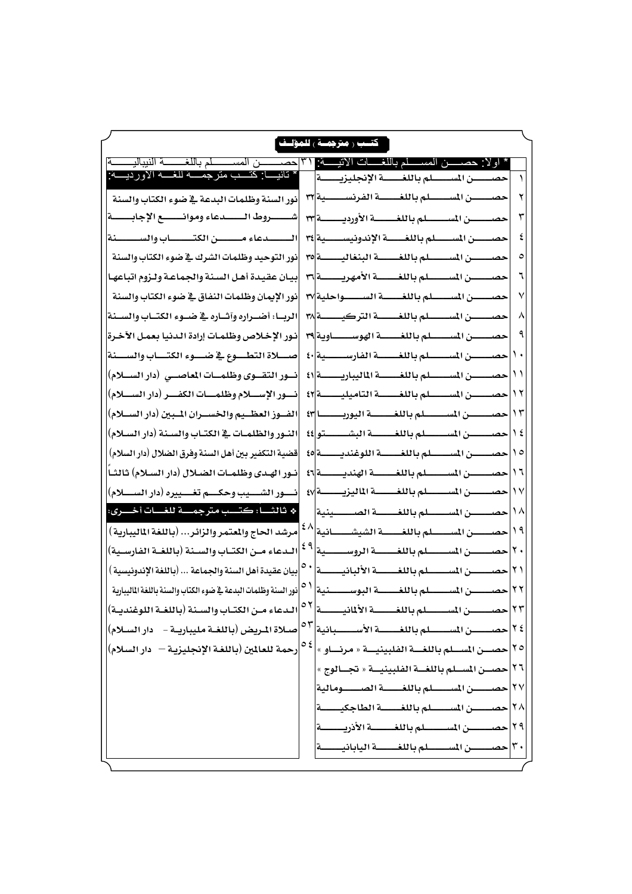## كتب (مترجمة) للمؤلف

* أولاً: حصن المسلم باللغات الآتية:

١ حصن المسلم باللغة الإنجليزية
٢ حصن المسلم باللغة الفرنسية
٣ حصن المسلم باللغة الأوردية
٤ حصن المسلم باللغة الإندونيسية
٥ حصن المسلم باللغة البنغالية
٦ حصن المسلم باللغة الأمهرية
٧ حصن المسلم باللغة السواحلية
٨ حصن المسلم باللغة التركية
٩ حصن المسلم باللغة الهوساوية
١٠ حصن المسلم باللغة الفارسية
١١ حصن المسلم باللغة الماليبارية
١٢ حصن المسلم باللغة التاميلية
١٣ حصن المسلم باللغة اليوربا
١٤ حصن المسلم باللغة البشتو
١٥ حصن المسلم باللغة اللوغندية
١٦ حصن المسلم باللغة الهندية
١٧ حصن المسلم باللغة الماليزية
١٨ حصن المسلم باللغة الصينية
١٩ حصن المسلم باللغة الشيشانية
٢٠ حصن المسلم باللغة الروسية
٢١ حصن المسلم باللغة الألبانية
٢٢ حصن المسلم باللغة البوسنية
٢٣ حصن المسلم باللغة الألمانية
٢٤ حصن المسلم باللغة الأسبانية
٢٥ حصن المسلم باللغة الفلبينية «مرناو»
٢٦ حصن المسلم باللغة الفلبينية «تجالوج»
٢٧ حصن المسلم باللغة الصومالية
٢٨ حصن المسلم باللغة الطاجكية
٢٩ حصن المسلم باللغة الأذرية
٣٠ حصن المسلم باللغة اليابانية
٣١ حصن المسلم باللغة النيبالية

* ثانياً: كتب مترجمة للغة الأوردية:

٣٢ نور السنة وظلمات البدعة في ضوء الكتاب والسنة
٣٣ شروط الدعاء وموانع الإجابة
٣٤ الدعاء من الكتاب والسنة
٣٥ نور التوحيد وظلمات الشرك في ضوء الكتاب والسنة
٣٦ بيان عقيدة أهل السنة والجماعة ولزوم اتباعها
٣٧ نور الإيمان وظلمات النفاق في ضوء الكتاب والسنة
٣٨ الربا: أضراره وآثاره في ضوء الكتاب والسنة
٣٩ نور الإخلاص وظلمات إرادة الدنيا بعمل الآخرة
٤٠ صلاة التطوع في ضوء الكتاب والسنة
٤١ نور التقوى وظلمات المعاصي (دار السلام)
٤٢ نور الإسلام وظلمات الكفر (دار السلام)
٤٣ الفوز العظيم والخسران المبين (دار السلام)
٤٤ النور والظلمات في الكتاب والسنة (دار السلام)
٤٥ قضية التكفير بين أهل السنة وفرق الضلال (دار السلام)
٤٦ نور الهدى وظلمات الضلال (دار السلام) ثالثاً
٤٧ نور الشيب وحكم تغييره (دار السلام)

❖ ثالثاً: كتب مترجمة للغات أخرى:

٤٨ مرشد الحاج والمعتمر والزائر... (باللغة المليبارية)
٤٩ الدعاء من الكتاب والسنة (باللغة الفارسية)
٥٠ بيان عقيدة أهل السنة والجماعة ... (باللغة الإندونيسية)
٥١ نور السنة وظلمات البدعة في ضوء الكتاب والسنة باللغة المليبارية
٥٢ الدعاء من الكتاب والسنة (باللغة اللوغندية)
٥٣ صلاة المريض (باللغة مليبارية - دار السلام)
٥٤ رحمة للعالمين (باللغة الإنجليزية - دار السلام)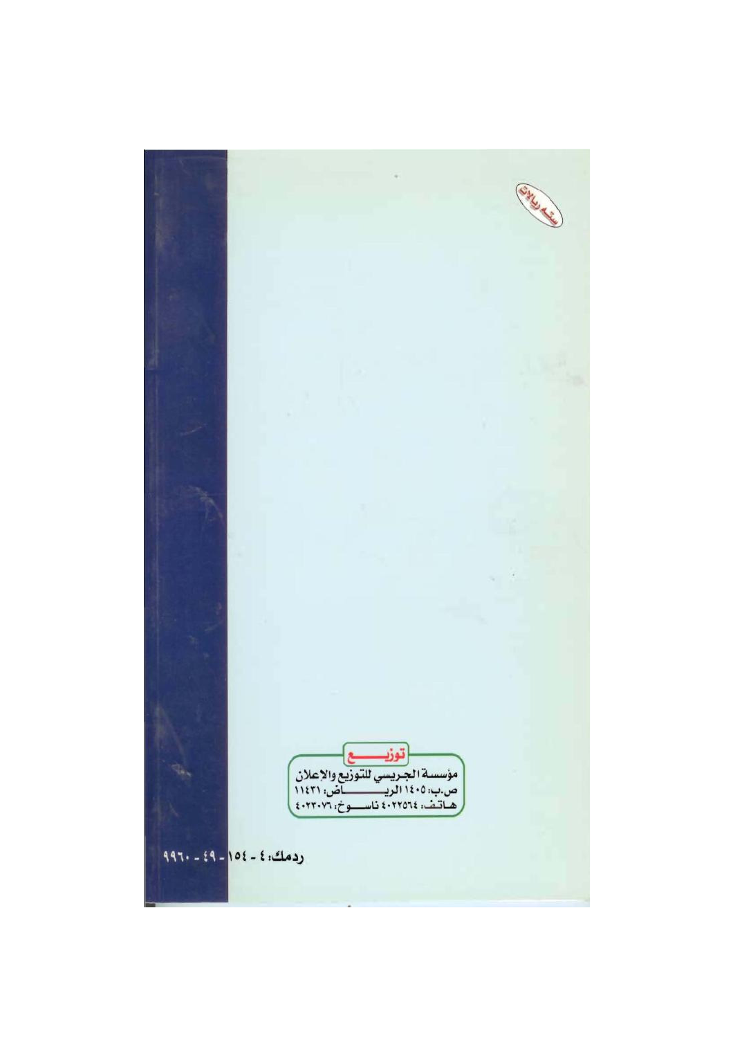ستة ريالات

توزيع

مؤسسة الجريسي للتوزيع والإعلان
ص.ب: ١٤٠٥ الرياض: ١١٤٣١
هاتف: ٤٠٢٢٥٦٤ ناسوخ: ٤٠٢٣٠٧٦

ردمك: ٤ - ١٥٤ - ٤٩ - ٩٩٦٠